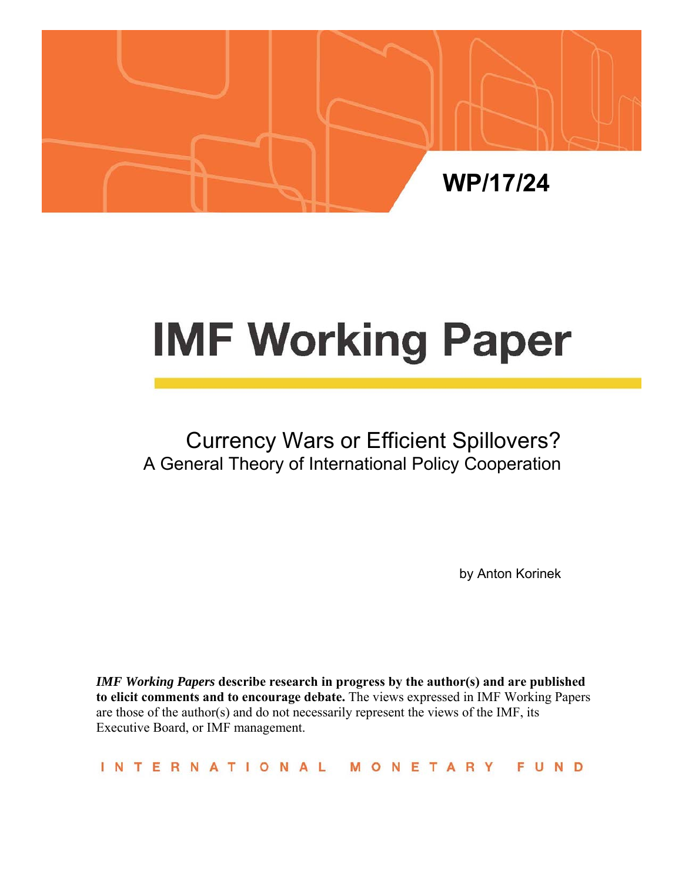WP/17/24

# IMF Working Paper

## Currency Wars or Efficient Spillovers?
### A General Theory of International Policy Cooperation

by Anton Korinek

***IMF Working Papers*** **describe research in progress by the author(s) and are published to elicit comments and to encourage debate.** The views expressed in IMF Working Papers are those of the author(s) and do not necessarily represent the views of the IMF, its Executive Board, or IMF management.

INTERNATIONAL MONETARY FUND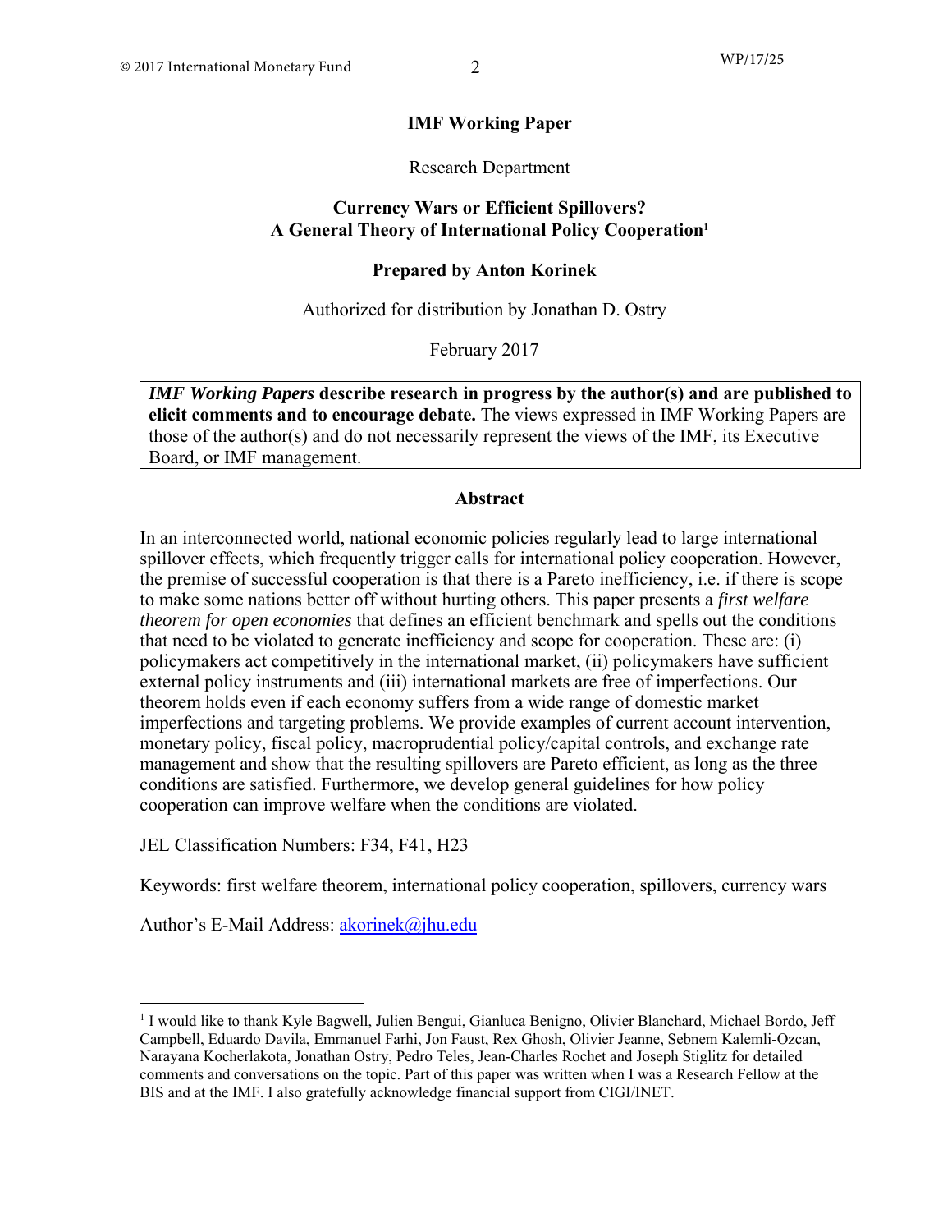# IMF Working Paper

Research Department

## Currency Wars or Efficient Spillovers? A General Theory of International Policy Cooperation[1]

**Prepared by Anton Korinek**

Authorized for distribution by Jonathan D. Ostry

February 2017

> ***IMF Working Papers* describe research in progress by the author(s) and are published to elicit comments and to encourage debate.** The views expressed in IMF Working Papers are those of the author(s) and do not necessarily represent the views of the IMF, its Executive Board, or IMF management.

### Abstract

In an interconnected world, national economic policies regularly lead to large international spillover effects, which frequently trigger calls for international policy cooperation. However, the premise of successful cooperation is that there is a Pareto inefficiency, i.e. if there is scope to make some nations better off without hurting others. This paper presents a *first welfare theorem for open economies* that defines an efficient benchmark and spells out the conditions that need to be violated to generate inefficiency and scope for cooperation. These are: (i) policymakers act competitively in the international market, (ii) policymakers have sufficient external policy instruments and (iii) international markets are free of imperfections. Our theorem holds even if each economy suffers from a wide range of domestic market imperfections and targeting problems. We provide examples of current account intervention, monetary policy, fiscal policy, macroprudential policy/capital controls, and exchange rate management and show that the resulting spillovers are Pareto efficient, as long as the three conditions are satisfied. Furthermore, we develop general guidelines for how policy cooperation can improve welfare when the conditions are violated.

JEL Classification Numbers: F34, F41, H23

Keywords: first welfare theorem, international policy cooperation, spillovers, currency wars

Author's E-Mail Address: akorinek@jhu.edu

[1] I would like to thank Kyle Bagwell, Julien Bengui, Gianluca Benigno, Olivier Blanchard, Michael Bordo, Jeff Campbell, Eduardo Davila, Emmanuel Farhi, Jon Faust, Rex Ghosh, Olivier Jeanne, Sebnem Kalemli-Ozcan, Narayana Kocherlakota, Jonathan Ostry, Pedro Teles, Jean-Charles Rochet and Joseph Stiglitz for detailed comments and conversations on the topic. Part of this paper was written when I was a Research Fellow at the BIS and at the IMF. I also gratefully acknowledge financial support from CIGI/INET.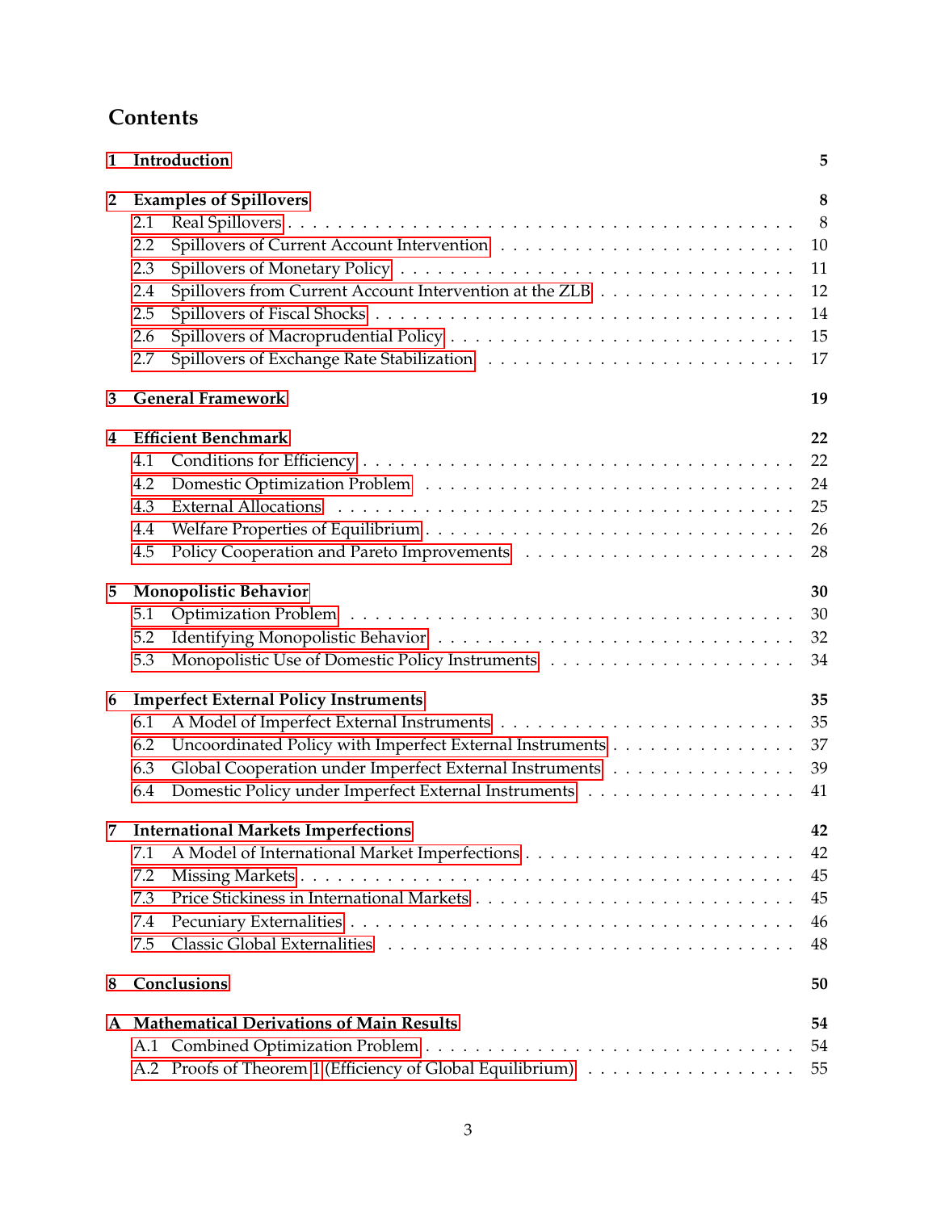# Contents

**1 Introduction** **5**

**2 Examples of Spillovers** **8**

- 2.1 Real Spillovers . . . 8
- 2.2 Spillovers of Current Account Intervention . . . 10
- 2.3 Spillovers of Monetary Policy . . . 11
- 2.4 Spillovers from Current Account Intervention at the ZLB . . . 12
- 2.5 Spillovers of Fiscal Shocks . . . 14
- 2.6 Spillovers of Macroprudential Policy . . . 15
- 2.7 Spillovers of Exchange Rate Stabilization . . . 17

**3 General Framework** **19**

**4 Efficient Benchmark** **22**

- 4.1 Conditions for Efficiency . . . 22
- 4.2 Domestic Optimization Problem . . . 24
- 4.3 External Allocations . . . 25
- 4.4 Welfare Properties of Equilibrium . . . 26
- 4.5 Policy Cooperation and Pareto Improvements . . . 28

**5 Monopolistic Behavior** **30**

- 5.1 Optimization Problem . . . 30
- 5.2 Identifying Monopolistic Behavior . . . 32
- 5.3 Monopolistic Use of Domestic Policy Instruments . . . 34

**6 Imperfect External Policy Instruments** **35**

- 6.1 A Model of Imperfect External Instruments . . . 35
- 6.2 Uncoordinated Policy with Imperfect External Instruments . . . 37
- 6.3 Global Cooperation under Imperfect External Instruments . . . 39
- 6.4 Domestic Policy under Imperfect External Instruments . . . 41

**7 International Markets Imperfections** **42**

- 7.1 A Model of International Market Imperfections . . . 42
- 7.2 Missing Markets . . . 45
- 7.3 Price Stickiness in International Markets . . . 45
- 7.4 Pecuniary Externalities . . . 46
- 7.5 Classic Global Externalities . . . 48

**8 Conclusions** **50**

**A Mathematical Derivations of Main Results** **54**

- A.1 Combined Optimization Problem . . . 54
- A.2 Proofs of Theorem 1 (Efficiency of Global Equilibrium) . . . 55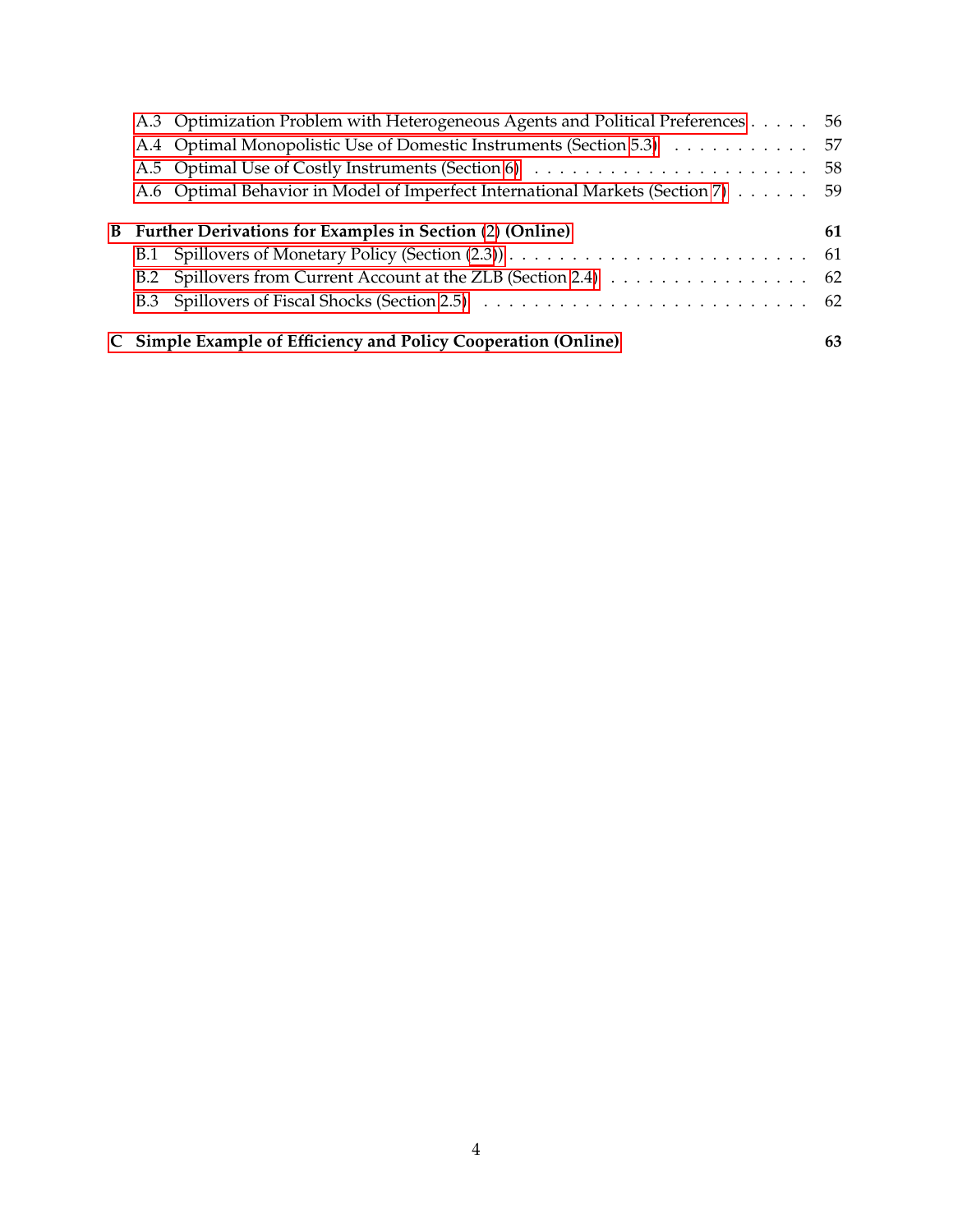- A.3 Optimization Problem with Heterogeneous Agents and Political Preferences . . . . . 56
- A.4 Optimal Monopolistic Use of Domestic Instruments (Section 5.3) . . . . . . . . . . . 57
- A.5 Optimal Use of Costly Instruments (Section 6) . . . . . . . . . . . . . . . . . . . . . . . 58
- A.6 Optimal Behavior in Model of Imperfect International Markets (Section 7) . . . . . . 59

**B Further Derivations for Examples in Section (2) (Online)** **61**

- B.1 Spillovers of Monetary Policy (Section (2.3)) . . . . . . . . . . . . . . . . . . . . . . . . 61
- B.2 Spillovers from Current Account at the ZLB (Section 2.4) . . . . . . . . . . . . . . . . 62
- B.3 Spillovers of Fiscal Shocks (Section 2.5) . . . . . . . . . . . . . . . . . . . . . . . . . . 62

**C Simple Example of Efficiency and Policy Cooperation (Online)** **63**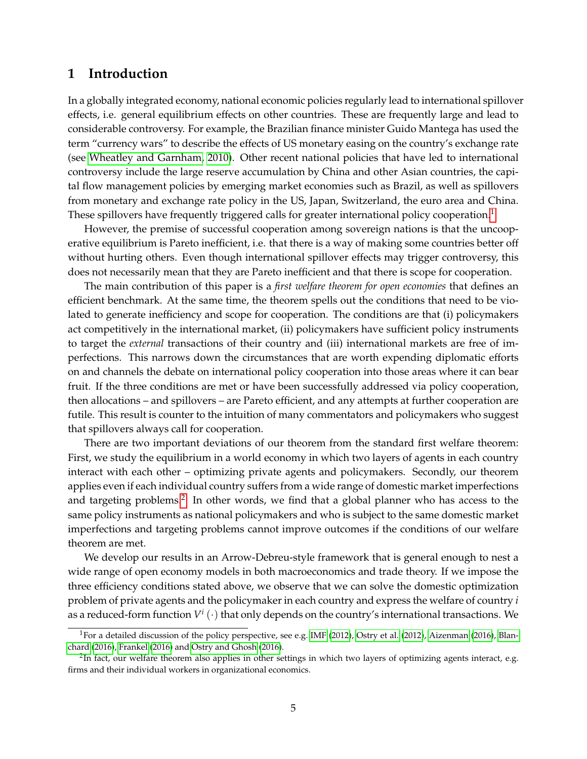# 1 Introduction

In a globally integrated economy, national economic policies regularly lead to international spillover effects, i.e. general equilibrium effects on other countries. These are frequently large and lead to considerable controversy. For example, the Brazilian finance minister Guido Mantega has used the term "currency wars" to describe the effects of US monetary easing on the country's exchange rate (see Wheatley and Garnham, 2010). Other recent national policies that have led to international controversy include the large reserve accumulation by China and other Asian countries, the capital flow management policies by emerging market economies such as Brazil, as well as spillovers from monetary and exchange rate policy in the US, Japan, Switzerland, the euro area and China. These spillovers have frequently triggered calls for greater international policy cooperation.[1]

However, the premise of successful cooperation among sovereign nations is that the uncooperative equilibrium is Pareto inefficient, i.e. that there is a way of making some countries better off without hurting others. Even though international spillover effects may trigger controversy, this does not necessarily mean that they are Pareto inefficient and that there is scope for cooperation.

The main contribution of this paper is a *first welfare theorem for open economies* that defines an efficient benchmark. At the same time, the theorem spells out the conditions that need to be violated to generate inefficiency and scope for cooperation. The conditions are that (i) policymakers act competitively in the international market, (ii) policymakers have sufficient policy instruments to target the *external* transactions of their country and (iii) international markets are free of imperfections. This narrows down the circumstances that are worth expending diplomatic efforts on and channels the debate on international policy cooperation into those areas where it can bear fruit. If the three conditions are met or have been successfully addressed via policy cooperation, then allocations – and spillovers – are Pareto efficient, and any attempts at further cooperation are futile. This result is counter to the intuition of many commentators and policymakers who suggest that spillovers always call for cooperation.

There are two important deviations of our theorem from the standard first welfare theorem: First, we study the equilibrium in a world economy in which two layers of agents in each country interact with each other – optimizing private agents and policymakers. Secondly, our theorem applies even if each individual country suffers from a wide range of domestic market imperfections and targeting problems.[2] In other words, we find that a global planner who has access to the same policy instruments as national policymakers and who is subject to the same domestic market imperfections and targeting problems cannot improve outcomes if the conditions of our welfare theorem are met.

We develop our results in an Arrow-Debreu-style framework that is general enough to nest a wide range of open economy models in both macroeconomics and trade theory. If we impose the three efficiency conditions stated above, we observe that we can solve the domestic optimization problem of private agents and the policymaker in each country and express the welfare of country $i$ as a reduced-form function $V^i(\cdot)$ that only depends on the country's international transactions. We

[1] For a detailed discussion of the policy perspective, see e.g. IMF (2012), Ostry et al. (2012), Aizenman (2016), Blanchard (2016), Frankel (2016) and Ostry and Ghosh (2016).

[2] In fact, our welfare theorem also applies in other settings in which two layers of optimizing agents interact, e.g. firms and their individual workers in organizational economics.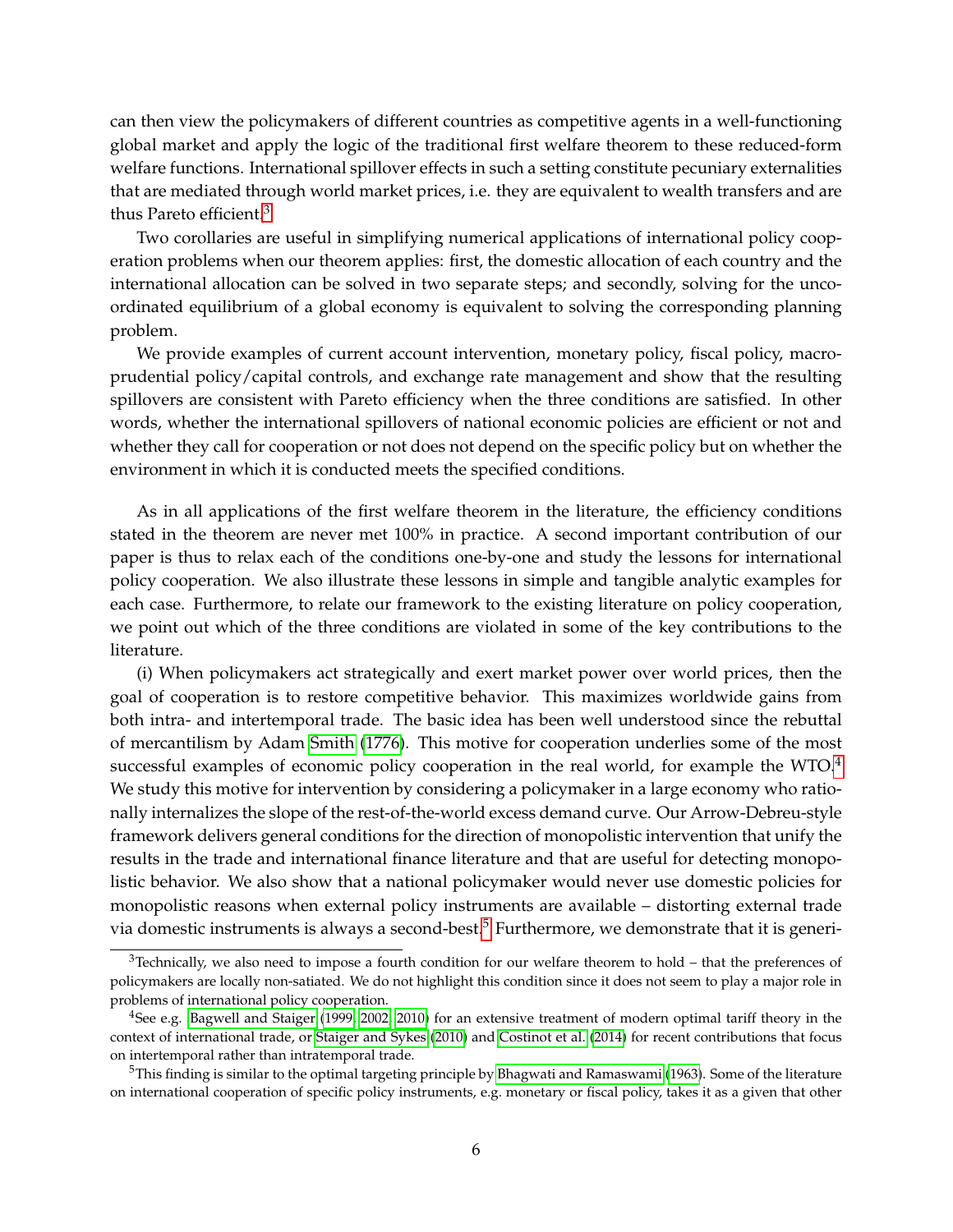can then view the policymakers of different countries as competitive agents in a well-functioning global market and apply the logic of the traditional first welfare theorem to these reduced-form welfare functions. International spillover effects in such a setting constitute pecuniary externalities that are mediated through world market prices, i.e. they are equivalent to wealth transfers and are thus Pareto efficient.[3]

Two corollaries are useful in simplifying numerical applications of international policy cooperation problems when our theorem applies: first, the domestic allocation of each country and the international allocation can be solved in two separate steps; and secondly, solving for the uncoordinated equilibrium of a global economy is equivalent to solving the corresponding planning problem.

We provide examples of current account intervention, monetary policy, fiscal policy, macroprudential policy/capital controls, and exchange rate management and show that the resulting spillovers are consistent with Pareto efficiency when the three conditions are satisfied. In other words, whether the international spillovers of national economic policies are efficient or not and whether they call for cooperation or not does not depend on the specific policy but on whether the environment in which it is conducted meets the specified conditions.

As in all applications of the first welfare theorem in the literature, the efficiency conditions stated in the theorem are never met 100% in practice. A second important contribution of our paper is thus to relax each of the conditions one-by-one and study the lessons for international policy cooperation. We also illustrate these lessons in simple and tangible analytic examples for each case. Furthermore, to relate our framework to the existing literature on policy cooperation, we point out which of the three conditions are violated in some of the key contributions to the literature.

(i) When policymakers act strategically and exert market power over world prices, then the goal of cooperation is to restore competitive behavior. This maximizes worldwide gains from both intra- and intertemporal trade. The basic idea has been well understood since the rebuttal of mercantilism by Adam Smith (1776). This motive for cooperation underlies some of the most successful examples of economic policy cooperation in the real world, for example the WTO.[4] We study this motive for intervention by considering a policymaker in a large economy who rationally internalizes the slope of the rest-of-the-world excess demand curve. Our Arrow-Debreu-style framework delivers general conditions for the direction of monopolistic intervention that unify the results in the trade and international finance literature and that are useful for detecting monopolistic behavior. We also show that a national policymaker would never use domestic policies for monopolistic reasons when external policy instruments are available – distorting external trade via domestic instruments is always a second-best.[5] Furthermore, we demonstrate that it is generi-

[3]Technically, we also need to impose a fourth condition for our welfare theorem to hold – that the preferences of policymakers are locally non-satiated. We do not highlight this condition since it does not seem to play a major role in problems of international policy cooperation.

[4]See e.g. Bagwell and Staiger (1999, 2002, 2010) for an extensive treatment of modern optimal tariff theory in the context of international trade, or Staiger and Sykes (2010) and Costinot et al. (2014) for recent contributions that focus on intertemporal rather than intratemporal trade.

[5]This finding is similar to the optimal targeting principle by Bhagwati and Ramaswami (1963). Some of the literature on international cooperation of specific policy instruments, e.g. monetary or fiscal policy, takes it as a given that other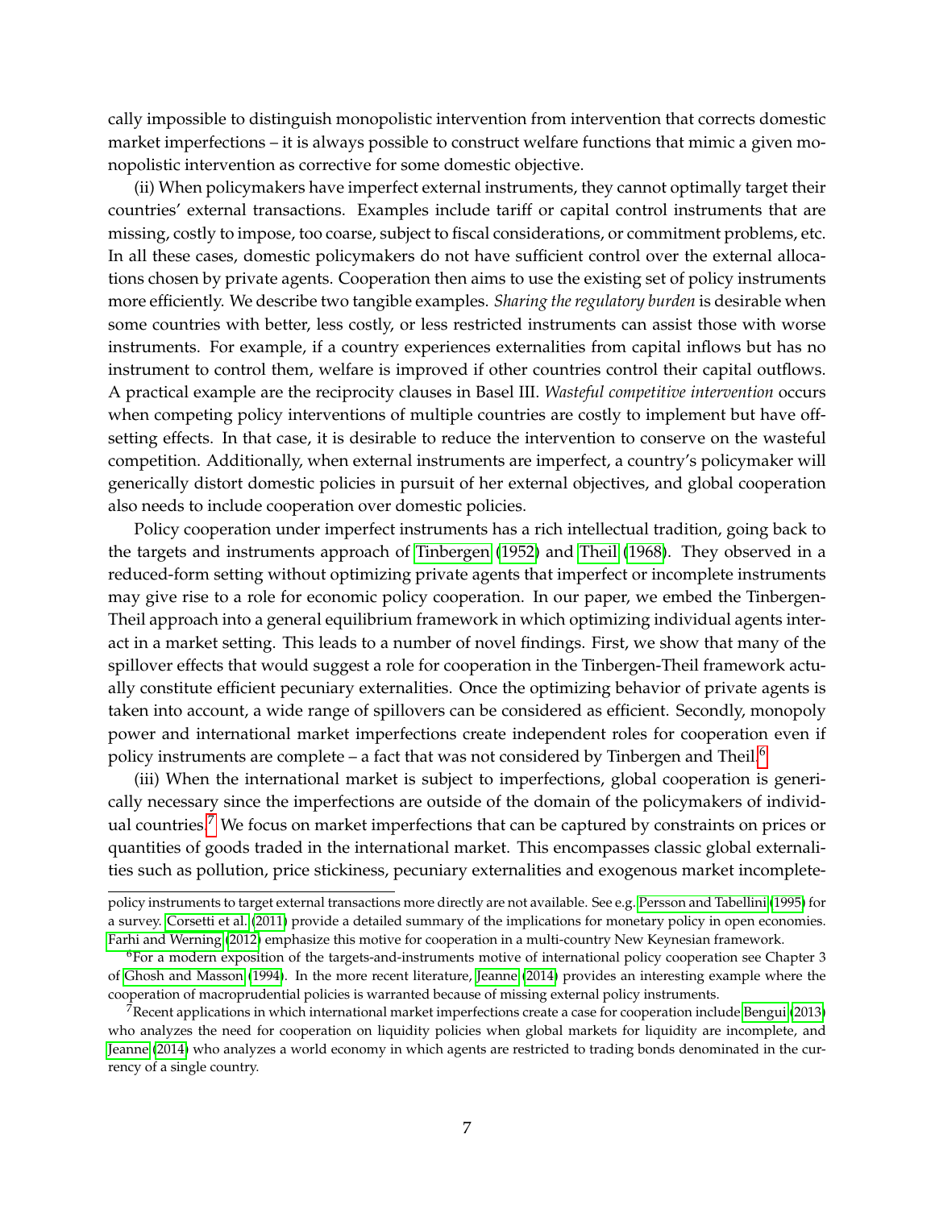cally impossible to distinguish monopolistic intervention from intervention that corrects domestic market imperfections – it is always possible to construct welfare functions that mimic a given monopolistic intervention as corrective for some domestic objective.

(ii) When policymakers have imperfect external instruments, they cannot optimally target their countries' external transactions. Examples include tariff or capital control instruments that are missing, costly to impose, too coarse, subject to fiscal considerations, or commitment problems, etc. In all these cases, domestic policymakers do not have sufficient control over the external allocations chosen by private agents. Cooperation then aims to use the existing set of policy instruments more efficiently. We describe two tangible examples. *Sharing the regulatory burden* is desirable when some countries with better, less costly, or less restricted instruments can assist those with worse instruments. For example, if a country experiences externalities from capital inflows but has no instrument to control them, welfare is improved if other countries control their capital outflows. A practical example are the reciprocity clauses in Basel III. *Wasteful competitive intervention* occurs when competing policy interventions of multiple countries are costly to implement but have offsetting effects. In that case, it is desirable to reduce the intervention to conserve on the wasteful competition. Additionally, when external instruments are imperfect, a country's policymaker will generically distort domestic policies in pursuit of her external objectives, and global cooperation also needs to include cooperation over domestic policies.

Policy cooperation under imperfect instruments has a rich intellectual tradition, going back to the targets and instruments approach of Tinbergen (1952) and Theil (1968). They observed in a reduced-form setting without optimizing private agents that imperfect or incomplete instruments may give rise to a role for economic policy cooperation. In our paper, we embed the Tinbergen-Theil approach into a general equilibrium framework in which optimizing individual agents interact in a market setting. This leads to a number of novel findings. First, we show that many of the spillover effects that would suggest a role for cooperation in the Tinbergen-Theil framework actually constitute efficient pecuniary externalities. Once the optimizing behavior of private agents is taken into account, a wide range of spillovers can be considered as efficient. Secondly, monopoly power and international market imperfections create independent roles for cooperation even if policy instruments are complete – a fact that was not considered by Tinbergen and Theil.[6]

(iii) When the international market is subject to imperfections, global cooperation is generically necessary since the imperfections are outside of the domain of the policymakers of individual countries.[7] We focus on market imperfections that can be captured by constraints on prices or quantities of goods traded in the international market. This encompasses classic global externalities such as pollution, price stickiness, pecuniary externalities and exogenous market incomplete-

policy instruments to target external transactions more directly are not available. See e.g. Persson and Tabellini (1995) for a survey. Corsetti et al. (2011) provide a detailed summary of the implications for monetary policy in open economies. Farhi and Werning (2012) emphasize this motive for cooperation in a multi-country New Keynesian framework.

[6] For a modern exposition of the targets-and-instruments motive of international policy cooperation see Chapter 3 of Ghosh and Masson (1994). In the more recent literature, Jeanne (2014) provides an interesting example where the cooperation of macroprudential policies is warranted because of missing external policy instruments.

[7] Recent applications in which international market imperfections create a case for cooperation include Bengui (2013) who analyzes the need for cooperation on liquidity policies when global markets for liquidity are incomplete, and Jeanne (2014) who analyzes a world economy in which agents are restricted to trading bonds denominated in the currency of a single country.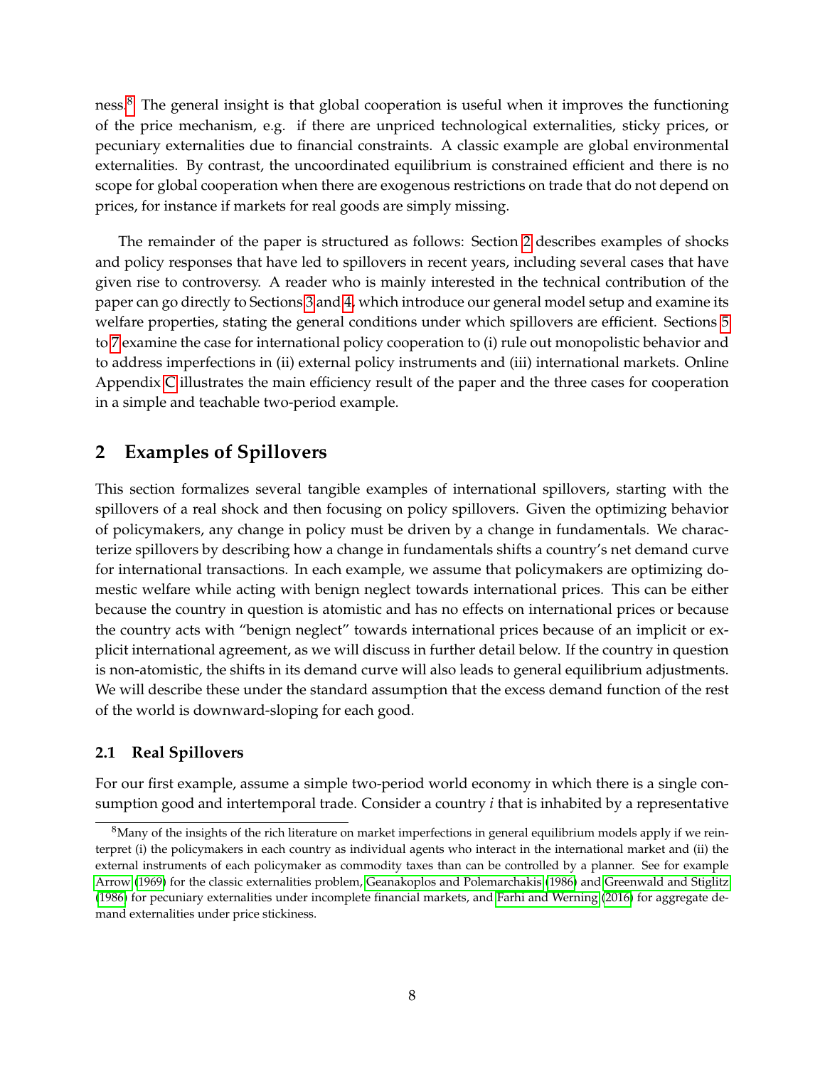ness.[8] The general insight is that global cooperation is useful when it improves the functioning of the price mechanism, e.g. if there are unpriced technological externalities, sticky prices, or pecuniary externalities due to financial constraints. A classic example are global environmental externalities. By contrast, the uncoordinated equilibrium is constrained efficient and there is no scope for global cooperation when there are exogenous restrictions on trade that do not depend on prices, for instance if markets for real goods are simply missing.

The remainder of the paper is structured as follows: Section 2 describes examples of shocks and policy responses that have led to spillovers in recent years, including several cases that have given rise to controversy. A reader who is mainly interested in the technical contribution of the paper can go directly to Sections 3 and 4, which introduce our general model setup and examine its welfare properties, stating the general conditions under which spillovers are efficient. Sections 5 to 7 examine the case for international policy cooperation to (i) rule out monopolistic behavior and to address imperfections in (ii) external policy instruments and (iii) international markets. Online Appendix C illustrates the main efficiency result of the paper and the three cases for cooperation in a simple and teachable two-period example.

## 2 Examples of Spillovers

This section formalizes several tangible examples of international spillovers, starting with the spillovers of a real shock and then focusing on policy spillovers. Given the optimizing behavior of policymakers, any change in policy must be driven by a change in fundamentals. We characterize spillovers by describing how a change in fundamentals shifts a country's net demand curve for international transactions. In each example, we assume that policymakers are optimizing domestic welfare while acting with benign neglect towards international prices. This can be either because the country in question is atomistic and has no effects on international prices or because the country acts with "benign neglect" towards international prices because of an implicit or explicit international agreement, as we will discuss in further detail below. If the country in question is non-atomistic, the shifts in its demand curve will also leads to general equilibrium adjustments. We will describe these under the standard assumption that the excess demand function of the rest of the world is downward-sloping for each good.

### 2.1 Real Spillovers

For our first example, assume a simple two-period world economy in which there is a single consumption good and intertemporal trade. Consider a country $i$ that is inhabited by a representative

[8] Many of the insights of the rich literature on market imperfections in general equilibrium models apply if we reinterpret (i) the policymakers in each country as individual agents who interact in the international market and (ii) the external instruments of each policymaker as commodity taxes than can be controlled by a planner. See for example Arrow (1969) for the classic externalities problem, Geanakoplos and Polemarchakis (1986) and Greenwald and Stiglitz (1986) for pecuniary externalities under incomplete financial markets, and Farhi and Werning (2016) for aggregate demand externalities under price stickiness.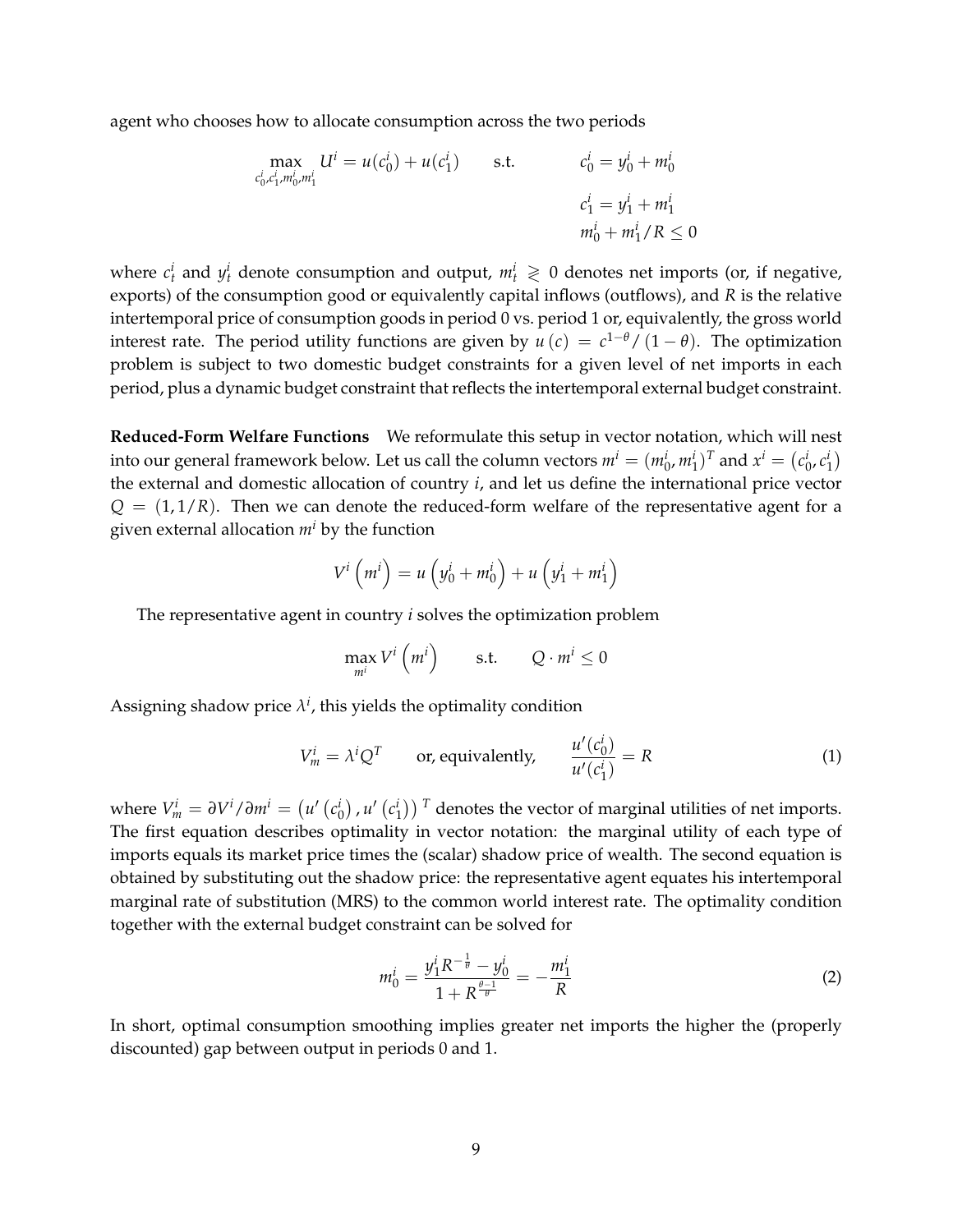agent who chooses how to allocate consumption across the two periods

$$\max_{c_0^i, c_1^i, m_0^i, m_1^i} U^i = u(c_0^i) + u(c_1^i) \qquad \text{s.t.} \qquad \begin{aligned} c_0^i &= y_0^i + m_0^i \\ c_1^i &= y_1^i + m_1^i \\ m_0^i + m_1^i/R &\leq 0 \end{aligned}$$

where $c_t^i$ and $y_t^i$ denote consumption and output, $m_t^i \gtrless 0$ denotes net imports (or, if negative, exports) of the consumption good or equivalently capital inflows (outflows), and $R$ is the relative intertemporal price of consumption goods in period 0 vs. period 1 or, equivalently, the gross world interest rate. The period utility functions are given by $u(c) = c^{1-\theta}/(1-\theta)$. The optimization problem is subject to two domestic budget constraints for a given level of net imports in each period, plus a dynamic budget constraint that reflects the intertemporal external budget constraint.

**Reduced-Form Welfare Functions** We reformulate this setup in vector notation, which will nest into our general framework below. Let us call the column vectors $m^i = (m_0^i, m_1^i)^T$ and $x^i = (c_0^i, c_1^i)$ the external and domestic allocation of country $i$, and let us define the international price vector $Q = (1, 1/R)$. Then we can denote the reduced-form welfare of the representative agent for a given external allocation $m^i$ by the function

$$V^i\left(m^i\right) = u\left(y_0^i + m_0^i\right) + u\left(y_1^i + m_1^i\right)$$

The representative agent in country $i$ solves the optimization problem

$$\max_{m^i} V^i\left(m^i\right) \qquad \text{s.t.} \qquad Q \cdot m^i \leq 0$$

Assigning shadow price $\lambda^i$, this yields the optimality condition

$$V_m^i = \lambda^i Q^T \qquad \text{or, equivalently,} \qquad \frac{u'(c_0^i)}{u'(c_1^i)} = R \tag{1}$$

where $V_m^i = \partial V^i / \partial m^i = \left(u'\left(c_0^i\right), u'\left(c_1^i\right)\right)^T$ denotes the vector of marginal utilities of net imports. The first equation describes optimality in vector notation: the marginal utility of each type of imports equals its market price times the (scalar) shadow price of wealth. The second equation is obtained by substituting out the shadow price: the representative agent equates his intertemporal marginal rate of substitution (MRS) to the common world interest rate. The optimality condition together with the external budget constraint can be solved for

$$m_0^i = \frac{y_1^i R^{-\frac{1}{\theta}} - y_0^i}{1 + R^{\frac{\theta-1}{\theta}}} = -\frac{m_1^i}{R} \tag{2}$$

In short, optimal consumption smoothing implies greater net imports the higher the (properly discounted) gap between output in periods 0 and 1.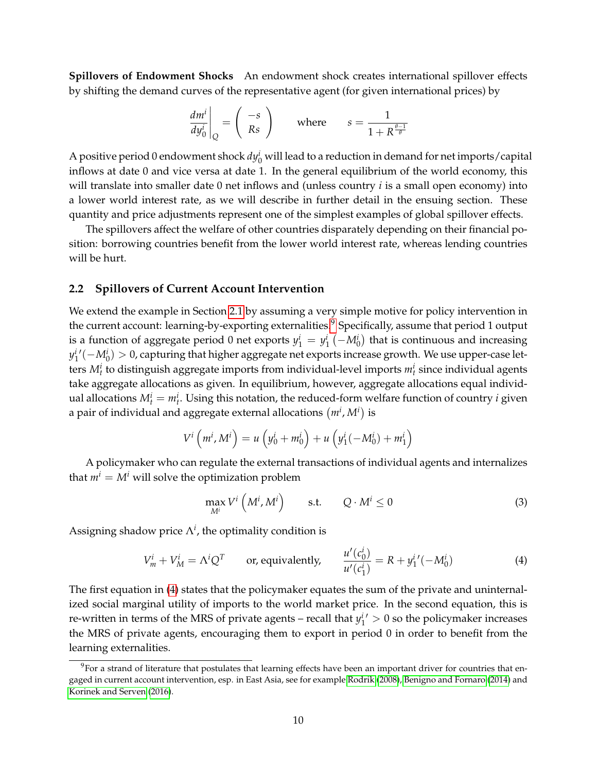**Spillovers of Endowment Shocks** An endowment shock creates international spillover effects by shifting the demand curves of the representative agent (for given international prices) by

$$\left.\frac{dm^i}{dy_0^i}\right|_Q = \begin{pmatrix} -s \\ Rs \end{pmatrix} \qquad \text{where} \qquad s = \frac{1}{1 + R^{\frac{\theta-1}{\theta}}}$$

A positive period 0 endowment shock $dy_0^i$ will lead to a reduction in demand for net imports/capital inflows at date 0 and vice versa at date 1. In the general equilibrium of the world economy, this will translate into smaller date 0 net inflows and (unless country $i$ is a small open economy) into a lower world interest rate, as we will describe in further detail in the ensuing section. These quantity and price adjustments represent one of the simplest examples of global spillover effects.

The spillovers affect the welfare of other countries disparately depending on their financial position: borrowing countries benefit from the lower world interest rate, whereas lending countries will be hurt.

## 2.2 Spillovers of Current Account Intervention

We extend the example in Section 2.1 by assuming a very simple motive for policy intervention in the current account: learning-by-exporting externalities.[9] Specifically, assume that period 1 output is a function of aggregate period 0 net exports $y_1^i = y_1^i\left(-M_0^i\right)$ that is continuous and increasing $y_1^{i\prime}(-M_0^i) > 0$, capturing that higher aggregate net exports increase growth. We use upper-case letters $M_t^i$ to distinguish aggregate imports from individual-level imports $m_t^i$ since individual agents take aggregate allocations as given. In equilibrium, however, aggregate allocations equal individual allocations $M_t^i = m_t^i$. Using this notation, the reduced-form welfare function of country $i$ given a pair of individual and aggregate external allocations $\left(m^i, M^i\right)$ is

$$V^i\left(m^i, M^i\right) = u\left(y_0^i + m_0^i\right) + u\left(y_1^i(-M_0^i) + m_1^i\right)$$

A policymaker who can regulate the external transactions of individual agents and internalizes that $m^i = M^i$ will solve the optimization problem

$$\max_{M^i} V^i\left(M^i, M^i\right) \qquad \text{s.t.} \qquad Q \cdot M^i \leq 0 \tag{3}$$

Assigning shadow price $\Lambda^i$, the optimality condition is

$$V_m^i + V_M^i = \Lambda^i Q^T \qquad \text{or, equivalently,} \qquad \frac{u'(c_0^i)}{u'(c_1^i)} = R + y_1^{i\prime}(-M_0^i) \tag{4}$$

The first equation in (4) states that the policymaker equates the sum of the private and uninternalized social marginal utility of imports to the world market price. In the second equation, this is re-written in terms of the MRS of private agents – recall that $y_1^{i\prime} > 0$ so the policymaker increases the MRS of private agents, encouraging them to export in period 0 in order to benefit from the learning externalities.

[9] For a strand of literature that postulates that learning effects have been an important driver for countries that engaged in current account intervention, esp. in East Asia, see for example Rodrik (2008), Benigno and Fornaro (2014) and Korinek and Serven (2016).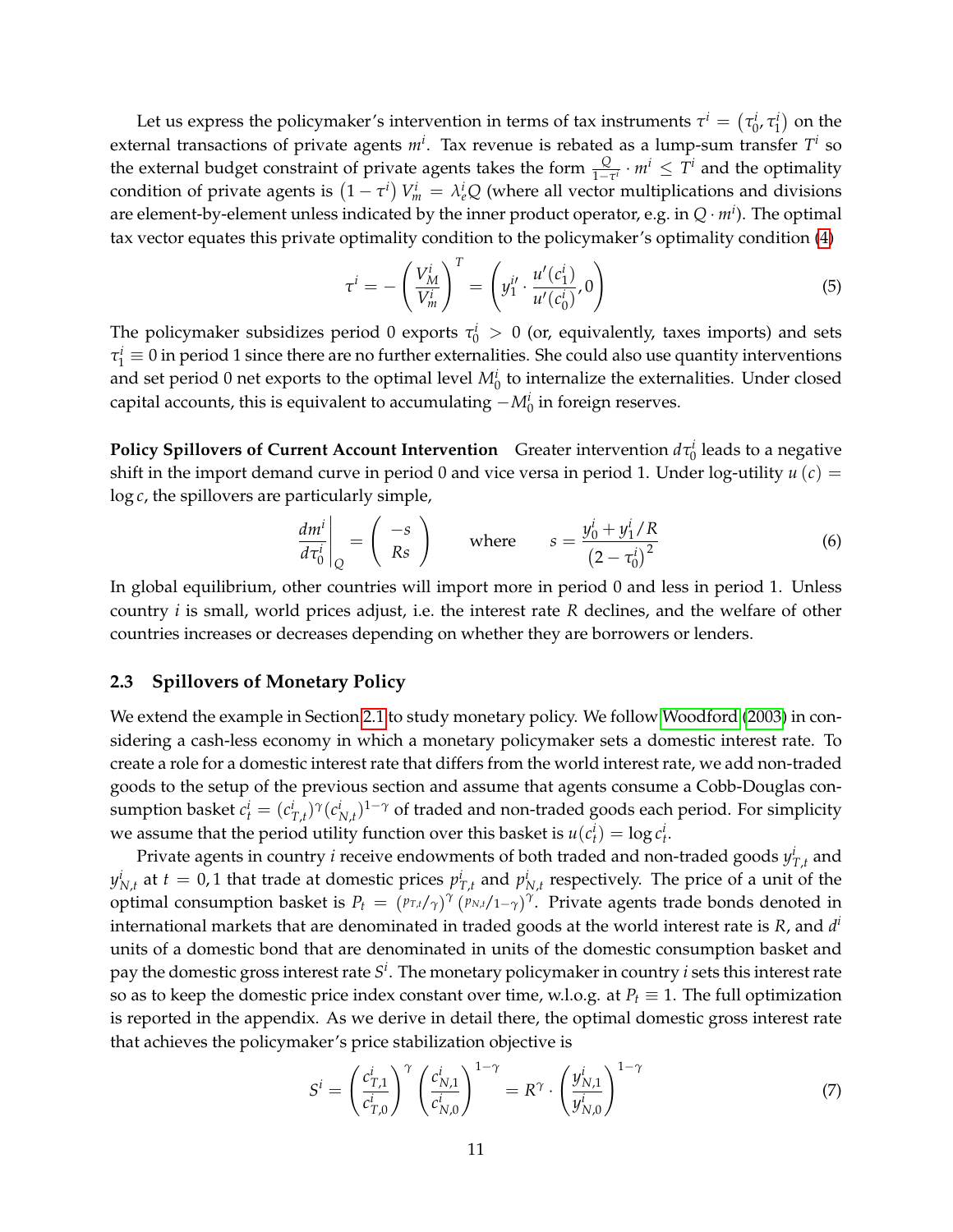Let us express the policymaker's intervention in terms of tax instruments $\tau^i = (\tau_0^i, \tau_1^i)$ on the external transactions of private agents $m^i$. Tax revenue is rebated as a lump-sum transfer $T^i$ so the external budget constraint of private agents takes the form $\frac{Q}{1-\tau^i} \cdot m^i \leq T^i$ and the optimality condition of private agents is $(1-\tau^i) V_m^i = \lambda_e^i Q$ (where all vector multiplications and divisions are element-by-element unless indicated by the inner product operator, e.g. in $Q \cdot m^i$). The optimal tax vector equates this private optimality condition to the policymaker's optimality condition (4)

$$\tau^i = -\left(\frac{V_M^i}{V_m^i}\right)^T = \left(y_1^{i\prime} \cdot \frac{u'(c_1^i)}{u'(c_0^i)}, 0\right) \tag{5}$$

The policymaker subsidizes period 0 exports $\tau_0^i > 0$ (or, equivalently, taxes imports) and sets $\tau_1^i \equiv 0$ in period 1 since there are no further externalities. She could also use quantity interventions and set period 0 net exports to the optimal level $M_0^i$ to internalize the externalities. Under closed capital accounts, this is equivalent to accumulating $-M_0^i$ in foreign reserves.

**Policy Spillovers of Current Account Intervention** Greater intervention $d\tau_0^i$ leads to a negative shift in the import demand curve in period 0 and vice versa in period 1. Under log-utility $u(c) = \log c$, the spillovers are particularly simple,

$$\left.\frac{dm^i}{d\tau_0^i}\right|_Q = \begin{pmatrix} -s \\ Rs \end{pmatrix} \qquad \text{where} \qquad s = \frac{y_0^i + y_1^i/R}{\left(2-\tau_0^i\right)^2} \tag{6}$$

In global equilibrium, other countries will import more in period 0 and less in period 1. Unless country $i$ is small, world prices adjust, i.e. the interest rate $R$ declines, and the welfare of other countries increases or decreases depending on whether they are borrowers or lenders.

### 2.3 Spillovers of Monetary Policy

We extend the example in Section 2.1 to study monetary policy. We follow Woodford (2003) in considering a cash-less economy in which a monetary policymaker sets a domestic interest rate. To create a role for a domestic interest rate that differs from the world interest rate, we add non-traded goods to the setup of the previous section and assume that agents consume a Cobb-Douglas consumption basket $c_t^i = (c_{T,t}^i)^\gamma (c_{N,t}^i)^{1-\gamma}$ of traded and non-traded goods each period. For simplicity we assume that the period utility function over this basket is $u(c_t^i) = \log c_t^i$.

Private agents in country $i$ receive endowments of both traded and non-traded goods $y_{T,t}^i$ and $y_{N,t}^i$ at $t = 0, 1$ that trade at domestic prices $p_{T,t}^i$ and $p_{N,t}^i$ respectively. The price of a unit of the optimal consumption basket is $P_t = (p_{T,t}/\gamma)^\gamma (p_{N,t}/1-\gamma)^\gamma$. Private agents trade bonds denoted in international markets that are denominated in traded goods at the world interest rate is $R$, and $d^i$ units of a domestic bond that are denominated in units of the domestic consumption basket and pay the domestic gross interest rate $S^i$. The monetary policymaker in country $i$ sets this interest rate so as to keep the domestic price index constant over time, w.l.o.g. at $P_t \equiv 1$. The full optimization is reported in the appendix. As we derive in detail there, the optimal domestic gross interest rate that achieves the policymaker's price stabilization objective is

$$S^i = \left(\frac{c_{T,1}^i}{c_{T,0}^i}\right)^\gamma \left(\frac{c_{N,1}^i}{c_{N,0}^i}\right)^{1-\gamma} = R^\gamma \cdot \left(\frac{y_{N,1}^i}{y_{N,0}^i}\right)^{1-\gamma} \tag{7}$$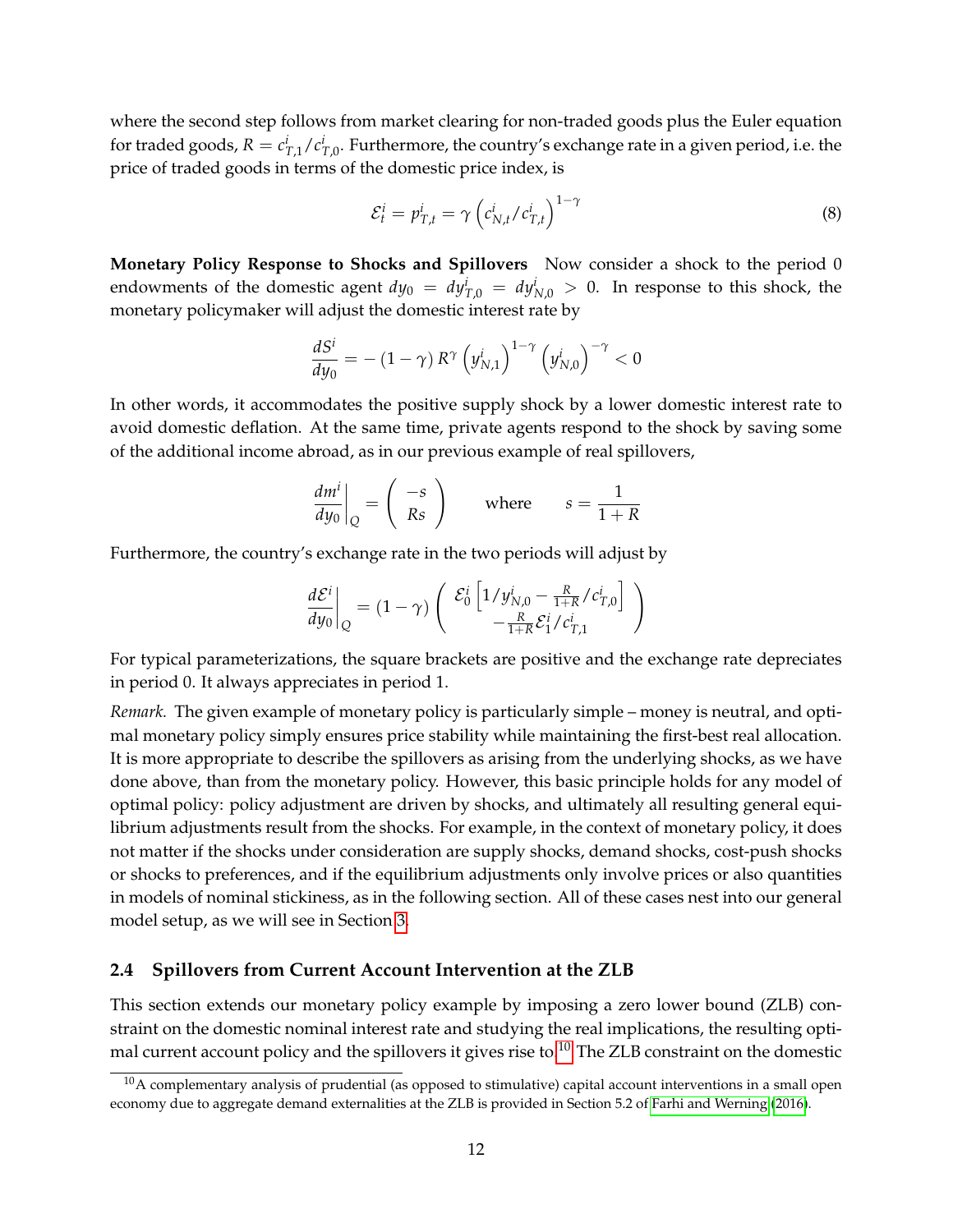where the second step follows from market clearing for non-traded goods plus the Euler equation for traded goods, $R = c^i_{T,1}/c^i_{T,0}$. Furthermore, the country's exchange rate in a given period, i.e. the price of traded goods in terms of the domestic price index, is

$$\mathcal{E}^i_t = p^i_{T,t} = \gamma \left( c^i_{N,t}/c^i_{T,t} \right)^{1-\gamma} \tag{8}$$

**Monetary Policy Response to Shocks and Spillovers** Now consider a shock to the period 0 endowments of the domestic agent $dy_0 = dy^i_{T,0} = dy^i_{N,0} > 0$. In response to this shock, the monetary policymaker will adjust the domestic interest rate by

$$\frac{dS^i}{dy_0} = -\left(1-\gamma\right) R^{\gamma} \left(y^i_{N,1}\right)^{1-\gamma} \left(y^i_{N,0}\right)^{-\gamma} < 0$$

In other words, it accommodates the positive supply shock by a lower domestic interest rate to avoid domestic deflation. At the same time, private agents respond to the shock by saving some of the additional income abroad, as in our previous example of real spillovers,

$$\left.\frac{dm^i}{dy_0}\right|_Q = \begin{pmatrix} -s \\ Rs \end{pmatrix} \qquad \text{where} \qquad s = \frac{1}{1+R}$$

Furthermore, the country's exchange rate in the two periods will adjust by

$$\left.\frac{d\mathcal{E}^i}{dy_0}\right|_Q = \left(1-\gamma\right) \begin{pmatrix} \mathcal{E}^i_0 \left[ 1/y^i_{N,0} - \frac{R}{1+R}/c^i_{T,0} \right] \\ -\frac{R}{1+R}\mathcal{E}^i_1/c^i_{T,1} \end{pmatrix}$$

For typical parameterizations, the square brackets are positive and the exchange rate depreciates in period 0. It always appreciates in period 1.

*Remark.* The given example of monetary policy is particularly simple – money is neutral, and optimal monetary policy simply ensures price stability while maintaining the first-best real allocation. It is more appropriate to describe the spillovers as arising from the underlying shocks, as we have done above, than from the monetary policy. However, this basic principle holds for any model of optimal policy: policy adjustment are driven by shocks, and ultimately all resulting general equilibrium adjustments result from the shocks. For example, in the context of monetary policy, it does not matter if the shocks under consideration are supply shocks, demand shocks, cost-push shocks or shocks to preferences, and if the equilibrium adjustments only involve prices or also quantities in models of nominal stickiness, as in the following section. All of these cases nest into our general model setup, as we will see in Section 3.

### 2.4 Spillovers from Current Account Intervention at the ZLB

This section extends our monetary policy example by imposing a zero lower bound (ZLB) constraint on the domestic nominal interest rate and studying the real implications, the resulting optimal current account policy and the spillovers it gives rise to.[10] The ZLB constraint on the domestic

[10] A complementary analysis of prudential (as opposed to stimulative) capital account interventions in a small open economy due to aggregate demand externalities at the ZLB is provided in Section 5.2 of Farhi and Werning (2016).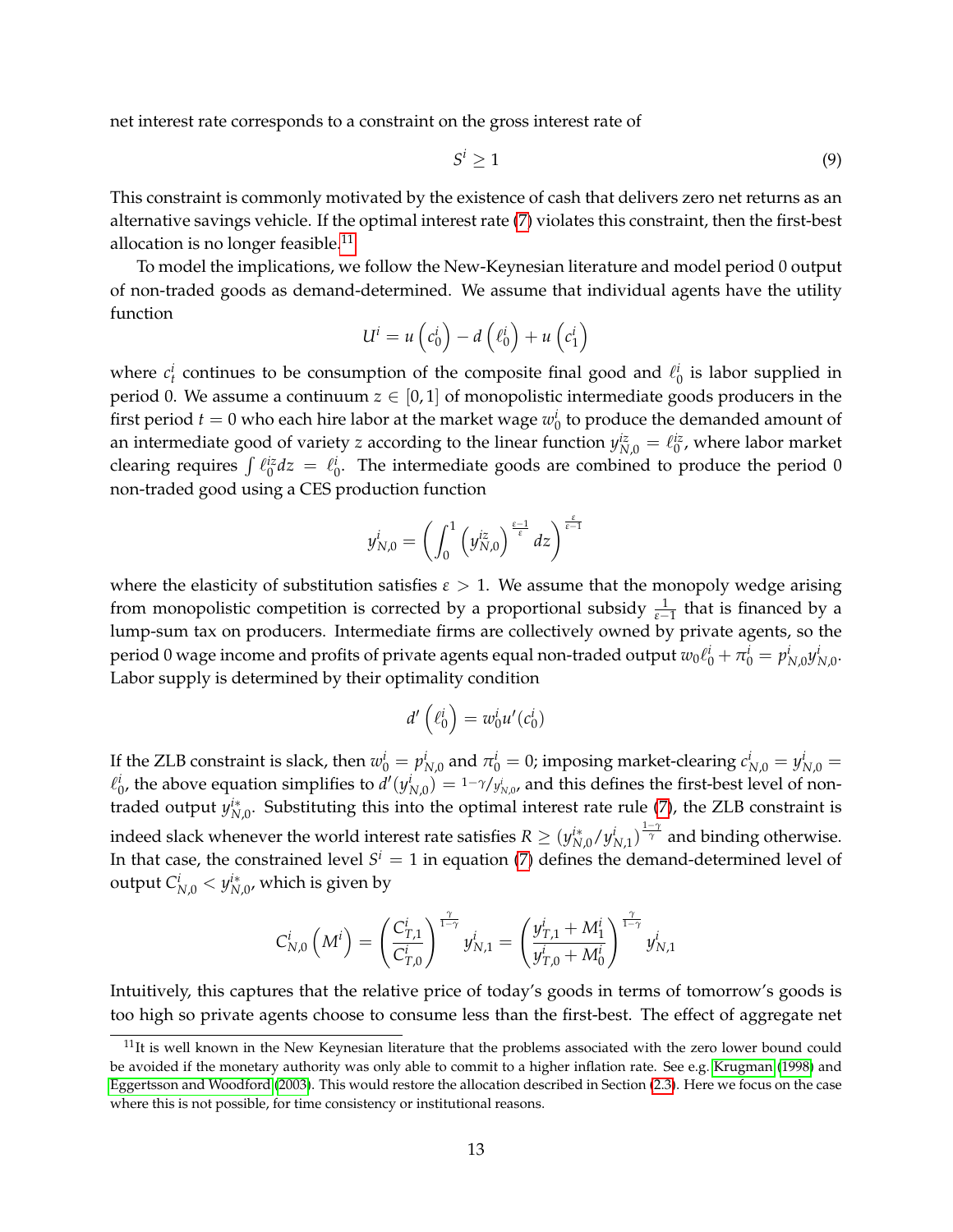net interest rate corresponds to a constraint on the gross interest rate of

$$S^i \geq 1 \tag{9}$$

This constraint is commonly motivated by the existence of cash that delivers zero net returns as an alternative savings vehicle. If the optimal interest rate (7) violates this constraint, then the first-best allocation is no longer feasible.[11]

To model the implications, we follow the New-Keynesian literature and model period 0 output of non-traded goods as demand-determined. We assume that individual agents have the utility function

$$U^i = u\left(c_0^i\right) - d\left(\ell_0^i\right) + u\left(c_1^i\right)$$

where $c_t^i$ continues to be consumption of the composite final good and $\ell_0^i$ is labor supplied in period 0. We assume a continuum $z \in [0, 1]$ of monopolistic intermediate goods producers in the first period $t = 0$ who each hire labor at the market wage $w_0^i$ to produce the demanded amount of an intermediate good of variety $z$ according to the linear function $y_{N,0}^{iz} = \ell_0^{iz}$, where labor market clearing requires $\int \ell_0^{iz} dz = \ell_0^i$. The intermediate goods are combined to produce the period 0 non-traded good using a CES production function

$$y_{N,0}^i = \left(\int_0^1 \left(y_{N,0}^{iz}\right)^{\frac{\varepsilon-1}{\varepsilon}} dz\right)^{\frac{\varepsilon}{\varepsilon-1}}$$

where the elasticity of substitution satisfies $\varepsilon > 1$. We assume that the monopoly wedge arising from monopolistic competition is corrected by a proportional subsidy $\frac{1}{\varepsilon-1}$ that is financed by a lump-sum tax on producers. Intermediate firms are collectively owned by private agents, so the period 0 wage income and profits of private agents equal non-traded output $w_0 \ell_0^i + \pi_0^i = p_{N,0}^i y_{N,0}^i$. Labor supply is determined by their optimality condition

$$d'\left(\ell_0^i\right) = w_0^i u'(c_0^i)$$

If the ZLB constraint is slack, then $w_0^i = p_{N,0}^i$ and $\pi_0^i = 0$; imposing market-clearing $c_{N,0}^i = y_{N,0}^i = \ell_0^i$, the above equation simplifies to $d'(y_{N,0}^i) = {}^{1-\gamma}/_{y_{N,0}^i}$, and this defines the first-best level of non-traded output $y_{N,0}^{i*}$. Substituting this into the optimal interest rate rule (7), the ZLB constraint is indeed slack whenever the world interest rate satisfies $R \geq (y_{N,0}^{i*}/y_{N,1}^i)^{\frac{1-\gamma}{\gamma}}$ and binding otherwise. In that case, the constrained level $S^i = 1$ in equation (7) defines the demand-determined level of output $C_{N,0}^i < y_{N,0}^{i*}$, which is given by

$$C_{N,0}^i\left(M^i\right) = \left(\frac{C_{T,1}^i}{C_{T,0}^i}\right)^{\frac{\gamma}{1-\gamma}} y_{N,1}^i = \left(\frac{y_{T,1}^i + M_1^i}{y_{T,0}^i + M_0^i}\right)^{\frac{\gamma}{1-\gamma}} y_{N,1}^i$$

Intuitively, this captures that the relative price of today's goods in terms of tomorrow's goods is too high so private agents choose to consume less than the first-best. The effect of aggregate net

[11] It is well known in the New Keynesian literature that the problems associated with the zero lower bound could be avoided if the monetary authority was only able to commit to a higher inflation rate. See e.g. Krugman (1998) and Eggertsson and Woodford (2003). This would restore the allocation described in Section (2.3). Here we focus on the case where this is not possible, for time consistency or institutional reasons.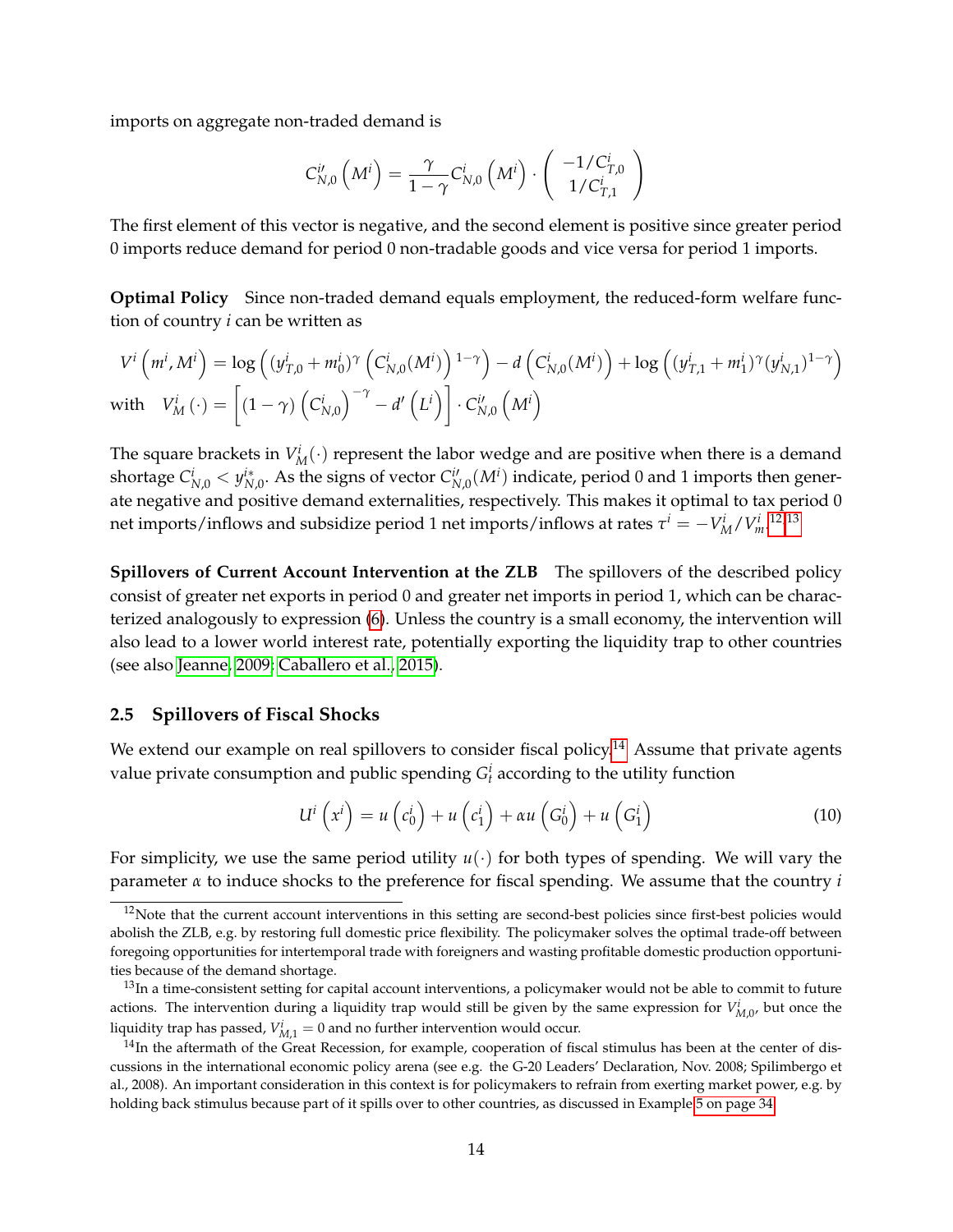imports on aggregate non-traded demand is

$$C_{N,0}^{i\prime}\left(M^i\right) = \frac{\gamma}{1-\gamma} C_{N,0}^i\left(M^i\right) \cdot \begin{pmatrix} -1/C_{T,0}^i \\ 1/C_{T,1}^i \end{pmatrix}$$

The first element of this vector is negative, and the second element is positive since greater period 0 imports reduce demand for period 0 non-tradable goods and vice versa for period 1 imports.

**Optimal Policy** Since non-traded demand equals employment, the reduced-form welfare function of country $i$ can be written as

$$V^i\left(m^i, M^i\right) = \log\left((y_{T,0}^i + m_0^i)^\gamma \left(C_{N,0}^i(M^i)\right)^{1-\gamma}\right) - d\left(C_{N,0}^i(M^i)\right) + \log\left((y_{T,1}^i + m_1^i)^\gamma (y_{N,1}^i)^{1-\gamma}\right)$$

$$\text{with} \quad V_M^i\left(\cdot\right) = \left[(1-\gamma)\left(C_{N,0}^i\right)^{-\gamma} - d'\left(L^i\right)\right] \cdot C_{N,0}^{i\prime}\left(M^i\right)$$

The square brackets in $V_M^i(\cdot)$ represent the labor wedge and are positive when there is a demand shortage $C_{N,0}^i < y_{N,0}^{i*}$. As the signs of vector $C_{N,0}^{i\prime}(M^i)$ indicate, period 0 and 1 imports then generate negative and positive demand externalities, respectively. This makes it optimal to tax period 0 net imports/inflows and subsidize period 1 net imports/inflows at rates $\tau^i = -V_M^i / V_m^i$.[12,13]

**Spillovers of Current Account Intervention at the ZLB** The spillovers of the described policy consist of greater net exports in period 0 and greater net imports in period 1, which can be characterized analogously to expression (6). Unless the country is a small economy, the intervention will also lead to a lower world interest rate, potentially exporting the liquidity trap to other countries (see also Jeanne, 2009; Caballero et al., 2015).

### 2.5 Spillovers of Fiscal Shocks

We extend our example on real spillovers to consider fiscal policy.[14] Assume that private agents value private consumption and public spending $G_t^i$ according to the utility function

$$U^i\left(x^i\right) = u\left(c_0^i\right) + u\left(c_1^i\right) + \alpha u\left(G_0^i\right) + u\left(G_1^i\right) \tag{10}$$

For simplicity, we use the same period utility $u(\cdot)$ for both types of spending. We will vary the parameter $\alpha$ to induce shocks to the preference for fiscal spending. We assume that the country $i$

---

[12] Note that the current account interventions in this setting are second-best policies since first-best policies would abolish the ZLB, e.g. by restoring full domestic price flexibility. The policymaker solves the optimal trade-off between foregoing opportunities for intertemporal trade with foreigners and wasting profitable domestic production opportunities because of the demand shortage.

[13] In a time-consistent setting for capital account interventions, a policymaker would not be able to commit to future actions. The intervention during a liquidity trap would still be given by the same expression for $V_{M,0}^i$, but once the liquidity trap has passed, $V_{M,1}^i = 0$ and no further intervention would occur.

[14] In the aftermath of the Great Recession, for example, cooperation of fiscal stimulus has been at the center of discussions in the international economic policy arena (see e.g. the G-20 Leaders' Declaration, Nov. 2008; Spilimbergo et al., 2008). An important consideration in this context is for policymakers to refrain from exerting market power, e.g. by holding back stimulus because part of it spills over to other countries, as discussed in Example 5 on page 34.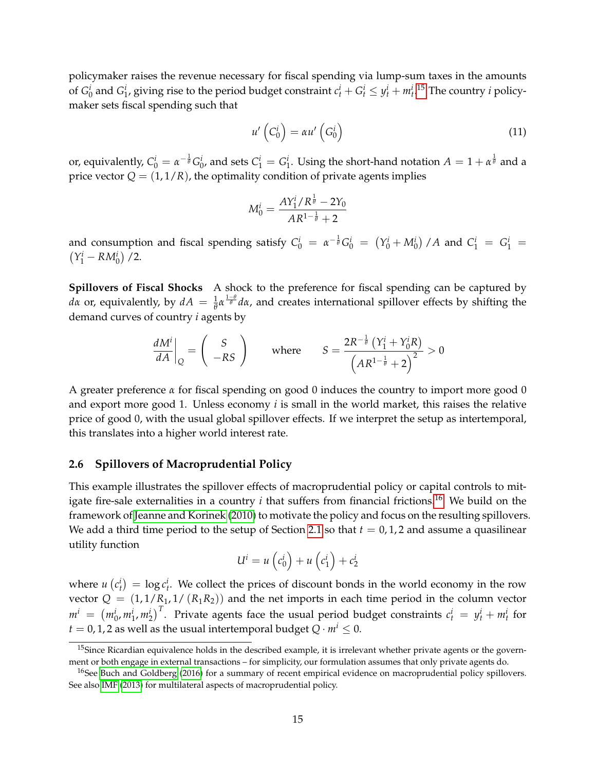policymaker raises the revenue necessary for fiscal spending via lump-sum taxes in the amounts of $G_0^i$ and $G_1^i$, giving rise to the period budget constraint $c_t^i + G_t^i \leq y_t^i + m_t^i$.[15] The country $i$ policymaker sets fiscal spending such that

$$u'\left(C_0^i\right) = \alpha u'\left(G_0^i\right) \tag{11}$$

or, equivalently, $C_0^i = \alpha^{-\frac{1}{\theta}} G_0^i$, and sets $C_1^i = G_1^i$. Using the short-hand notation $A = 1 + \alpha^{\frac{1}{\theta}}$ and a price vector $Q = (1, 1/R)$, the optimality condition of private agents implies

$$M_0^i = \frac{AY_1^i / R^{\frac{1}{\theta}} - 2Y_0}{AR^{1-\frac{1}{\theta}} + 2}$$

and consumption and fiscal spending satisfy $C_0^i = \alpha^{-\frac{1}{\theta}} G_0^i = \left(Y_0^i + M_0^i\right)/A$ and $C_1^i = G_1^i = \left(Y_1^i - RM_0^i\right)/2$.

**Spillovers of Fiscal Shocks** A shock to the preference for fiscal spending can be captured by $d\alpha$ or, equivalently, by $dA = \frac{1}{\theta}\alpha^{\frac{1-\theta}{\theta}} d\alpha$, and creates international spillover effects by shifting the demand curves of country $i$ agents by

$$\left.\frac{dM^i}{dA}\right|_Q = \begin{pmatrix} S \\ -RS \end{pmatrix} \qquad \text{where} \qquad S = \frac{2R^{-\frac{1}{\theta}}\left(Y_1^i + Y_0^i R\right)}{\left(AR^{1-\frac{1}{\theta}} + 2\right)^2} > 0$$

A greater preference $\alpha$ for fiscal spending on good 0 induces the country to import more good 0 and export more good 1. Unless economy $i$ is small in the world market, this raises the relative price of good 0, with the usual global spillover effects. If we interpret the setup as intertemporal, this translates into a higher world interest rate.

### 2.6 Spillovers of Macroprudential Policy

This example illustrates the spillover effects of macroprudential policy or capital controls to mitigate fire-sale externalities in a country $i$ that suffers from financial frictions.[16] We build on the framework of Jeanne and Korinek (2010) to motivate the policy and focus on the resulting spillovers. We add a third time period to the setup of Section 2.1 so that $t = 0, 1, 2$ and assume a quasilinear utility function

$$U^i = u\left(c_0^i\right) + u\left(c_1^i\right) + c_2^i$$

where $u\left(c_t^i\right) = \log c_t^i$. We collect the prices of discount bonds in the world economy in the row vector $Q = \left(1, 1/R_1, 1/\left(R_1 R_2\right)\right)$ and the net imports in each time period in the column vector $m^i = \left(m_0^i, m_1^i, m_2^i\right)^T$. Private agents face the usual period budget constraints $c_t^i = y_t^i + m_t^i$ for $t = 0, 1, 2$ as well as the usual intertemporal budget $Q \cdot m^i \leq 0$.

[15] Since Ricardian equivalence holds in the described example, it is irrelevant whether private agents or the government or both engage in external transactions – for simplicity, our formulation assumes that only private agents do.

[16] See Buch and Goldberg (2016) for a summary of recent empirical evidence on macroprudential policy spillovers. See also IMF (2013) for multilateral aspects of macroprudential policy.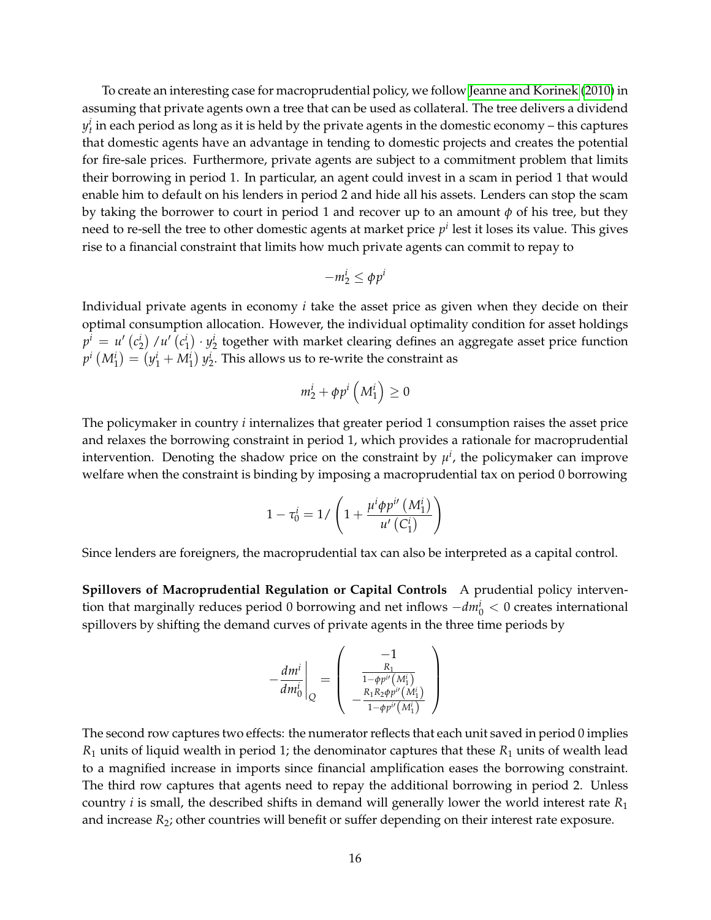To create an interesting case for macroprudential policy, we follow Jeanne and Korinek (2010) in assuming that private agents own a tree that can be used as collateral. The tree delivers a dividend $y_t^i$ in each period as long as it is held by the private agents in the domestic economy – this captures that domestic agents have an advantage in tending to domestic projects and creates the potential for fire-sale prices. Furthermore, private agents are subject to a commitment problem that limits their borrowing in period 1. In particular, an agent could invest in a scam in period 1 that would enable him to default on his lenders in period 2 and hide all his assets. Lenders can stop the scam by taking the borrower to court in period 1 and recover up to an amount $\phi$ of his tree, but they need to re-sell the tree to other domestic agents at market price $p^i$ lest it loses its value. This gives rise to a financial constraint that limits how much private agents can commit to repay to

$$-m_2^i \leq \phi p^i$$

Individual private agents in economy $i$ take the asset price as given when they decide on their optimal consumption allocation. However, the individual optimality condition for asset holdings $p^i = u'\left(c_2^i\right)/u'\left(c_1^i\right) \cdot y_2^i$ together with market clearing defines an aggregate asset price function $p^i\left(M_1^i\right) = \left(y_1^i + M_1^i\right) y_2^i$. This allows us to re-write the constraint as

$$m_2^i + \phi p^i\left(M_1^i\right) \geq 0$$

The policymaker in country $i$ internalizes that greater period 1 consumption raises the asset price and relaxes the borrowing constraint in period 1, which provides a rationale for macroprudential intervention. Denoting the shadow price on the constraint by $\mu^i$, the policymaker can improve welfare when the constraint is binding by imposing a macroprudential tax on period 0 borrowing

$$1 - \tau_0^i = 1/\left(1 + \frac{\mu^i \phi p^{i\prime}\left(M_1^i\right)}{u'\left(C_1^i\right)}\right)$$

Since lenders are foreigners, the macroprudential tax can also be interpreted as a capital control.

**Spillovers of Macroprudential Regulation or Capital Controls** A prudential policy intervention that marginally reduces period 0 borrowing and net inflows $-dm_0^i < 0$ creates international spillovers by shifting the demand curves of private agents in the three time periods by

$$-\left.\frac{dm^i}{dm_0^i}\right|_Q = \begin{pmatrix} -1 \\ \frac{R_1}{1-\phi p^{i\prime}\left(M_1^i\right)} \\ -\frac{R_1 R_2 \phi p^{i\prime}\left(M_1^i\right)}{1-\phi p^{i\prime}\left(M_1^i\right)} \end{pmatrix}$$

The second row captures two effects: the numerator reflects that each unit saved in period 0 implies $R_1$ units of liquid wealth in period 1; the denominator captures that these $R_1$ units of wealth lead to a magnified increase in imports since financial amplification eases the borrowing constraint. The third row captures that agents need to repay the additional borrowing in period 2. Unless country $i$ is small, the described shifts in demand will generally lower the world interest rate $R_1$ and increase $R_2$; other countries will benefit or suffer depending on their interest rate exposure.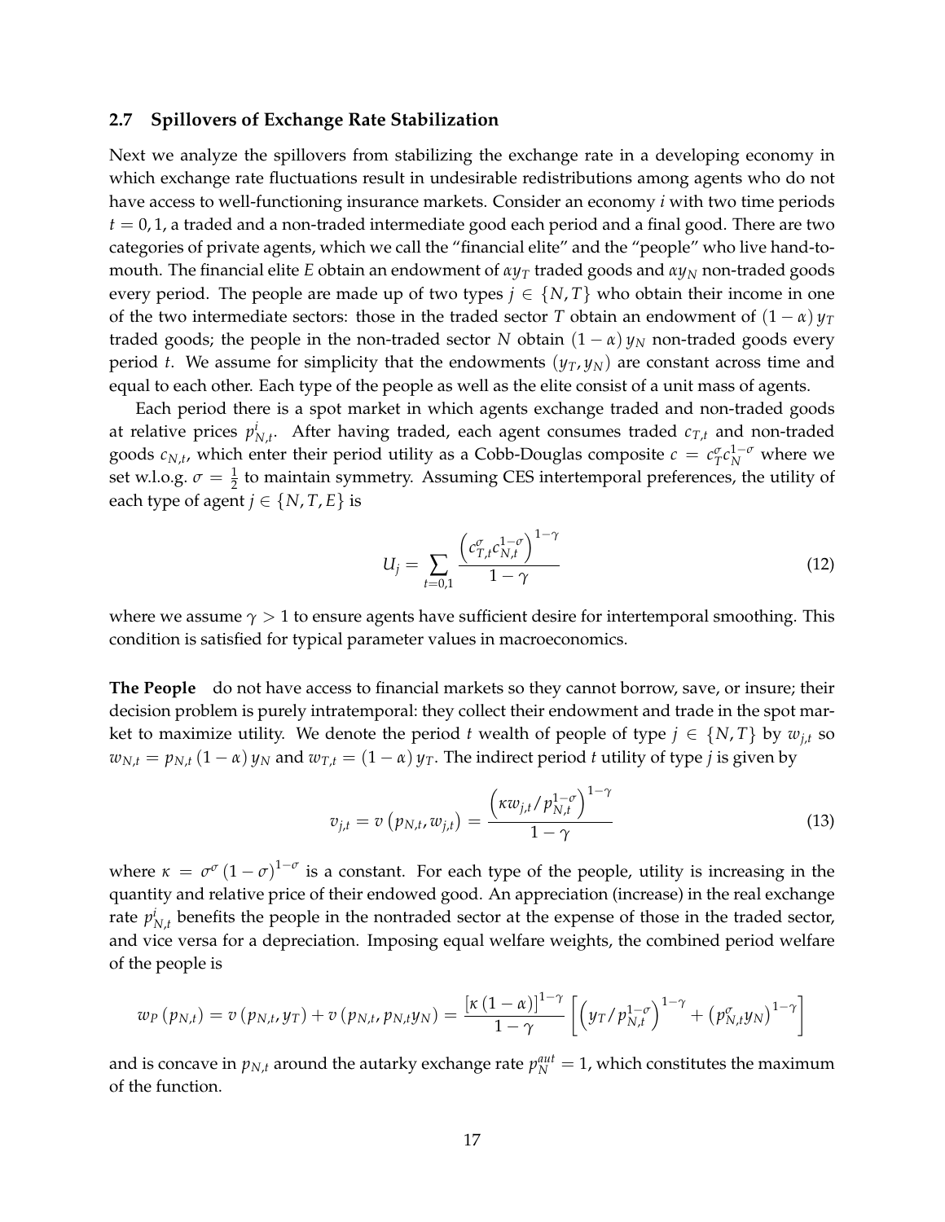### 2.7 Spillovers of Exchange Rate Stabilization

Next we analyze the spillovers from stabilizing the exchange rate in a developing economy in which exchange rate fluctuations result in undesirable redistributions among agents who do not have access to well-functioning insurance markets. Consider an economy $i$ with two time periods $t = 0, 1$, a traded and a non-traded intermediate good each period and a final good. There are two categories of private agents, which we call the "financial elite" and the "people" who live hand-to-mouth. The financial elite $E$ obtain an endowment of $\alpha y_T$ traded goods and $\alpha y_N$ non-traded goods every period. The people are made up of two types $j \in \{N, T\}$ who obtain their income in one of the two intermediate sectors: those in the traded sector $T$ obtain an endowment of $(1-\alpha) y_T$ traded goods; the people in the non-traded sector $N$ obtain $(1-\alpha) y_N$ non-traded goods every period $t$. We assume for simplicity that the endowments $(y_T, y_N)$ are constant across time and equal to each other. Each type of the people as well as the elite consist of a unit mass of agents.

Each period there is a spot market in which agents exchange traded and non-traded goods at relative prices $p^i_{N,t}$. After having traded, each agent consumes traded $c_{T,t}$ and non-traded goods $c_{N,t}$, which enter their period utility as a Cobb-Douglas composite $c = c_T^{\sigma} c_N^{1-\sigma}$ where we set w.l.o.g. $\sigma = \frac{1}{2}$ to maintain symmetry. Assuming CES intertemporal preferences, the utility of each type of agent $j \in \{N, T, E\}$ is

$$U_j = \sum_{t=0,1} \frac{\left(c_{T,t}^{\sigma} c_{N,t}^{1-\sigma}\right)^{1-\gamma}}{1-\gamma} \tag{12}$$

where we assume $\gamma > 1$ to ensure agents have sufficient desire for intertemporal smoothing. This condition is satisfied for typical parameter values in macroeconomics.

**The People** do not have access to financial markets so they cannot borrow, save, or insure; their decision problem is purely intratemporal: they collect their endowment and trade in the spot market to maximize utility. We denote the period $t$ wealth of people of type $j \in \{N, T\}$ by $w_{j,t}$ so $w_{N,t} = p_{N,t} (1-\alpha) y_N$ and $w_{T,t} = (1-\alpha) y_T$. The indirect period $t$ utility of type $j$ is given by

$$v_{j,t} = v\left(p_{N,t}, w_{j,t}\right) = \frac{\left(\kappa w_{j,t} / p_{N,t}^{1-\sigma}\right)^{1-\gamma}}{1-\gamma} \tag{13}$$

where $\kappa = \sigma^{\sigma} (1-\sigma)^{1-\sigma}$ is a constant. For each type of the people, utility is increasing in the quantity and relative price of their endowed good. An appreciation (increase) in the real exchange rate $p^i_{N,t}$ benefits the people in the nontraded sector at the expense of those in the traded sector, and vice versa for a depreciation. Imposing equal welfare weights, the combined period welfare of the people is

$$w_P\left(p_{N,t}\right) = v\left(p_{N,t}, y_T\right) + v\left(p_{N,t}, p_{N,t} y_N\right) = \frac{\left[\kappa (1-\alpha)\right]^{1-\gamma}}{1-\gamma} \left[\left(y_T / p_{N,t}^{1-\sigma}\right)^{1-\gamma} + \left(p_{N,t}^{\sigma} y_N\right)^{1-\gamma}\right]$$

and is concave in $p_{N,t}$ around the autarky exchange rate $p_N^{aut} = 1$, which constitutes the maximum of the function.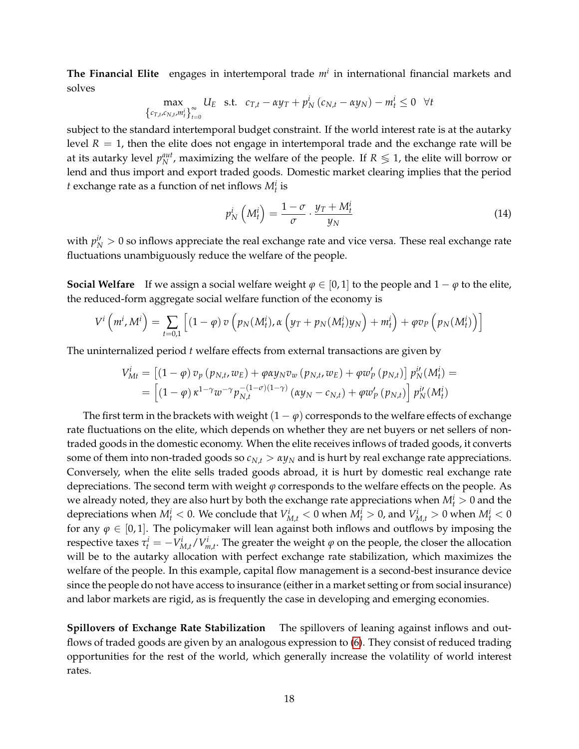**The Financial Elite** engages in intertemporal trade $m^i$ in international financial markets and solves

$$\max_{\left\{c_{T,t},c_{N,t},m_t^i\right\}_{t=0}^{\infty}} U_E \quad \text{s.t.} \quad c_{T,t} - \alpha y_T + p_N^i \left(c_{N,t} - \alpha y_N\right) - m_t^i \leq 0 \quad \forall t$$

subject to the standard intertemporal budget constraint. If the world interest rate is at the autarky level $R = 1$, then the elite does not engage in intertemporal trade and the exchange rate will be at its autarky level $p_N^{aut}$, maximizing the welfare of the people. If $R \lessgtr 1$, the elite will borrow or lend and thus import and export traded goods. Domestic market clearing implies that the period $t$ exchange rate as a function of net inflows $M_t^i$ is

$$p_N^i\left(M_t^i\right) = \frac{1-\sigma}{\sigma} \cdot \frac{y_T + M_t^i}{y_N} \tag{14}$$

with $p_N^{i\prime} > 0$ so inflows appreciate the real exchange rate and vice versa. These real exchange rate fluctuations unambiguously reduce the welfare of the people.

**Social Welfare** If we assign a social welfare weight $\varphi \in [0,1]$ to the people and $1-\varphi$ to the elite, the reduced-form aggregate social welfare function of the economy is

$$V^i\left(m^i, M^i\right) = \sum_{t=0,1} \left[(1-\varphi)\, v\left(p_N(M_t^i), \alpha\left(y_T + p_N(M_t^i) y_N\right) + m_t^i\right) + \varphi v_P\left(p_N(M_t^i)\right)\right]$$

The uninternalized period $t$ welfare effects from external transactions are given by

$$\begin{aligned} V_{Mt}^i &= \left[(1-\varphi)\, v_p\left(p_{N,t}, w_E\right) + \varphi \alpha y_N v_w\left(p_{N,t}, w_E\right) + \varphi w_P'\left(p_{N,t}\right)\right] p_N^{i\prime}(M_t^i) = \\ &= \left[(1-\varphi)\, \kappa^{1-\gamma} w^{-\gamma} p_{N,t}^{-(1-\sigma)(1-\gamma)}\left(\alpha y_N - c_{N,t}\right) + \varphi w_P'\left(p_{N,t}\right)\right] p_N^{i\prime}(M_t^i) \end{aligned}$$

The first term in the brackets with weight $(1-\varphi)$ corresponds to the welfare effects of exchange rate fluctuations on the elite, which depends on whether they are net buyers or net sellers of non-traded goods in the domestic economy. When the elite receives inflows of traded goods, it converts some of them into non-traded goods so $c_{N,t} > \alpha y_N$ and is hurt by real exchange rate appreciations. Conversely, when the elite sells traded goods abroad, it is hurt by domestic real exchange rate depreciations. The second term with weight $\varphi$ corresponds to the welfare effects on the people. As we already noted, they are also hurt by both the exchange rate appreciations when $M_t^i > 0$ and the depreciations when $M_t^i < 0$. We conclude that $V_{M,t}^i < 0$ when $M_t^i > 0$, and $V_{M,t}^i > 0$ when $M_t^i < 0$ for any $\varphi \in [0,1]$. The policymaker will lean against both inflows and outflows by imposing the respective taxes $\tau_t^i = -V_{M,t}^i / V_{m,t}^i$. The greater the weight $\varphi$ on the people, the closer the allocation will be to the autarky allocation with perfect exchange rate stabilization, which maximizes the welfare of the people. In this example, capital flow management is a second-best insurance device since the people do not have access to insurance (either in a market setting or from social insurance) and labor markets are rigid, as is frequently the case in developing and emerging economies.

**Spillovers of Exchange Rate Stabilization** The spillovers of leaning against inflows and outflows of traded goods are given by an analogous expression to (6). They consist of reduced trading opportunities for the rest of the world, which generally increase the volatility of world interest rates.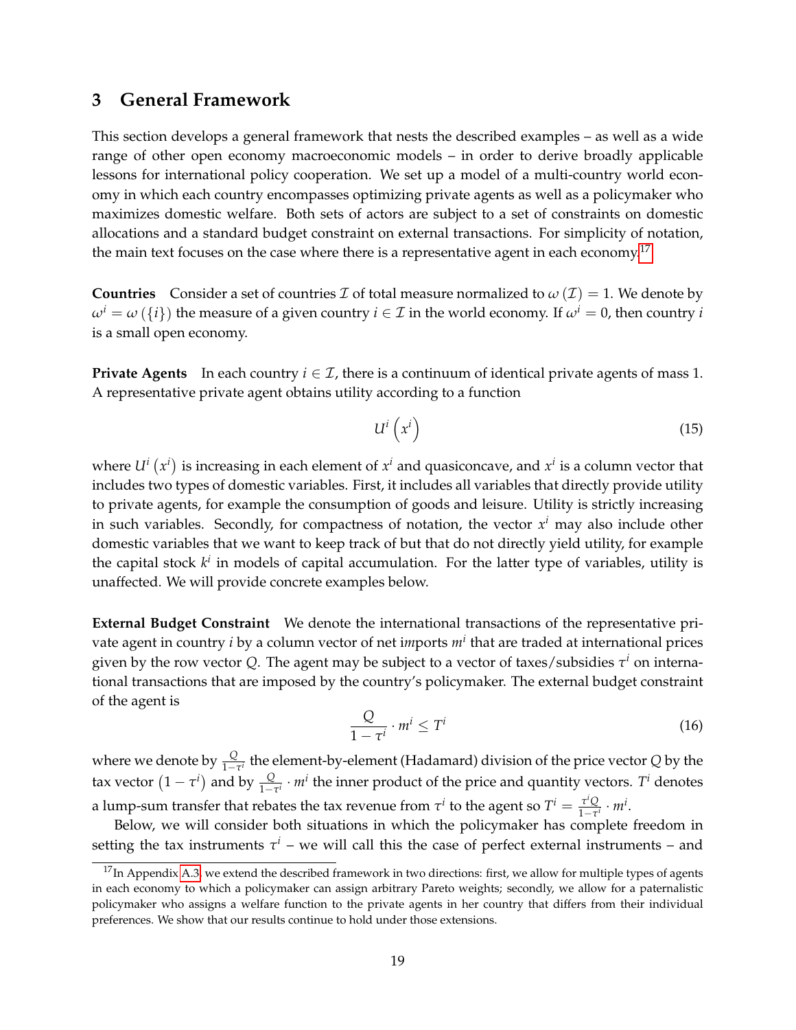## 3 General Framework

This section develops a general framework that nests the described examples – as well as a wide range of other open economy macroeconomic models – in order to derive broadly applicable lessons for international policy cooperation. We set up a model of a multi-country world economy in which each country encompasses optimizing private agents as well as a policymaker who maximizes domestic welfare. Both sets of actors are subject to a set of constraints on domestic allocations and a standard budget constraint on external transactions. For simplicity of notation, the main text focuses on the case where there is a representative agent in each economy.[17]

**Countries** Consider a set of countries $\mathcal{I}$ of total measure normalized to $\omega(\mathcal{I}) = 1$. We denote by $\omega^i = \omega(\{i\})$ the measure of a given country $i \in \mathcal{I}$ in the world economy. If $\omega^i = 0$, then country $i$ is a small open economy.

**Private Agents** In each country $i \in \mathcal{I}$, there is a continuum of identical private agents of mass 1. A representative private agent obtains utility according to a function

$$U^i\left(x^i\right) \tag{15}$$

where $U^i\left(x^i\right)$ is increasing in each element of $x^i$ and quasiconcave, and $x^i$ is a column vector that includes two types of domestic variables. First, it includes all variables that directly provide utility to private agents, for example the consumption of goods and leisure. Utility is strictly increasing in such variables. Secondly, for compactness of notation, the vector $x^i$ may also include other domestic variables that we want to keep track of but that do not directly yield utility, for example the capital stock $k^i$ in models of capital accumulation. For the latter type of variables, utility is unaffected. We will provide concrete examples below.

**External Budget Constraint** We denote the international transactions of the representative private agent in country $i$ by a column vector of net *im*ports $m^i$ that are traded at international prices given by the row vector $Q$. The agent may be subject to a vector of taxes/subsidies $\tau^i$ on international transactions that are imposed by the country's policymaker. The external budget constraint of the agent is

$$\frac{Q}{1-\tau^i} \cdot m^i \leq T^i \tag{16}$$

where we denote by $\frac{Q}{1-\tau^i}$ the element-by-element (Hadamard) division of the price vector $Q$ by the tax vector $\left(1-\tau^i\right)$ and by $\frac{Q}{1-\tau^i} \cdot m^i$ the inner product of the price and quantity vectors. $T^i$ denotes a lump-sum transfer that rebates the tax revenue from $\tau^i$ to the agent so $T^i = \frac{\tau^i Q}{1-\tau^i} \cdot m^i$.

Below, we will consider both situations in which the policymaker has complete freedom in setting the tax instruments $\tau^i$ – we will call this the case of perfect external instruments – and

[17] In Appendix A.3, we extend the described framework in two directions: first, we allow for multiple types of agents in each economy to which a policymaker can assign arbitrary Pareto weights; secondly, we allow for a paternalistic policymaker who assigns a welfare function to the private agents in her country that differs from their individual preferences. We show that our results continue to hold under those extensions.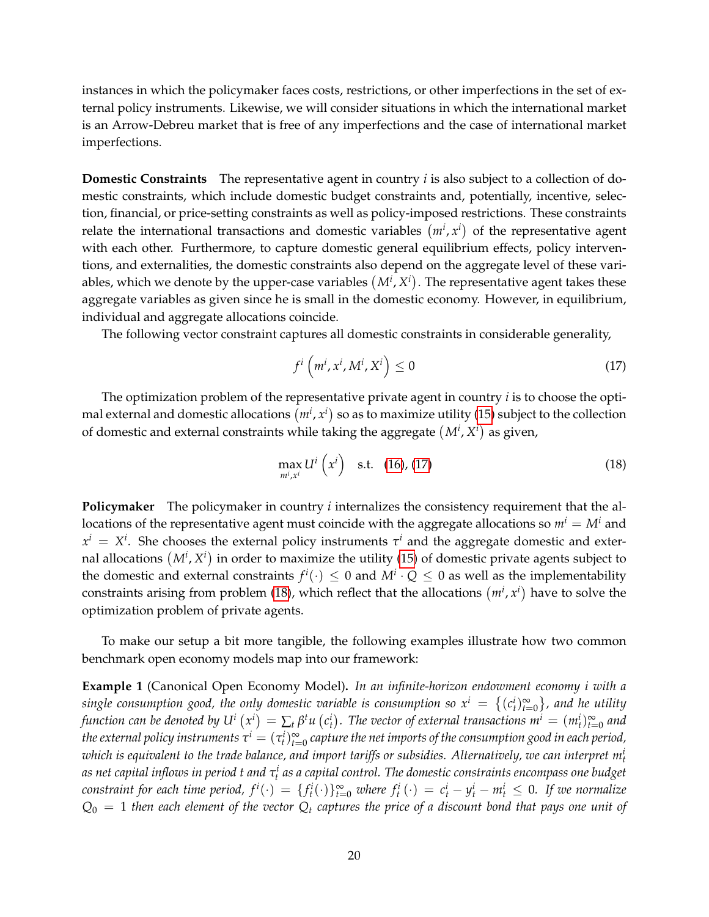instances in which the policymaker faces costs, restrictions, or other imperfections in the set of external policy instruments. Likewise, we will consider situations in which the international market is an Arrow-Debreu market that is free of any imperfections and the case of international market imperfections.

**Domestic Constraints** The representative agent in country $i$ is also subject to a collection of domestic constraints, which include domestic budget constraints and, potentially, incentive, selection, financial, or price-setting constraints as well as policy-imposed restrictions. These constraints relate the international transactions and domestic variables $\left(m^i, x^i\right)$ of the representative agent with each other. Furthermore, to capture domestic general equilibrium effects, policy interventions, and externalities, the domestic constraints also depend on the aggregate level of these variables, which we denote by the upper-case variables $\left(M^i, X^i\right)$. The representative agent takes these aggregate variables as given since he is small in the domestic economy. However, in equilibrium, individual and aggregate allocations coincide.

The following vector constraint captures all domestic constraints in considerable generality,

$$f^i\left(m^i, x^i, M^i, X^i\right) \leq 0 \tag{17}$$

The optimization problem of the representative private agent in country $i$ is to choose the optimal external and domestic allocations $\left(m^i, x^i\right)$ so as to maximize utility (15) subject to the collection of domestic and external constraints while taking the aggregate $\left(M^i, X^i\right)$ as given,

$$\max_{m^i, x^i} U^i\left(x^i\right) \quad \text{s.t.} \quad (16), (17) \tag{18}$$

**Policymaker** The policymaker in country $i$ internalizes the consistency requirement that the allocations of the representative agent must coincide with the aggregate allocations so $m^i = M^i$ and $x^i = X^i$. She chooses the external policy instruments $\tau^i$ and the aggregate domestic and external allocations $\left(M^i, X^i\right)$ in order to maximize the utility (15) of domestic private agents subject to the domestic and external constraints $f^i(\cdot) \leq 0$ and $M^i \cdot Q \leq 0$ as well as the implementability constraints arising from problem (18), which reflect that the allocations $\left(m^i, x^i\right)$ have to solve the optimization problem of private agents.

To make our setup a bit more tangible, the following examples illustrate how two common benchmark open economy models map into our framework:

**Example 1** (Canonical Open Economy Model)**.** *In an infinite-horizon endowment economy $i$ with a single consumption good, the only domestic variable is consumption so $x^i = \left\{(c_t^i)_{t=0}^{\infty}\right\}$, and he utility function can be denoted by $U^i\left(x^i\right) = \sum_t \beta^t u\left(c_t^i\right)$. The vector of external transactions $m^i = (m_t^i)_{t=0}^{\infty}$ and the external policy instruments $\tau^i = (\tau_t^i)_{t=0}^{\infty}$ capture the net imports of the consumption good in each period, which is equivalent to the trade balance, and import tariffs or subsidies. Alternatively, we can interpret $m_t^i$ as net capital inflows in period $t$ and $\tau_t^i$ as a capital control. The domestic constraints encompass one budget constraint for each time period, $f^i(\cdot) = \{f_t^i(\cdot)\}_{t=0}^{\infty}$ where $f_t^i(\cdot) = c_t^i - y_t^i - m_t^i \leq 0$. If we normalize $Q_0 = 1$ then each element of the vector $Q_t$ captures the price of a discount bond that pays one unit of*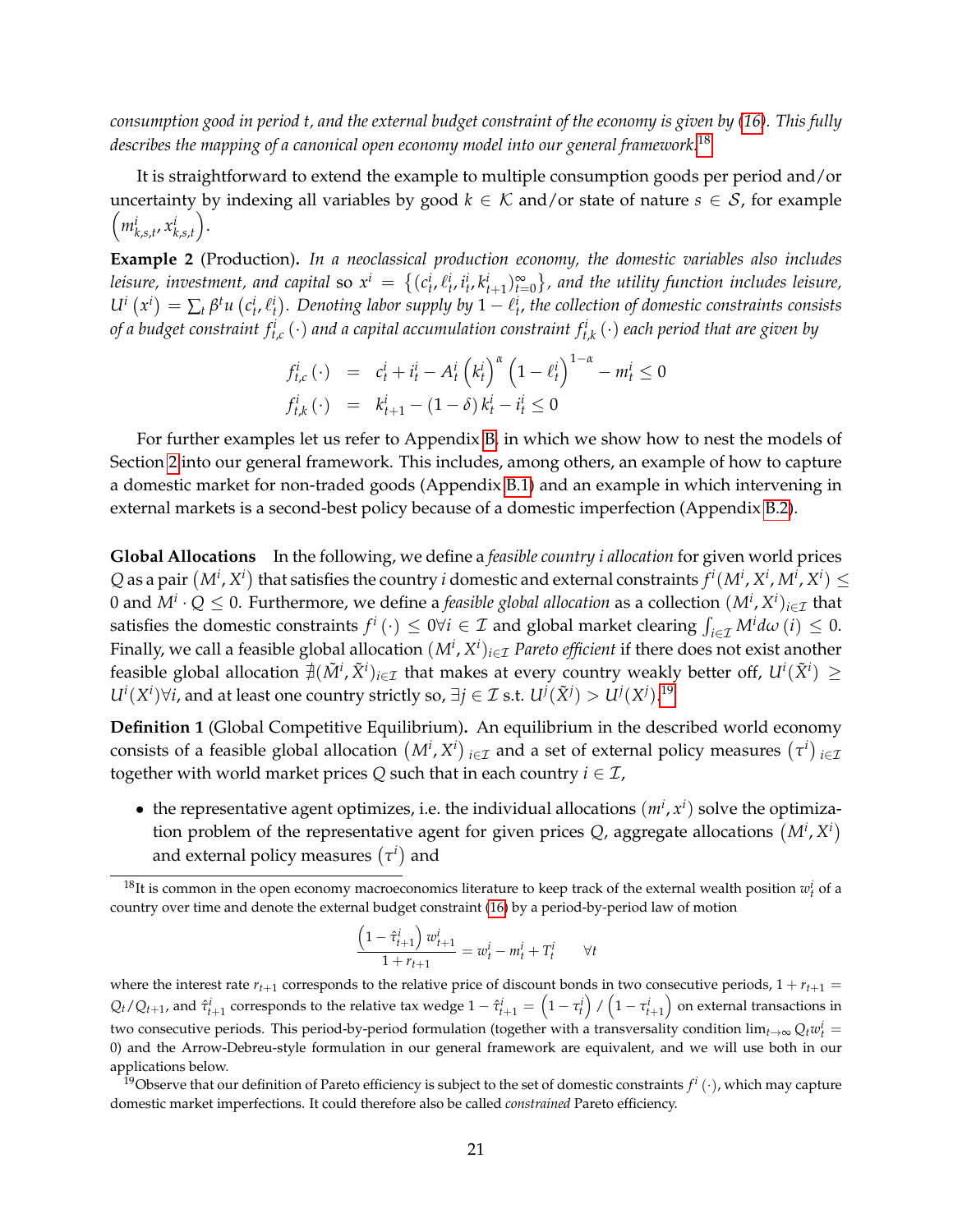*consumption good in period t, and the external budget constraint of the economy is given by (16). This fully describes the mapping of a canonical open economy model into our general framework.*[18]

It is straightforward to extend the example to multiple consumption goods per period and/or uncertainty by indexing all variables by good $k \in \mathcal{K}$ and/or state of nature $s \in \mathcal{S}$, for example $\left(m^i_{k,s,t}, x^i_{k,s,t}\right)$.

**Example 2** (Production)**.** *In a neoclassical production economy, the domestic variables also includes leisure, investment, and capital* so $x^i = \left\{(c^i_t, \ell^i_t, i^i_t, k^i_{t+1})^\infty_{t=0}\right\}$, *and the utility function includes leisure,* $U^i\left(x^i\right) = \sum_t \beta^t u\left(c^i_t, \ell^i_t\right)$*. Denoting labor supply by* $1 - \ell^i_t$*, the collection of domestic constraints consists of a budget constraint* $f^i_{t,c}\left(\cdot\right)$ *and a capital accumulation constraint* $f^i_{t,k}\left(\cdot\right)$ *each period that are given by*

$$
\begin{aligned}
f^i_{t,c}\left(\cdot\right) &= c^i_t + i^i_t - A^i_t \left(k^i_t\right)^\alpha \left(1 - \ell^i_t\right)^{1-\alpha} - m^i_t \leq 0 \\
f^i_{t,k}\left(\cdot\right) &= k^i_{t+1} - \left(1 - \delta\right) k^i_t - i^i_t \leq 0
\end{aligned}
$$

For further examples let us refer to Appendix B, in which we show how to nest the models of Section 2 into our general framework. This includes, among others, an example of how to capture a domestic market for non-traded goods (Appendix B.1) and an example in which intervening in external markets is a second-best policy because of a domestic imperfection (Appendix B.2).

**Global Allocations** In the following, we define a *feasible country i allocation* for given world prices $Q$ as a pair $\left(M^i, X^i\right)$ that satisfies the country $i$ domestic and external constraints $f^i(M^i, X^i, M^i, X^i) \leq 0$ and $M^i \cdot Q \leq 0$. Furthermore, we define a *feasible global allocation* as a collection $(M^i, X^i)_{i \in \mathcal{I}}$ that satisfies the domestic constraints $f^i\left(\cdot\right) \leq 0 \forall i \in \mathcal{I}$ and global market clearing $\int_{i \in \mathcal{I}} M^i d\omega\left(i\right) \leq 0$. Finally, we call a feasible global allocation $(M^i, X^i)_{i \in \mathcal{I}}$ *Pareto efficient* if there does not exist another feasible global allocation $\nexists(\tilde{M}^i, \tilde{X}^i)_{i \in \mathcal{I}}$ that makes at every country weakly better off, $U^i(\tilde{X}^i) \geq U^i(X^i) \forall i$, and at least one country strictly so, $\exists j \in \mathcal{I}$ s.t. $U^j(\tilde{X}^j) > U^j(X^j)$.[19]

**Definition 1** (Global Competitive Equilibrium)**.** An equilibrium in the described world economy consists of a feasible global allocation $\left(M^i, X^i\right)_{i \in \mathcal{I}}$ and a set of external policy measures $\left(\tau^i\right)_{i \in \mathcal{I}}$ together with world market prices $Q$ such that in each country $i \in \mathcal{I}$,

- the representative agent optimizes, i.e. the individual allocations $\left(m^i, x^i\right)$ solve the optimization problem of the representative agent for given prices $Q$, aggregate allocations $\left(M^i, X^i\right)$ and external policy measures $\left(\tau^i\right)$ and

---

[18] It is common in the open economy macroeconomics literature to keep track of the external wealth position $w^i_t$ of a country over time and denote the external budget constraint (16) by a period-by-period law of motion

$$
\frac{\left(1 - \hat{\tau}^i_{t+1}\right) w^i_{t+1}}{1 + r_{t+1}} = w^i_t - m^i_t + T^i_t \qquad \forall t
$$

where the interest rate $r_{t+1}$ corresponds to the relative price of discount bonds in two consecutive periods, $1 + r_{t+1} = Q_t / Q_{t+1}$, and $\hat{\tau}^i_{t+1}$ corresponds to the relative tax wedge $1 - \hat{\tau}^i_{t+1} = \left(1 - \tau^i_t\right) / \left(1 - \tau^i_{t+1}\right)$ on external transactions in two consecutive periods. This period-by-period formulation (together with a transversality condition $\lim_{t \to \infty} Q_t w^i_t = 0$) and the Arrow-Debreu-style formulation in our general framework are equivalent, and we will use both in our applications below.

[19] Observe that our definition of Pareto efficiency is subject to the set of domestic constraints $f^i\left(\cdot\right)$, which may capture domestic market imperfections. It could therefore also be called *constrained* Pareto efficiency.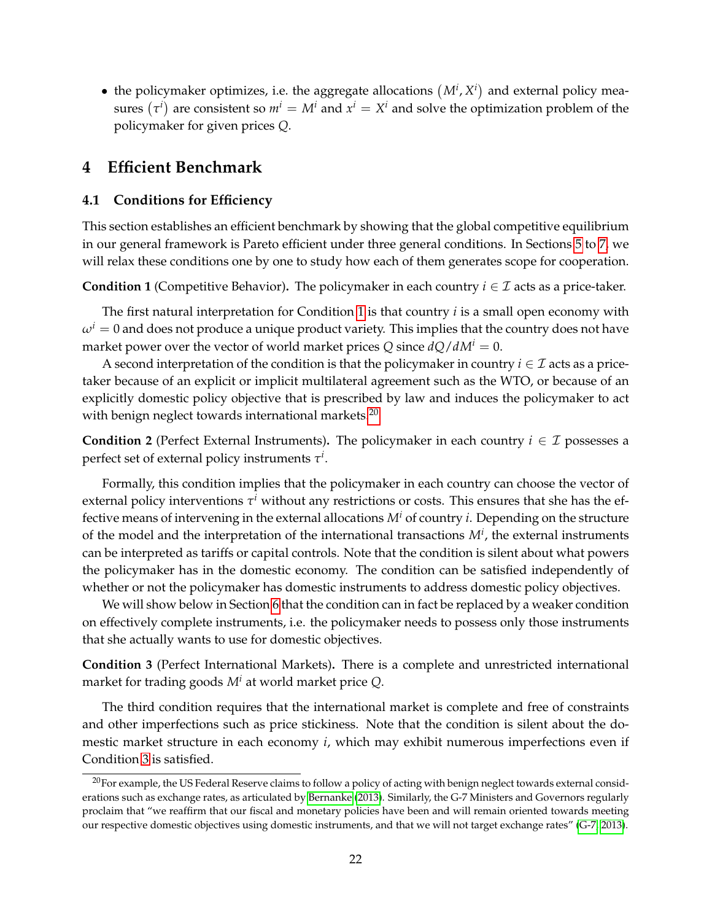- the policymaker optimizes, i.e. the aggregate allocations $(M^i, X^i)$ and external policy measures $(\tau^i)$ are consistent so $m^i = M^i$ and $x^i = X^i$ and solve the optimization problem of the policymaker for given prices $Q$.

# 4 Efficient Benchmark

## 4.1 Conditions for Efficiency

This section establishes an efficient benchmark by showing that the global competitive equilibrium in our general framework is Pareto efficient under three general conditions. In Sections 5 to 7, we will relax these conditions one by one to study how each of them generates scope for cooperation.

**Condition 1** (Competitive Behavior)**.** The policymaker in each country $i \in \mathcal{I}$ acts as a price-taker.

The first natural interpretation for Condition 1 is that country $i$ is a small open economy with $\omega^i = 0$ and does not produce a unique product variety. This implies that the country does not have market power over the vector of world market prices $Q$ since $dQ/dM^i = 0$.

A second interpretation of the condition is that the policymaker in country $i \in \mathcal{I}$ acts as a price-taker because of an explicit or implicit multilateral agreement such as the WTO, or because of an explicitly domestic policy objective that is prescribed by law and induces the policymaker to act with benign neglect towards international markets.[20]

**Condition 2** (Perfect External Instruments)**.** The policymaker in each country $i \in \mathcal{I}$ possesses a perfect set of external policy instruments $\tau^i$.

Formally, this condition implies that the policymaker in each country can choose the vector of external policy interventions $\tau^i$ without any restrictions or costs. This ensures that she has the effective means of intervening in the external allocations $M^i$ of country $i$. Depending on the structure of the model and the interpretation of the international transactions $M^i$, the external instruments can be interpreted as tariffs or capital controls. Note that the condition is silent about what powers the policymaker has in the domestic economy. The condition can be satisfied independently of whether or not the policymaker has domestic instruments to address domestic policy objectives.

We will show below in Section 6 that the condition can in fact be replaced by a weaker condition on effectively complete instruments, i.e. the policymaker needs to possess only those instruments that she actually wants to use for domestic objectives.

**Condition 3** (Perfect International Markets)**.** There is a complete and unrestricted international market for trading goods $M^i$ at world market price $Q$.

The third condition requires that the international market is complete and free of constraints and other imperfections such as price stickiness. Note that the condition is silent about the domestic market structure in each economy $i$, which may exhibit numerous imperfections even if Condition 3 is satisfied.

[20]For example, the US Federal Reserve claims to follow a policy of acting with benign neglect towards external considerations such as exchange rates, as articulated by Bernanke (2013). Similarly, the G-7 Ministers and Governors regularly proclaim that "we reaffirm that our fiscal and monetary policies have been and will remain oriented towards meeting our respective domestic objectives using domestic instruments, and that we will not target exchange rates" (G-7, 2013).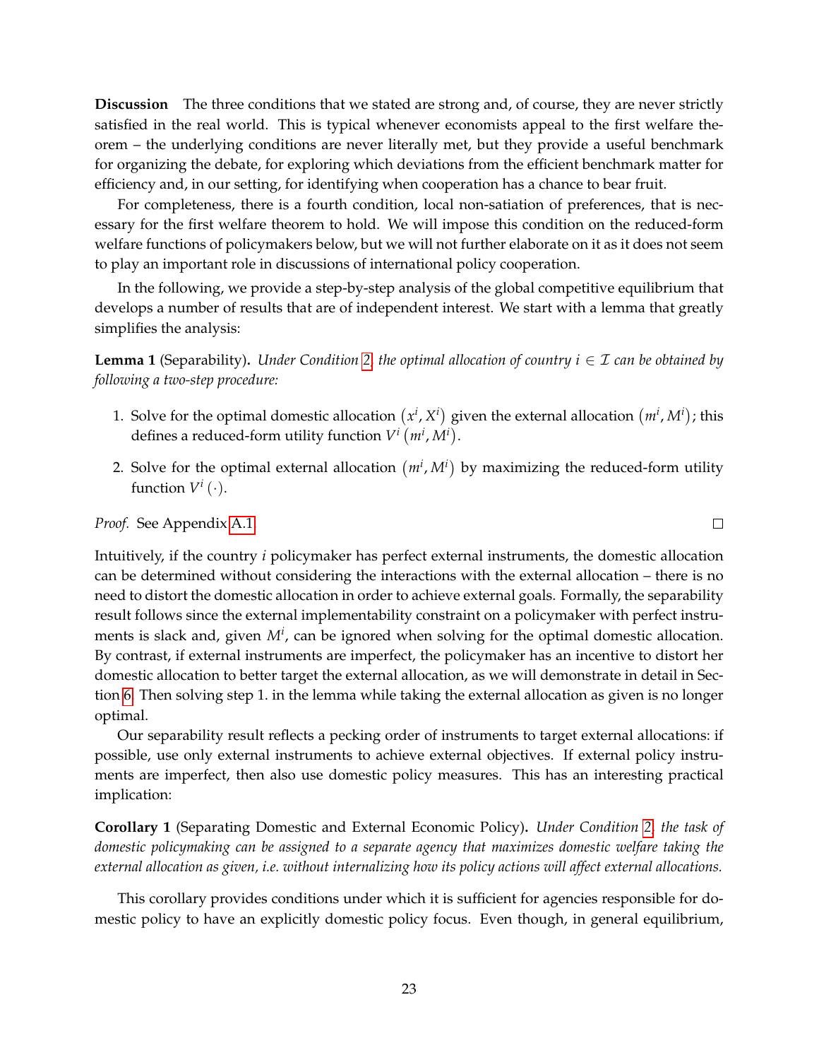**Discussion** The three conditions that we stated are strong and, of course, they are never strictly satisfied in the real world. This is typical whenever economists appeal to the first welfare theorem – the underlying conditions are never literally met, but they provide a useful benchmark for organizing the debate, for exploring which deviations from the efficient benchmark matter for efficiency and, in our setting, for identifying when cooperation has a chance to bear fruit.

For completeness, there is a fourth condition, local non-satiation of preferences, that is necessary for the first welfare theorem to hold. We will impose this condition on the reduced-form welfare functions of policymakers below, but we will not further elaborate on it as it does not seem to play an important role in discussions of international policy cooperation.

In the following, we provide a step-by-step analysis of the global competitive equilibrium that develops a number of results that are of independent interest. We start with a lemma that greatly simplifies the analysis:

**Lemma 1** (Separability)**.** *Under Condition 2, the optimal allocation of country $i \in \mathcal{I}$ can be obtained by following a two-step procedure:*

1. Solve for the optimal domestic allocation $\left(x^i, X^i\right)$ given the external allocation $\left(m^i, M^i\right)$; this defines a reduced-form utility function $V^i\left(m^i, M^i\right)$.
2. Solve for the optimal external allocation $\left(m^i, M^i\right)$ by maximizing the reduced-form utility function $V^i\left(\cdot\right)$.

*Proof.* See Appendix A.1. □

Intuitively, if the country $i$ policymaker has perfect external instruments, the domestic allocation can be determined without considering the interactions with the external allocation – there is no need to distort the domestic allocation in order to achieve external goals. Formally, the separability result follows since the external implementability constraint on a policymaker with perfect instruments is slack and, given $M^i$, can be ignored when solving for the optimal domestic allocation. By contrast, if external instruments are imperfect, the policymaker has an incentive to distort her domestic allocation to better target the external allocation, as we will demonstrate in detail in Section 6. Then solving step 1. in the lemma while taking the external allocation as given is no longer optimal.

Our separability result reflects a pecking order of instruments to target external allocations: if possible, use only external instruments to achieve external objectives. If external policy instruments are imperfect, then also use domestic policy measures. This has an interesting practical implication:

**Corollary 1** (Separating Domestic and External Economic Policy)**.** *Under Condition 2, the task of domestic policymaking can be assigned to a separate agency that maximizes domestic welfare taking the external allocation as given, i.e. without internalizing how its policy actions will affect external allocations.*

This corollary provides conditions under which it is sufficient for agencies responsible for domestic policy to have an explicitly domestic policy focus. Even though, in general equilibrium,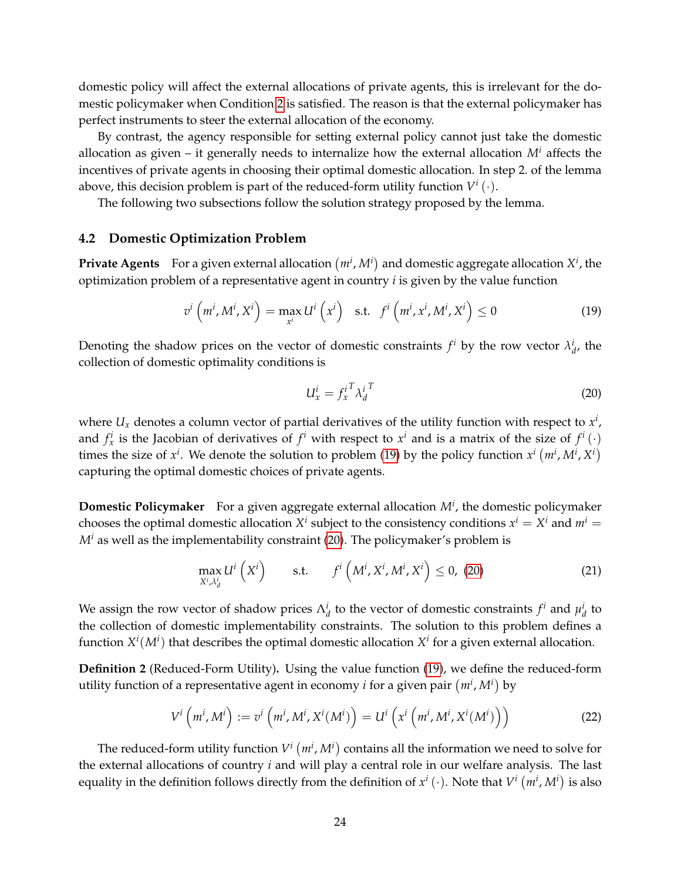domestic policy will affect the external allocations of private agents, this is irrelevant for the domestic policymaker when Condition 2 is satisfied. The reason is that the external policymaker has perfect instruments to steer the external allocation of the economy.

By contrast, the agency responsible for setting external policy cannot just take the domestic allocation as given – it generally needs to internalize how the external allocation $M^i$ affects the incentives of private agents in choosing their optimal domestic allocation. In step 2. of the lemma above, this decision problem is part of the reduced-form utility function $V^i(\cdot)$.

The following two subsections follow the solution strategy proposed by the lemma.

## 4.2 Domestic Optimization Problem

**Private Agents** For a given external allocation $(m^i, M^i)$ and domestic aggregate allocation $X^i$, the optimization problem of a representative agent in country $i$ is given by the value function

$$v^i\left(m^i, M^i, X^i\right) = \max_{x^i} U^i\left(x^i\right) \quad \text{s.t.} \quad f^i\left(m^i, x^i, M^i, X^i\right) \leq 0 \tag{19}$$

Denoting the shadow prices on the vector of domestic constraints $f^i$ by the row vector $\lambda_d^i$, the collection of domestic optimality conditions is

$$U_x^i = {f_x^i}^T {\lambda_d^i}^T \tag{20}$$

where $U_x$ denotes a column vector of partial derivatives of the utility function with respect to $x^i$, and $f_x^i$ is the Jacobian of derivatives of $f^i$ with respect to $x^i$ and is a matrix of the size of $f^i(\cdot)$ times the size of $x^i$. We denote the solution to problem (19) by the policy function $x^i\left(m^i, M^i, X^i\right)$ capturing the optimal domestic choices of private agents.

**Domestic Policymaker** For a given aggregate external allocation $M^i$, the domestic policymaker chooses the optimal domestic allocation $X^i$ subject to the consistency conditions $x^i = X^i$ and $m^i = M^i$ as well as the implementability constraint (20). The policymaker's problem is

$$\max_{X^i, \lambda_d^i} U^i\left(X^i\right) \qquad \text{s.t.} \qquad f^i\left(M^i, X^i, M^i, X^i\right) \leq 0, \text{ (20)} \tag{21}$$

We assign the row vector of shadow prices $\Lambda_d^i$ to the vector of domestic constraints $f^i$ and $\mu_d^i$ to the collection of domestic implementability constraints. The solution to this problem defines a function $X^i(M^i)$ that describes the optimal domestic allocation $X^i$ for a given external allocation.

**Definition 2** (Reduced-Form Utility)**.** Using the value function (19), we define the reduced-form utility function of a representative agent in economy $i$ for a given pair $(m^i, M^i)$ by

$$V^i\left(m^i, M^i\right) := v^i\left(m^i, M^i, X^i(M^i)\right) = U^i\left(x^i\left(m^i, M^i, X^i(M^i)\right)\right) \tag{22}$$

The reduced-form utility function $V^i\left(m^i, M^i\right)$ contains all the information we need to solve for the external allocations of country $i$ and will play a central role in our welfare analysis. The last equality in the definition follows directly from the definition of $x^i(\cdot)$. Note that $V^i\left(m^i, M^i\right)$ is also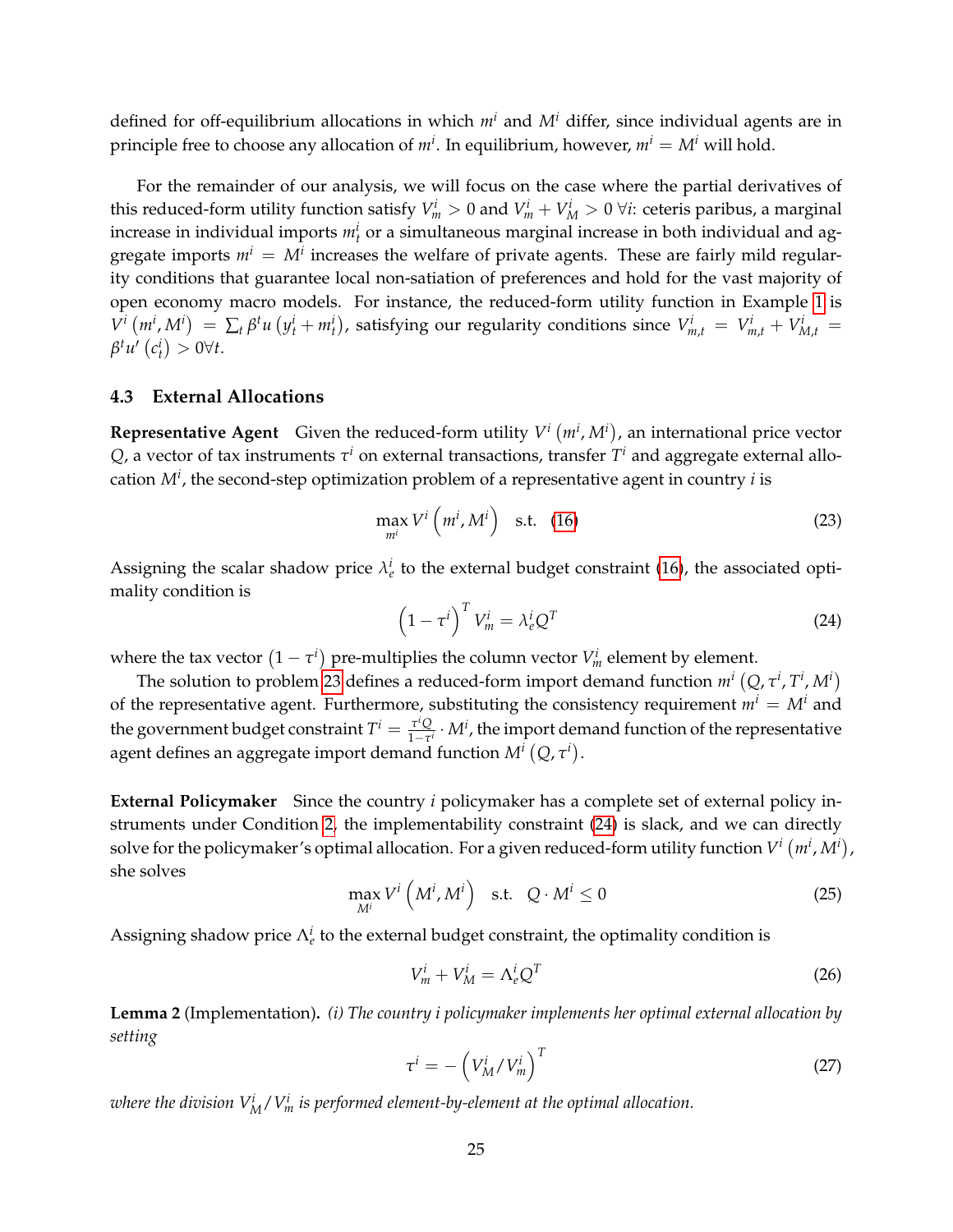defined for off-equilibrium allocations in which $m^i$ and $M^i$ differ, since individual agents are in principle free to choose any allocation of $m^i$. In equilibrium, however, $m^i = M^i$ will hold.

For the remainder of our analysis, we will focus on the case where the partial derivatives of this reduced-form utility function satisfy $V_m^i > 0$ and $V_m^i + V_M^i > 0 \; \forall i$: ceteris paribus, a marginal increase in individual imports $m_t^i$ or a simultaneous marginal increase in both individual and aggregate imports $m^i = M^i$ increases the welfare of private agents. These are fairly mild regularity conditions that guarantee local non-satiation of preferences and hold for the vast majority of open economy macro models. For instance, the reduced-form utility function in Example 1 is $V^i\left(m^i, M^i\right) = \sum_t \beta^t u\left(y_t^i + m_t^i\right)$, satisfying our regularity conditions since $V_{m,t}^i = V_{m,t}^i + V_{M,t}^i = \beta^t u'\left(c_t^i\right) > 0 \forall t$.

### 4.3 External Allocations

**Representative Agent** Given the reduced-form utility $V^i\left(m^i, M^i\right)$, an international price vector $Q$, a vector of tax instruments $\tau^i$ on external transactions, transfer $T^i$ and aggregate external allocation $M^i$, the second-step optimization problem of a representative agent in country $i$ is

$$\max_{m^i} V^i\left(m^i, M^i\right) \quad \text{s.t.} \quad (16) \tag{23}$$

Assigning the scalar shadow price $\lambda_e^i$ to the external budget constraint (16), the associated optimality condition is

$$\left(1-\tau^i\right)^T V_m^i = \lambda_e^i Q^T \tag{24}$$

where the tax vector $\left(1-\tau^i\right)$ pre-multiplies the column vector $V_m^i$ element by element.

The solution to problem 23 defines a reduced-form import demand function $m^i\left(Q, \tau^i, T^i, M^i\right)$ of the representative agent. Furthermore, substituting the consistency requirement $m^i = M^i$ and the government budget constraint $T^i = \frac{\tau^i Q}{1-\tau^i} \cdot M^i$, the import demand function of the representative agent defines an aggregate import demand function $M^i\left(Q, \tau^i\right)$.

**External Policymaker** Since the country $i$ policymaker has a complete set of external policy instruments under Condition 2, the implementability constraint (24) is slack, and we can directly solve for the policymaker's optimal allocation. For a given reduced-form utility function $V^i\left(m^i, M^i\right)$, she solves

$$\max_{M^i} V^i\left(M^i, M^i\right) \quad \text{s.t.} \quad Q \cdot M^i \leq 0 \tag{25}$$

Assigning shadow price $\Lambda_e^i$ to the external budget constraint, the optimality condition is

$$V_m^i + V_M^i = \Lambda_e^i Q^T \tag{26}$$

**Lemma 2** (Implementation)**.** *(i) The country i policymaker implements her optimal external allocation by setting*

$$\tau^i = -\left(V_M^i / V_m^i\right)^T \tag{27}$$

*where the division $V_M^i / V_m^i$ is performed element-by-element at the optimal allocation.*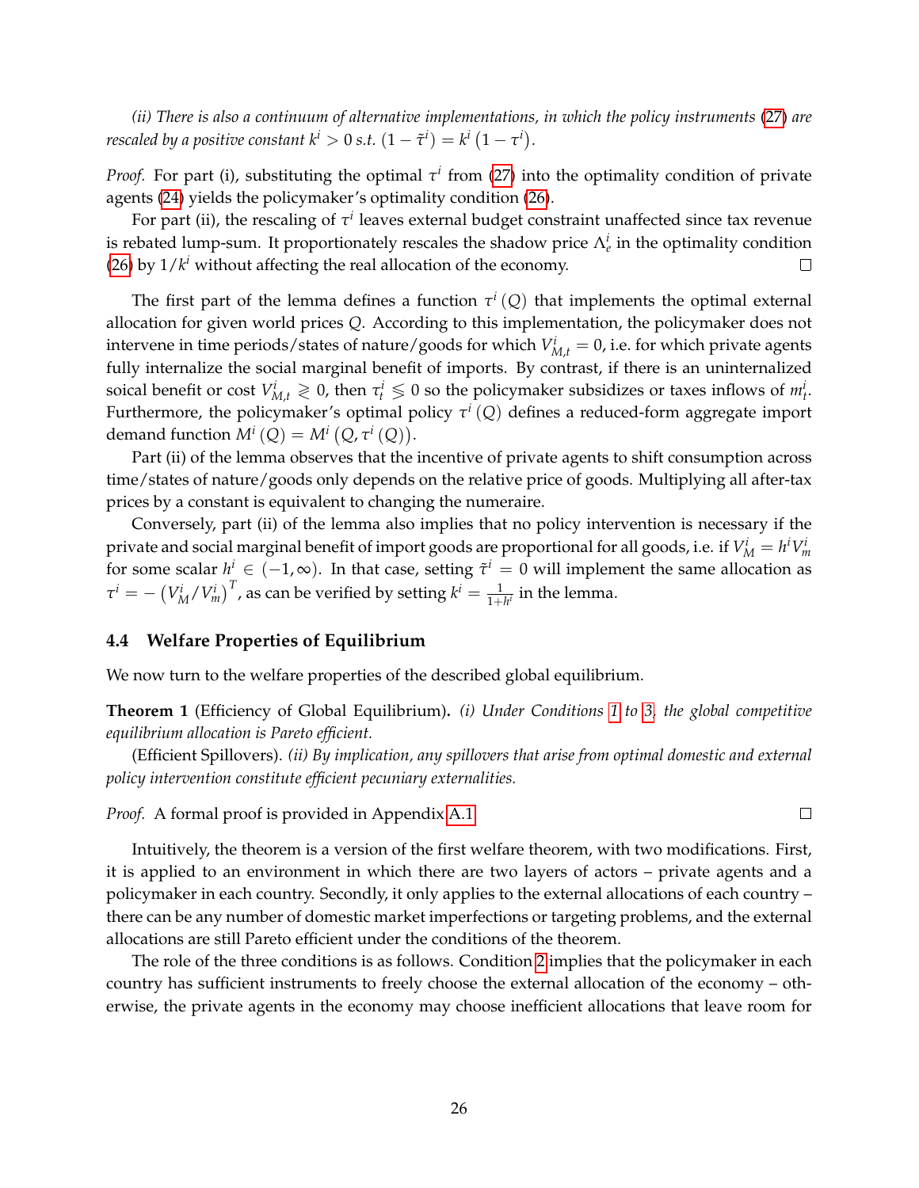*(ii) There is also a continuum of alternative implementations, in which the policy instruments (27) are rescaled by a positive constant $k^i > 0$ s.t. $(1 - \tilde{\tau}^i) = k^i (1 - \tau^i)$.*

*Proof.* For part (i), substituting the optimal $\tau^i$ from (27) into the optimality condition of private agents (24) yields the policymaker's optimality condition (26).

For part (ii), the rescaling of $\tau^i$ leaves external budget constraint unaffected since tax revenue is rebated lump-sum. It proportionately rescales the shadow price $\Lambda^i_e$ in the optimality condition (26) by $1/k^i$ without affecting the real allocation of the economy. □

The first part of the lemma defines a function $\tau^i(Q)$ that implements the optimal external allocation for given world prices $Q$. According to this implementation, the policymaker does not intervene in time periods/states of nature/goods for which $V^i_{M,t} = 0$, i.e. for which private agents fully internalize the social marginal benefit of imports. By contrast, if there is an uninternalized soical benefit or cost $V^i_{M,t} \gtrless 0$, then $\tau^i_t \lessgtr 0$ so the policymaker subsidizes or taxes inflows of $m^i_t$. Furthermore, the policymaker's optimal policy $\tau^i(Q)$ defines a reduced-form aggregate import demand function $M^i(Q) = M^i(Q, \tau^i(Q))$.

Part (ii) of the lemma observes that the incentive of private agents to shift consumption across time/states of nature/goods only depends on the relative price of goods. Multiplying all after-tax prices by a constant is equivalent to changing the numeraire.

Conversely, part (ii) of the lemma also implies that no policy intervention is necessary if the private and social marginal benefit of import goods are proportional for all goods, i.e. if $V^i_M = h^i V^i_m$ for some scalar $h^i \in (-1, \infty)$. In that case, setting $\tilde{\tau}^i = 0$ will implement the same allocation as $\tau^i = -\left(V^i_M / V^i_m\right)^T$, as can be verified by setting $k^i = \frac{1}{1+h^i}$ in the lemma.

### 4.4 Welfare Properties of Equilibrium

We now turn to the welfare properties of the described global equilibrium.

**Theorem 1** (Efficiency of Global Equilibrium)**.** *(i) Under Conditions 1 to 3, the global competitive equilibrium allocation is Pareto efficient.*

(Efficient Spillovers). *(ii) By implication, any spillovers that arise from optimal domestic and external policy intervention constitute efficient pecuniary externalities.*

*Proof.* A formal proof is provided in Appendix A.1 □

Intuitively, the theorem is a version of the first welfare theorem, with two modifications. First, it is applied to an environment in which there are two layers of actors – private agents and a policymaker in each country. Secondly, it only applies to the external allocations of each country – there can be any number of domestic market imperfections or targeting problems, and the external allocations are still Pareto efficient under the conditions of the theorem.

The role of the three conditions is as follows. Condition 2 implies that the policymaker in each country has sufficient instruments to freely choose the external allocation of the economy – otherwise, the private agents in the economy may choose inefficient allocations that leave room for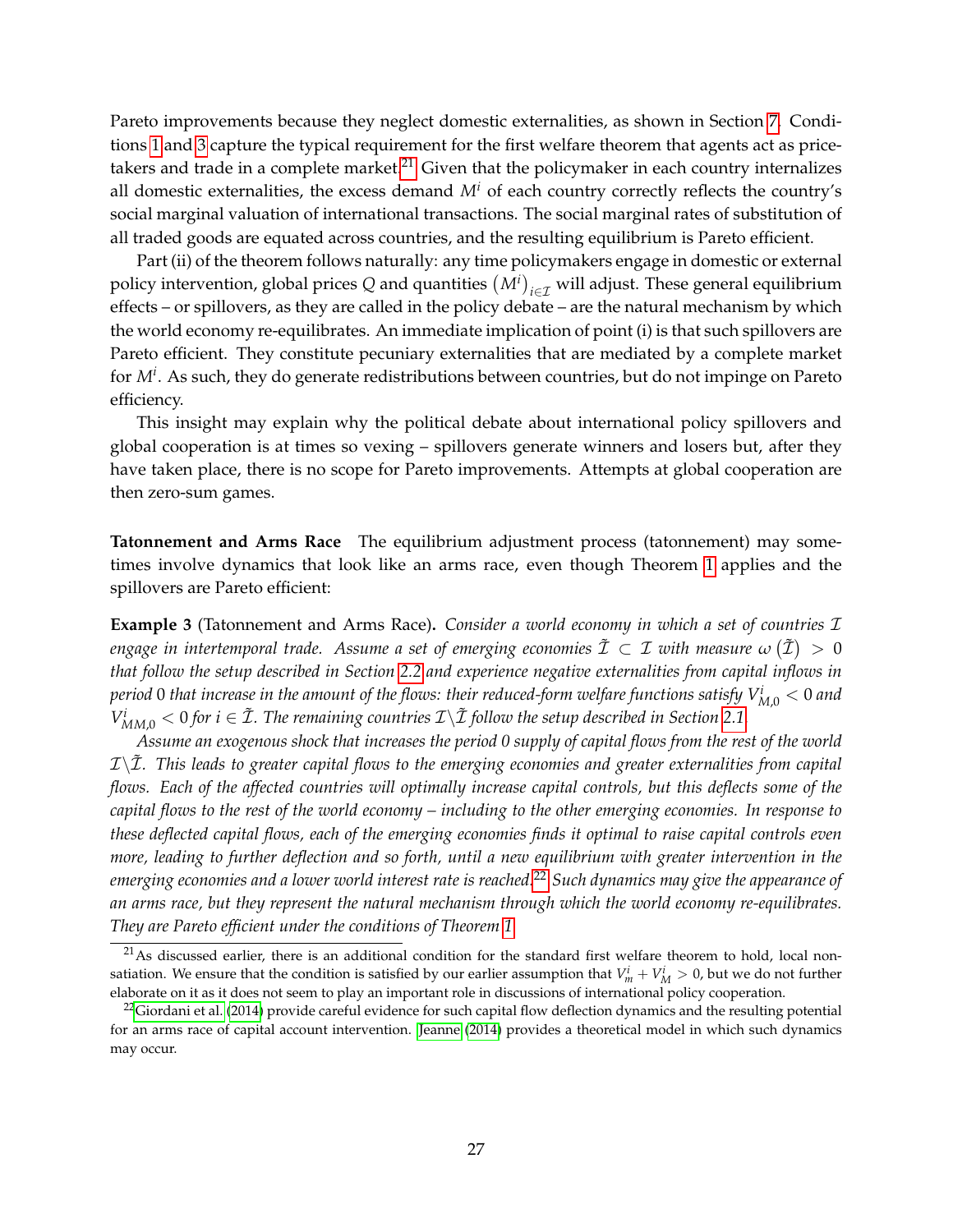Pareto improvements because they neglect domestic externalities, as shown in Section 7. Conditions 1 and 3 capture the typical requirement for the first welfare theorem that agents act as price-takers and trade in a complete market.[21] Given that the policymaker in each country internalizes all domestic externalities, the excess demand $M^i$ of each country correctly reflects the country's social marginal valuation of international transactions. The social marginal rates of substitution of all traded goods are equated across countries, and the resulting equilibrium is Pareto efficient.

Part (ii) of the theorem follows naturally: any time policymakers engage in domestic or external policy intervention, global prices $Q$ and quantities $(M^i)_{i \in \mathcal{I}}$ will adjust. These general equilibrium effects – or spillovers, as they are called in the policy debate – are the natural mechanism by which the world economy re-equilibrates. An immediate implication of point (i) is that such spillovers are Pareto efficient. They constitute pecuniary externalities that are mediated by a complete market for $M^i$. As such, they do generate redistributions between countries, but do not impinge on Pareto efficiency.

This insight may explain why the political debate about international policy spillovers and global cooperation is at times so vexing – spillovers generate winners and losers but, after they have taken place, there is no scope for Pareto improvements. Attempts at global cooperation are then zero-sum games.

**Tatonnement and Arms Race** The equilibrium adjustment process (tatonnement) may sometimes involve dynamics that look like an arms race, even though Theorem 1 applies and the spillovers are Pareto efficient:

**Example 3** (Tatonnement and Arms Race)**.** *Consider a world economy in which a set of countries $\mathcal{I}$ engage in intertemporal trade. Assume a set of emerging economies $\tilde{\mathcal{I}} \subset \mathcal{I}$ with measure $\omega(\tilde{\mathcal{I}}) > 0$ that follow the setup described in Section 2.2 and experience negative externalities from capital inflows in period 0 that increase in the amount of the flows: their reduced-form welfare functions satisfy $V^i_{M,0} < 0$ and $V^i_{MM,0} < 0$ for $i \in \tilde{\mathcal{I}}$. The remaining countries $\mathcal{I} \backslash \tilde{\mathcal{I}}$ follow the setup described in Section 2.1.*

*Assume an exogenous shock that increases the period 0 supply of capital flows from the rest of the world $\mathcal{I} \backslash \tilde{\mathcal{I}}$. This leads to greater capital flows to the emerging economies and greater externalities from capital flows. Each of the affected countries will optimally increase capital controls, but this deflects some of the capital flows to the rest of the world economy – including to the other emerging economies. In response to these deflected capital flows, each of the emerging economies finds it optimal to raise capital controls even more, leading to further deflection and so forth, until a new equilibrium with greater intervention in the emerging economies and a lower world interest rate is reached.[22] Such dynamics may give the appearance of an arms race, but they represent the natural mechanism through which the world economy re-equilibrates. They are Pareto efficient under the conditions of Theorem 1.*

[21] As discussed earlier, there is an additional condition for the standard first welfare theorem to hold, local non-satiation. We ensure that the condition is satisfied by our earlier assumption that $V^i_m + V^i_M > 0$, but we do not further elaborate on it as it does not seem to play an important role in discussions of international policy cooperation.

[22] Giordani et al. (2014) provide careful evidence for such capital flow deflection dynamics and the resulting potential for an arms race of capital account intervention. Jeanne (2014) provides a theoretical model in which such dynamics may occur.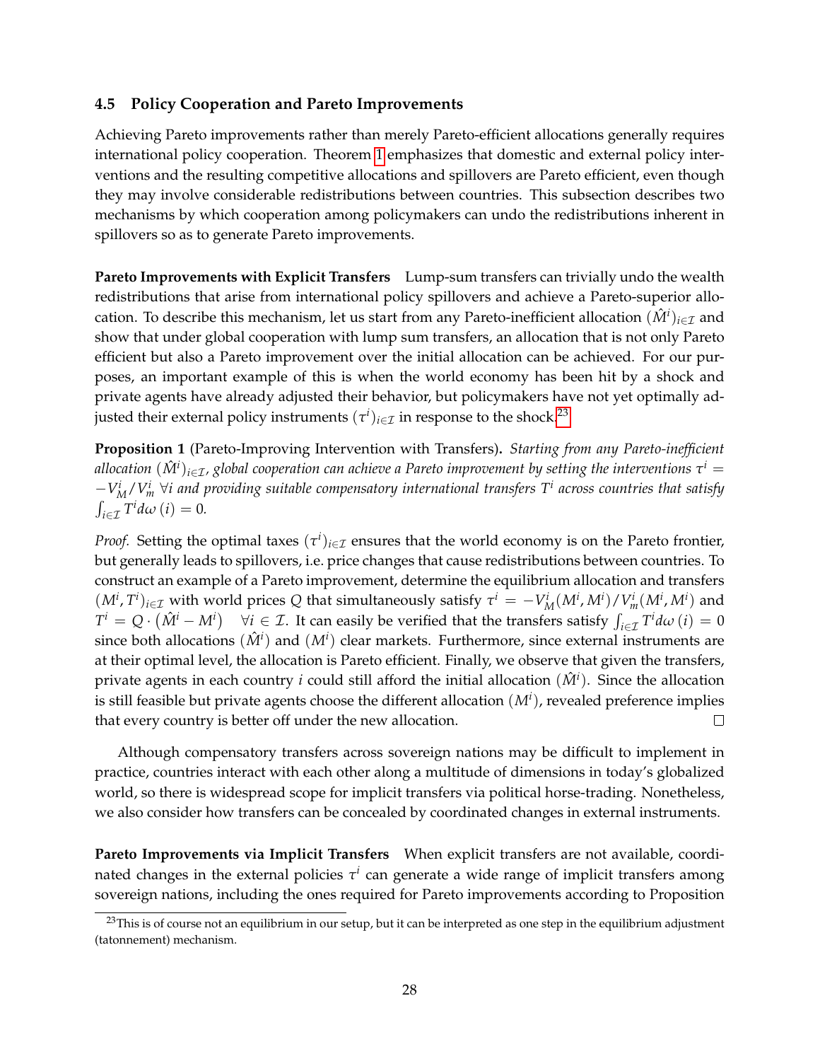### 4.5 Policy Cooperation and Pareto Improvements

Achieving Pareto improvements rather than merely Pareto-efficient allocations generally requires international policy cooperation. Theorem 1 emphasizes that domestic and external policy interventions and the resulting competitive allocations and spillovers are Pareto efficient, even though they may involve considerable redistributions between countries. This subsection describes two mechanisms by which cooperation among policymakers can undo the redistributions inherent in spillovers so as to generate Pareto improvements.

**Pareto Improvements with Explicit Transfers** Lump-sum transfers can trivially undo the wealth redistributions that arise from international policy spillovers and achieve a Pareto-superior allocation. To describe this mechanism, let us start from any Pareto-inefficient allocation $(\hat{M}^i)_{i\in\mathcal{I}}$ and show that under global cooperation with lump sum transfers, an allocation that is not only Pareto efficient but also a Pareto improvement over the initial allocation can be achieved. For our purposes, an important example of this is when the world economy has been hit by a shock and private agents have already adjusted their behavior, but policymakers have not yet optimally adjusted their external policy instruments $(\tau^i)_{i\in\mathcal{I}}$ in response to the shock.[23]

**Proposition 1** (Pareto-Improving Intervention with Transfers)**.** *Starting from any Pareto-inefficient allocation $(\hat{M}^i)_{i\in\mathcal{I}}$, global cooperation can achieve a Pareto improvement by setting the interventions $\tau^i = -V^i_M/V^i_m$ $\forall i$ and providing suitable compensatory international transfers $T^i$ across countries that satisfy $\int_{i\in\mathcal{I}} T^i d\omega(i) = 0$.*

*Proof.* Setting the optimal taxes $(\tau^i)_{i\in\mathcal{I}}$ ensures that the world economy is on the Pareto frontier, but generally leads to spillovers, i.e. price changes that cause redistributions between countries. To construct an example of a Pareto improvement, determine the equilibrium allocation and transfers $(M^i, T^i)_{i\in\mathcal{I}}$ with world prices $Q$ that simultaneously satisfy $\tau^i = -V^i_M(M^i, M^i)/V^i_m(M^i, M^i)$ and $T^i = Q\cdot\left(\hat{M}^i - M^i\right)$ $\quad\forall i\in\mathcal{I}$. It can easily be verified that the transfers satisfy $\int_{i\in\mathcal{I}} T^i d\omega(i) = 0$ since both allocations $(\hat{M}^i)$ and $(M^i)$ clear markets. Furthermore, since external instruments are at their optimal level, the allocation is Pareto efficient. Finally, we observe that given the transfers, private agents in each country $i$ could still afford the initial allocation $(\hat{M}^i)$. Since the allocation is still feasible but private agents choose the different allocation $(M^i)$, revealed preference implies that every country is better off under the new allocation. □

Although compensatory transfers across sovereign nations may be difficult to implement in practice, countries interact with each other along a multitude of dimensions in today's globalized world, so there is widespread scope for implicit transfers via political horse-trading. Nonetheless, we also consider how transfers can be concealed by coordinated changes in external instruments.

**Pareto Improvements via Implicit Transfers** When explicit transfers are not available, coordinated changes in the external policies $\tau^i$ can generate a wide range of implicit transfers among sovereign nations, including the ones required for Pareto improvements according to Proposition

[23] This is of course not an equilibrium in our setup, but it can be interpreted as one step in the equilibrium adjustment (tatonnement) mechanism.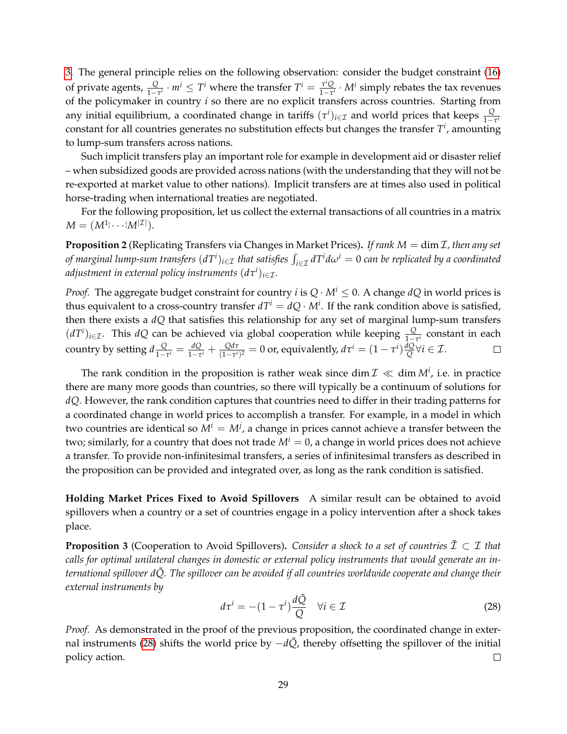3. The general principle relies on the following observation: consider the budget constraint (16) of private agents, $\frac{Q}{1-\tau^i} \cdot m^i \leq T^i$ where the transfer $T^i = \frac{\tau^i Q}{1-\tau^i} \cdot M^i$ simply rebates the tax revenues of the policymaker in country $i$ so there are no explicit transfers across countries. Starting from any initial equilibrium, a coordinated change in tariffs $(\tau^i)_{i\in\mathcal{I}}$ and world prices that keeps $\frac{Q}{1-\tau^i}$ constant for all countries generates no substitution effects but changes the transfer $T^i$, amounting to lump-sum transfers across nations.

Such implicit transfers play an important role for example in development aid or disaster relief – when subsidized goods are provided across nations (with the understanding that they will not be re-exported at market value to other nations). Implicit transfers are at times also used in political horse-trading when international treaties are negotiated.

For the following proposition, let us collect the external transactions of all countries in a matrix $M = (M^1 \vdots \cdots \vdots M^{|\mathcal{I}|})$.

**Proposition 2** (Replicating Transfers via Changes in Market Prices)**.** *If rank $M = \dim \mathcal{I}$, then any set of marginal lump-sum transfers $(dT^i)_{i\in\mathcal{I}}$ that satisfies $\int_{i\in\mathcal{I}} dT^i d\omega^i = 0$ can be replicated by a coordinated adjustment in external policy instruments $(d\tau^i)_{i\in\mathcal{I}}$.*

*Proof.* The aggregate budget constraint for country $i$ is $Q \cdot M^i \leq 0$. A change $dQ$ in world prices is thus equivalent to a cross-country transfer $dT^i = dQ \cdot M^i$. If the rank condition above is satisfied, then there exists a $dQ$ that satisfies this relationship for any set of marginal lump-sum transfers $(dT^i)_{i\in\mathcal{I}}$. This $dQ$ can be achieved via global cooperation while keeping $\frac{Q}{1-\tau^i}$ constant in each country by setting $d\frac{Q}{1-\tau^i} = \frac{dQ}{1-\tau^i} + \frac{Qd\tau}{(1-\tau^i)^2} = 0$ or, equivalently, $d\tau^i = (1-\tau^i)\frac{dQ}{Q} \forall i \in \mathcal{I}$. □

The rank condition in the proposition is rather weak since $\dim \mathcal{I} \ll \dim M^i$, i.e. in practice there are many more goods than countries, so there will typically be a continuum of solutions for $dQ$. However, the rank condition captures that countries need to differ in their trading patterns for a coordinated change in world prices to accomplish a transfer. For example, in a model in which two countries are identical so $M^i = M^j$, a change in prices cannot achieve a transfer between the two; similarly, for a country that does not trade $M^i = 0$, a change in world prices does not achieve a transfer. To provide non-infinitesimal transfers, a series of infinitesimal transfers as described in the proposition can be provided and integrated over, as long as the rank condition is satisfied.

**Holding Market Prices Fixed to Avoid Spillovers** A similar result can be obtained to avoid spillovers when a country or a set of countries engage in a policy intervention after a shock takes place.

**Proposition 3** (Cooperation to Avoid Spillovers)**.** *Consider a shock to a set of countries $\tilde{\mathcal{I}} \subset \mathcal{I}$ that calls for optimal unilateral changes in domestic or external policy instruments that would generate an international spillover $d\tilde{Q}$. The spillover can be avoided if all countries worldwide cooperate and change their external instruments by*

$$d\tau^i = -(1-\tau^i)\frac{d\tilde{Q}}{Q} \quad \forall i \in \mathcal{I} \tag{28}$$

*Proof.* As demonstrated in the proof of the previous proposition, the coordinated change in external instruments (28) shifts the world price by $-d\tilde{Q}$, thereby offsetting the spillover of the initial policy action. □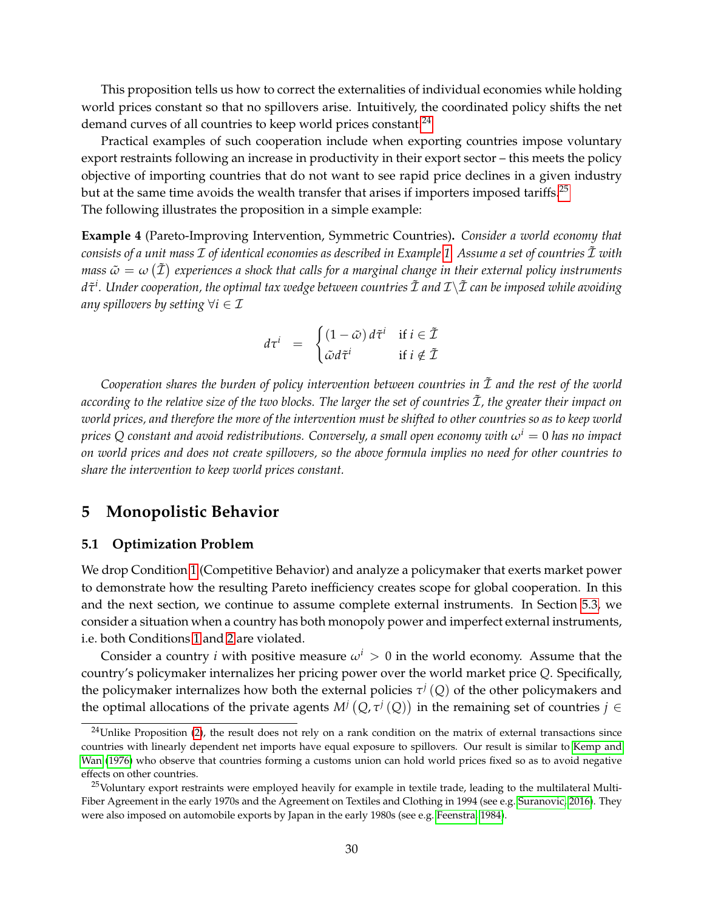This proposition tells us how to correct the externalities of individual economies while holding world prices constant so that no spillovers arise. Intuitively, the coordinated policy shifts the net demand curves of all countries to keep world prices constant.[24]

Practical examples of such cooperation include when exporting countries impose voluntary export restraints following an increase in productivity in their export sector – this meets the policy objective of importing countries that do not want to see rapid price declines in a given industry but at the same time avoids the wealth transfer that arises if importers imposed tariffs.[25]

The following illustrates the proposition in a simple example:

**Example 4** (Pareto-Improving Intervention, Symmetric Countries)**.** *Consider a world economy that consists of a unit mass $\mathcal{I}$ of identical economies as described in Example 1. Assume a set of countries $\tilde{\mathcal{I}}$ with mass $\tilde{\omega} = \omega\left(\tilde{\mathcal{I}}\right)$ experiences a shock that calls for a marginal change in their external policy instruments $d\tilde{\tau}^i$. Under cooperation, the optimal tax wedge between countries $\tilde{\mathcal{I}}$ and $\mathcal{I}\backslash\tilde{\mathcal{I}}$ can be imposed while avoiding any spillovers by setting $\forall i \in \mathcal{I}$*

$$
d\tau^i = \begin{cases} (1-\tilde{\omega})\, d\tilde{\tau}^i & \text{if } i \in \tilde{\mathcal{I}} \\ \tilde{\omega} d\tilde{\tau}^i & \text{if } i \notin \tilde{\mathcal{I}} \end{cases}
$$

*Cooperation shares the burden of policy intervention between countries in $\tilde{\mathcal{I}}$ and the rest of the world according to the relative size of the two blocks. The larger the set of countries $\tilde{\mathcal{I}}$, the greater their impact on world prices, and therefore the more of the intervention must be shifted to other countries so as to keep world prices $Q$ constant and avoid redistributions. Conversely, a small open economy with $\omega^i = 0$ has no impact on world prices and does not create spillovers, so the above formula implies no need for other countries to share the intervention to keep world prices constant.*

# 5 Monopolistic Behavior

## 5.1 Optimization Problem

We drop Condition 1 (Competitive Behavior) and analyze a policymaker that exerts market power to demonstrate how the resulting Pareto inefficiency creates scope for global cooperation. In this and the next section, we continue to assume complete external instruments. In Section 5.3, we consider a situation when a country has both monopoly power and imperfect external instruments, i.e. both Conditions 1 and 2 are violated.

Consider a country $i$ with positive measure $\omega^i > 0$ in the world economy. Assume that the country's policymaker internalizes her pricing power over the world market price $Q$. Specifically, the policymaker internalizes how both the external policies $\tau^j(Q)$ of the other policymakers and the optimal allocations of the private agents $M^j\left(Q, \tau^j(Q)\right)$ in the remaining set of countries $j \in$

[24] Unlike Proposition (2), the result does not rely on a rank condition on the matrix of external transactions since countries with linearly dependent net imports have equal exposure to spillovers. Our result is similar to Kemp and Wan (1976) who observe that countries forming a customs union can hold world prices fixed so as to avoid negative effects on other countries.

[25] Voluntary export restraints were employed heavily for example in textile trade, leading to the multilateral Multi-Fiber Agreement in the early 1970s and the Agreement on Textiles and Clothing in 1994 (see e.g. Suranovic, 2016). They were also imposed on automobile exports by Japan in the early 1980s (see e.g. Feenstra, 1984).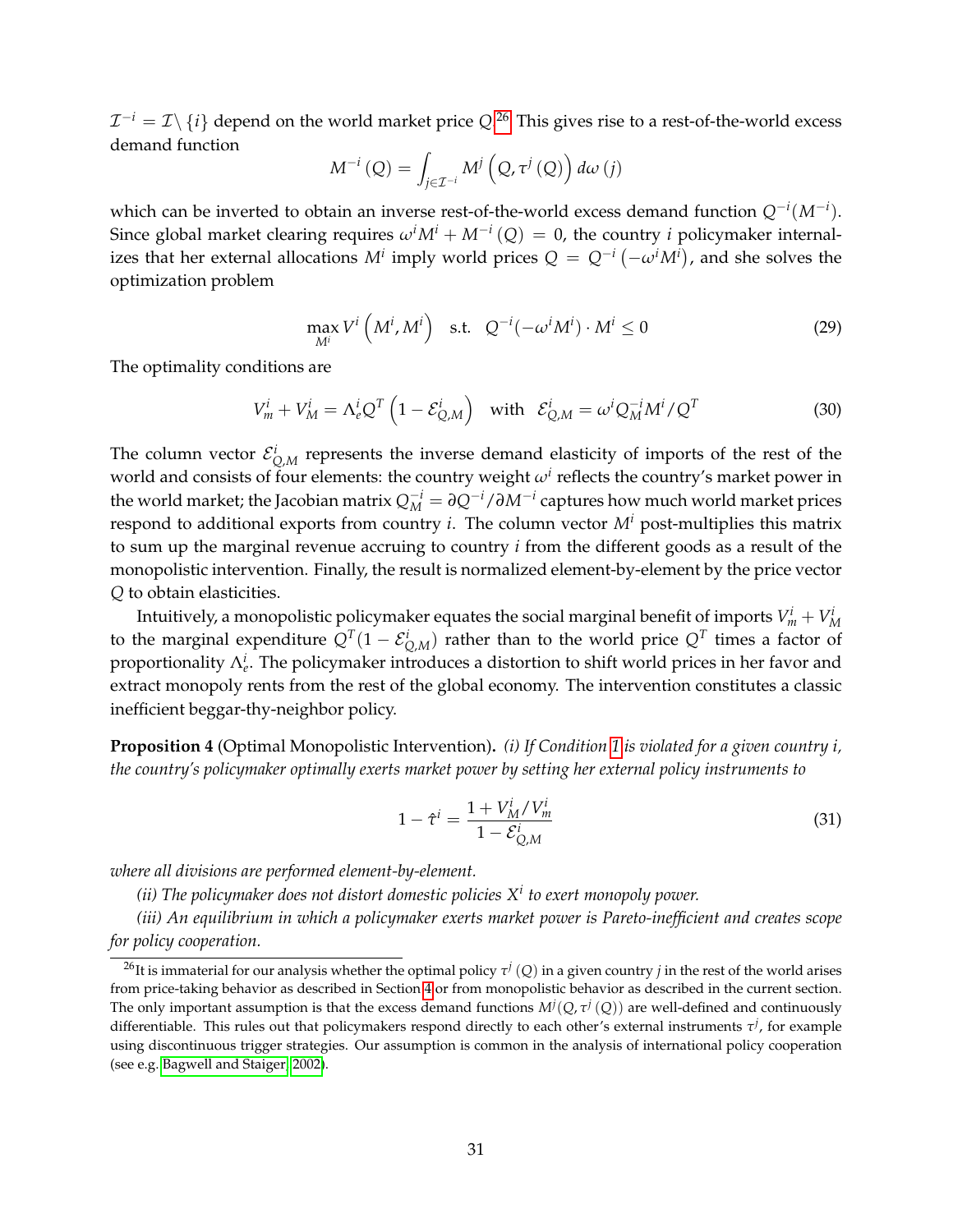$\mathcal{I}^{-i} = \mathcal{I} \backslash \{i\}$ depend on the world market price $Q$.[26] This gives rise to a rest-of-the-world excess demand function

$$M^{-i}(Q) = \int_{j \in \mathcal{I}^{-i}} M^j \left(Q, \tau^j(Q)\right) d\omega(j)$$

which can be inverted to obtain an inverse rest-of-the-world excess demand function $Q^{-i}(M^{-i})$. Since global market clearing requires $\omega^i M^i + M^{-i}(Q) = 0$, the country $i$ policymaker internalizes that her external allocations $M^i$ imply world prices $Q = Q^{-i}\left(-\omega^i M^i\right)$, and she solves the optimization problem

$$\max_{M^i} V^i \left(M^i, M^i\right) \quad \text{s.t.} \quad Q^{-i}(-\omega^i M^i) \cdot M^i \leq 0 \tag{29}$$

The optimality conditions are

$$V_m^i + V_M^i = \Lambda_e^i Q^T \left(1 - \mathcal{E}_{Q,M}^i\right) \quad \text{with} \quad \mathcal{E}_{Q,M}^i = \omega^i Q_M^{-i} M^i / Q^T \tag{30}$$

The column vector $\mathcal{E}_{Q,M}^i$ represents the inverse demand elasticity of imports of the rest of the world and consists of four elements: the country weight $\omega^i$ reflects the country's market power in the world market; the Jacobian matrix $Q_M^{-i} = \partial Q^{-i} / \partial M^{-i}$ captures how much world market prices respond to additional exports from country $i$. The column vector $M^i$ post-multiplies this matrix to sum up the marginal revenue accruing to country $i$ from the different goods as a result of the monopolistic intervention. Finally, the result is normalized element-by-element by the price vector $Q$ to obtain elasticities.

Intuitively, a monopolistic policymaker equates the social marginal benefit of imports $V_m^i + V_M^i$ to the marginal expenditure $Q^T(1 - \mathcal{E}_{Q,M}^i)$ rather than to the world price $Q^T$ times a factor of proportionality $\Lambda_e^i$. The policymaker introduces a distortion to shift world prices in her favor and extract monopoly rents from the rest of the global economy. The intervention constitutes a classic inefficient beggar-thy-neighbor policy.

**Proposition 4** (Optimal Monopolistic Intervention)**.** *(i) If Condition 1 is violated for a given country i, the country's policymaker optimally exerts market power by setting her external policy instruments to*

$$1 - \hat{\tau}^i = \frac{1 + V_M^i / V_m^i}{1 - \mathcal{E}_{Q,M}^i} \tag{31}$$

*where all divisions are performed element-by-element.*

*(ii) The policymaker does not distort domestic policies $X^i$ to exert monopoly power.*

*(iii) An equilibrium in which a policymaker exerts market power is Pareto-inefficient and creates scope for policy cooperation.*

---

[26] It is immaterial for our analysis whether the optimal policy $\tau^j(Q)$ in a given country $j$ in the rest of the world arises from price-taking behavior as described in Section 4 or from monopolistic behavior as described in the current section. The only important assumption is that the excess demand functions $M^j(Q, \tau^j(Q))$ are well-defined and continuously differentiable. This rules out that policymakers respond directly to each other's external instruments $\tau^j$, for example using discontinuous trigger strategies. Our assumption is common in the analysis of international policy cooperation (see e.g. Bagwell and Staiger, 2002).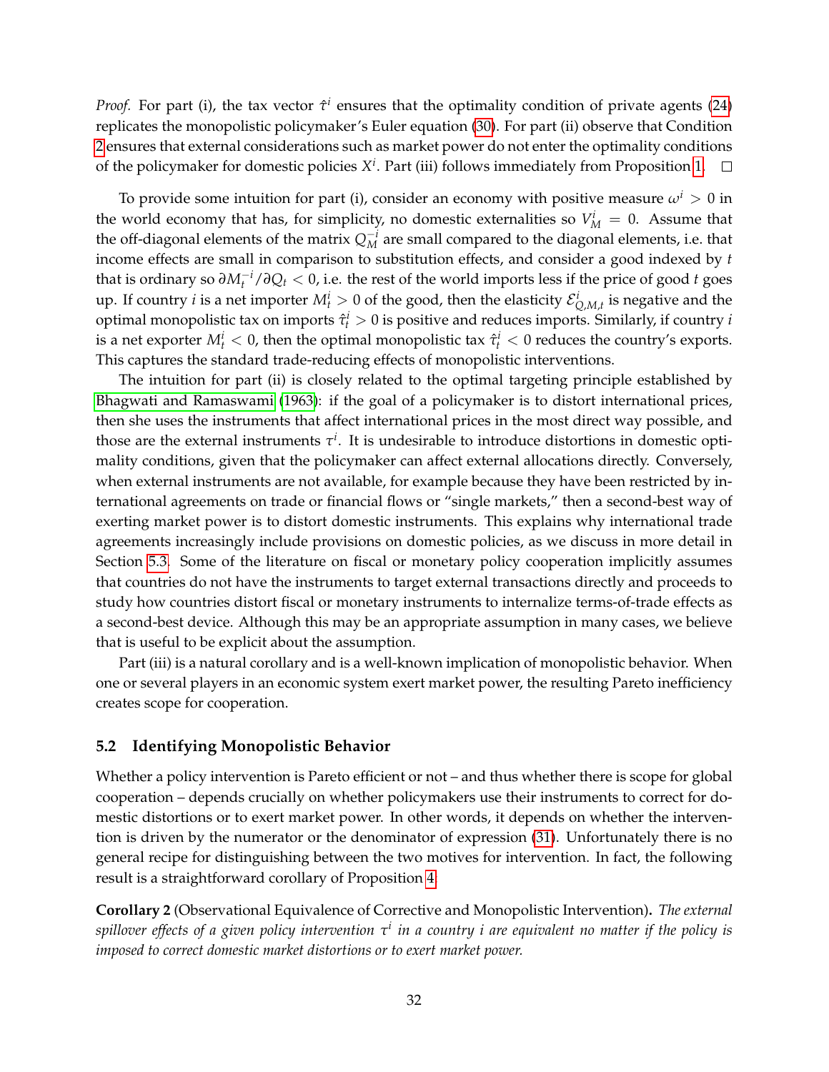*Proof.* For part (i), the tax vector $\hat{\tau}^i$ ensures that the optimality condition of private agents (24) replicates the monopolistic policymaker's Euler equation (30). For part (ii) observe that Condition 2 ensures that external considerations such as market power do not enter the optimality conditions of the policymaker for domestic policies $X^i$. Part (iii) follows immediately from Proposition 1. $\square$

To provide some intuition for part (i), consider an economy with positive measure $\omega^i > 0$ in the world economy that has, for simplicity, no domestic externalities so $V_M^i = 0$. Assume that the off-diagonal elements of the matrix $Q_M^{-i}$ are small compared to the diagonal elements, i.e. that income effects are small in comparison to substitution effects, and consider a good indexed by $t$ that is ordinary so $\partial M_t^{-i}/\partial Q_t < 0$, i.e. the rest of the world imports less if the price of good $t$ goes up. If country $i$ is a net importer $M_t^i > 0$ of the good, then the elasticity $\mathcal{E}_{Q,M,t}^i$ is negative and the optimal monopolistic tax on imports $\hat{\tau}_t^i > 0$ is positive and reduces imports. Similarly, if country $i$ is a net exporter $M_t^i < 0$, then the optimal monopolistic tax $\hat{\tau}_t^i < 0$ reduces the country's exports. This captures the standard trade-reducing effects of monopolistic interventions.

The intuition for part (ii) is closely related to the optimal targeting principle established by Bhagwati and Ramaswami (1963): if the goal of a policymaker is to distort international prices, then she uses the instruments that affect international prices in the most direct way possible, and those are the external instruments $\tau^i$. It is undesirable to introduce distortions in domestic optimality conditions, given that the policymaker can affect external allocations directly. Conversely, when external instruments are not available, for example because they have been restricted by international agreements on trade or financial flows or "single markets," then a second-best way of exerting market power is to distort domestic instruments. This explains why international trade agreements increasingly include provisions on domestic policies, as we discuss in more detail in Section 5.3. Some of the literature on fiscal or monetary policy cooperation implicitly assumes that countries do not have the instruments to target external transactions directly and proceeds to study how countries distort fiscal or monetary instruments to internalize terms-of-trade effects as a second-best device. Although this may be an appropriate assumption in many cases, we believe that is useful to be explicit about the assumption.

Part (iii) is a natural corollary and is a well-known implication of monopolistic behavior. When one or several players in an economic system exert market power, the resulting Pareto inefficiency creates scope for cooperation.

## 5.2 Identifying Monopolistic Behavior

Whether a policy intervention is Pareto efficient or not – and thus whether there is scope for global cooperation – depends crucially on whether policymakers use their instruments to correct for domestic distortions or to exert market power. In other words, it depends on whether the intervention is driven by the numerator or the denominator of expression (31). Unfortunately there is no general recipe for distinguishing between the two motives for intervention. In fact, the following result is a straightforward corollary of Proposition 4.

**Corollary 2** (Observational Equivalence of Corrective and Monopolistic Intervention)**.** *The external spillover effects of a given policy intervention $\tau^i$ in a country $i$ are equivalent no matter if the policy is imposed to correct domestic market distortions or to exert market power.*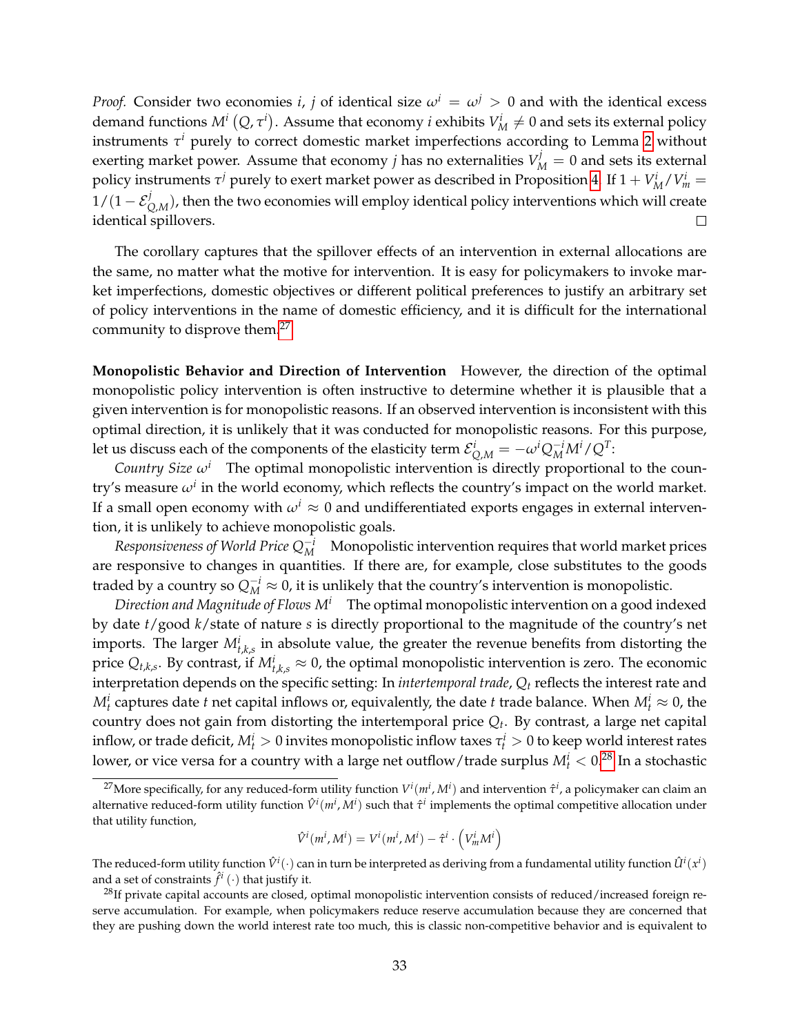*Proof.* Consider two economies $i$, $j$ of identical size $\omega^i = \omega^j > 0$ and with the identical excess demand functions $M^i(Q, \tau^i)$. Assume that economy $i$ exhibits $V_M^i \neq 0$ and sets its external policy instruments $\tau^i$ purely to correct domestic market imperfections according to Lemma 2 without exerting market power. Assume that economy $j$ has no externalities $V_M^j = 0$ and sets its external policy instruments $\tau^j$ purely to exert market power as described in Proposition 4. If $1 + V_M^i / V_m^i = 1/(1 - \mathcal{E}_{Q,M}^j)$, then the two economies will employ identical policy interventions which will create identical spillovers. □

The corollary captures that the spillover effects of an intervention in external allocations are the same, no matter what the motive for intervention. It is easy for policymakers to invoke market imperfections, domestic objectives or different political preferences to justify an arbitrary set of policy interventions in the name of domestic efficiency, and it is difficult for the international community to disprove them.[27]

**Monopolistic Behavior and Direction of Intervention** However, the direction of the optimal monopolistic policy intervention is often instructive to determine whether it is plausible that a given intervention is for monopolistic reasons. If an observed intervention is inconsistent with this optimal direction, it is unlikely that it was conducted for monopolistic reasons. For this purpose, let us discuss each of the components of the elasticity term $\mathcal{E}_{Q,M}^i = -\omega^i Q_M^{-i} M^i / Q^T$:

*Country Size* $\omega^i$ The optimal monopolistic intervention is directly proportional to the country's measure $\omega^i$ in the world economy, which reflects the country's impact on the world market. If a small open economy with $\omega^i \approx 0$ and undifferentiated exports engages in external intervention, it is unlikely to achieve monopolistic goals.

*Responsiveness of World Price* $Q_M^{-i}$ Monopolistic intervention requires that world market prices are responsive to changes in quantities. If there are, for example, close substitutes to the goods traded by a country so $Q_M^{-i} \approx 0$, it is unlikely that the country's intervention is monopolistic.

*Direction and Magnitude of Flows* $M^i$ The optimal monopolistic intervention on a good indexed by date $t$/good $k$/state of nature $s$ is directly proportional to the magnitude of the country's net imports. The larger $M_{t,k,s}^i$ in absolute value, the greater the revenue benefits from distorting the price $Q_{t,k,s}$. By contrast, if $M_{t,k,s}^i \approx 0$, the optimal monopolistic intervention is zero. The economic interpretation depends on the specific setting: In *intertemporal trade*, $Q_t$ reflects the interest rate and $M_t^i$ captures date $t$ net capital inflows or, equivalently, the date $t$ trade balance. When $M_t^i \approx 0$, the country does not gain from distorting the intertemporal price $Q_t$. By contrast, a large net capital inflow, or trade deficit, $M_t^i > 0$ invites monopolistic inflow taxes $\tau_t^i > 0$ to keep world interest rates lower, or vice versa for a country with a large net outflow/trade surplus $M_t^i < 0$.[28] In a stochastic

---

[27] More specifically, for any reduced-form utility function $V^i(m^i, M^i)$ and intervention $\hat{\tau}^i$, a policymaker can claim an alternative reduced-form utility function $\hat{V}^i(m^i, M^i)$ such that $\hat{\tau}^i$ implements the optimal competitive allocation under that utility function,

$$\hat{V}^i(m^i, M^i) = V^i(m^i, M^i) - \hat{\tau}^i \cdot \left( V_m^i M^i \right)$$

The reduced-form utility function $\hat{V}^i(\cdot)$ can in turn be interpreted as deriving from a fundamental utility function $\hat{U}^i(x^i)$ and a set of constraints $\hat{f}^i(\cdot)$ that justify it.

[28] If private capital accounts are closed, optimal monopolistic intervention consists of reduced/increased foreign reserve accumulation. For example, when policymakers reduce reserve accumulation because they are concerned that they are pushing down the world interest rate too much, this is classic non-competitive behavior and is equivalent to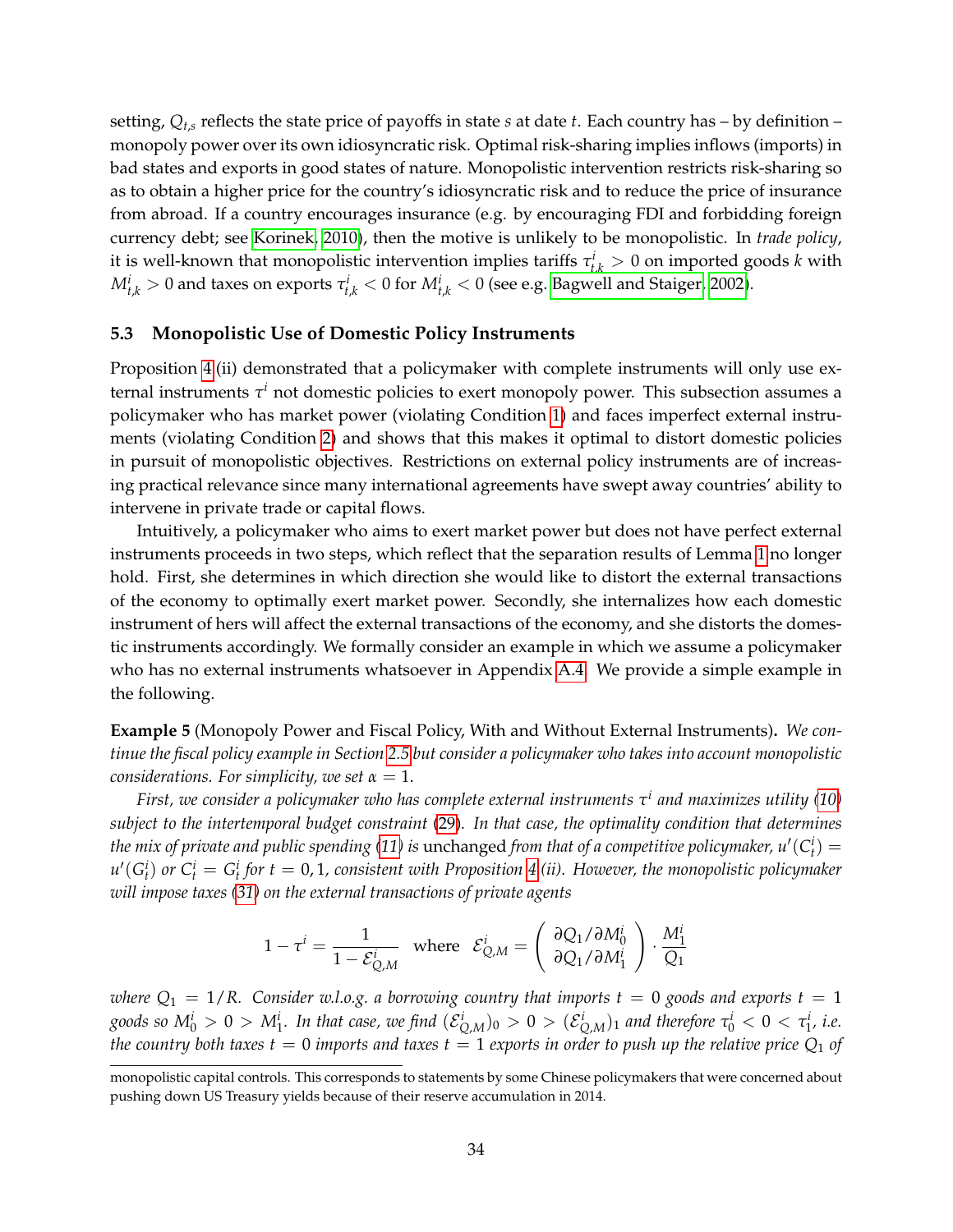setting, $Q_{t,s}$ reflects the state price of payoffs in state $s$ at date $t$. Each country has – by definition – monopoly power over its own idiosyncratic risk. Optimal risk-sharing implies inflows (imports) in bad states and exports in good states of nature. Monopolistic intervention restricts risk-sharing so as to obtain a higher price for the country's idiosyncratic risk and to reduce the price of insurance from abroad. If a country encourages insurance (e.g. by encouraging FDI and forbidding foreign currency debt; see Korinek, 2010), then the motive is unlikely to be monopolistic. In *trade policy*, it is well-known that monopolistic intervention implies tariffs $\tau^i_{t,k} > 0$ on imported goods $k$ with $M^i_{t,k} > 0$ and taxes on exports $\tau^i_{t,k} < 0$ for $M^i_{t,k} < 0$ (see e.g. Bagwell and Staiger, 2002).

### 5.3 Monopolistic Use of Domestic Policy Instruments

Proposition 4(ii) demonstrated that a policymaker with complete instruments will only use external instruments $\tau^i$ not domestic policies to exert monopoly power. This subsection assumes a policymaker who has market power (violating Condition 1) and faces imperfect external instruments (violating Condition 2) and shows that this makes it optimal to distort domestic policies in pursuit of monopolistic objectives. Restrictions on external policy instruments are of increasing practical relevance since many international agreements have swept away countries' ability to intervene in private trade or capital flows.

Intuitively, a policymaker who aims to exert market power but does not have perfect external instruments proceeds in two steps, which reflect that the separation results of Lemma 1 no longer hold. First, she determines in which direction she would like to distort the external transactions of the economy to optimally exert market power. Secondly, she internalizes how each domestic instrument of hers will affect the external transactions of the economy, and she distorts the domestic instruments accordingly. We formally consider an example in which we assume a policymaker who has no external instruments whatsoever in Appendix A.4. We provide a simple example in the following.

**Example 5** (Monopoly Power and Fiscal Policy, With and Without External Instruments)**.** *We continue the fiscal policy example in Section 2.5 but consider a policymaker who takes into account monopolistic considerations. For simplicity, we set $\alpha = 1$.*

*First, we consider a policymaker who has complete external instruments $\tau^i$ and maximizes utility (10) subject to the intertemporal budget constraint (29). In that case, the optimality condition that determines the mix of private and public spending (11) is* unchanged *from that of a competitive policymaker, $u'(C^i_t) = u'(G^i_t)$ or $C^i_t = G^i_t$ for $t = 0, 1$, consistent with Proposition 4(ii). However, the monopolistic policymaker will impose taxes (31) on the external transactions of private agents*

$$1 - \tau^i = \frac{1}{1 - \mathcal{E}^i_{Q,M}} \quad \text{where} \quad \mathcal{E}^i_{Q,M} = \left( \begin{array}{c} \partial Q_1 / \partial M^i_0 \\ \partial Q_1 / \partial M^i_1 \end{array} \right) \cdot \frac{M^i_1}{Q_1}$$

*where $Q_1 = 1/R$. Consider w.l.o.g. a borrowing country that imports $t = 0$ goods and exports $t = 1$ goods so $M^i_0 > 0 > M^i_1$. In that case, we find $(\mathcal{E}^i_{Q,M})_0 > 0 > (\mathcal{E}^i_{Q,M})_1$ and therefore $\tau^i_0 < 0 < \tau^i_1$, i.e. the country both taxes $t = 0$ imports and taxes $t = 1$ exports in order to push up the relative price $Q_1$ of*

monopolistic capital controls. This corresponds to statements by some Chinese policymakers that were concerned about pushing down US Treasury yields because of their reserve accumulation in 2014.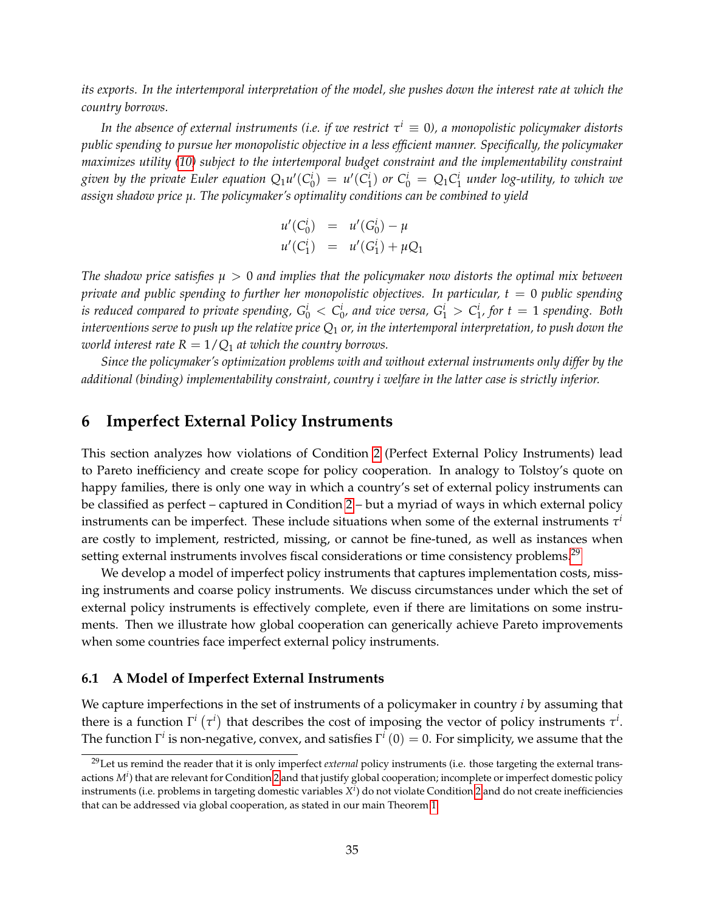*its exports. In the intertemporal interpretation of the model, she pushes down the interest rate at which the country borrows.*

*In the absence of external instruments (i.e. if we restrict $\tau^i \equiv 0$), a monopolistic policymaker distorts public spending to pursue her monopolistic objective in a less efficient manner. Specifically, the policymaker maximizes utility (10) subject to the intertemporal budget constraint and the implementability constraint given by the private Euler equation $Q_1 u'(C_0^i) = u'(C_1^i)$ or $C_0^i = Q_1 C_1^i$ under log-utility, to which we assign shadow price $\mu$. The policymaker's optimality conditions can be combined to yield*

$$
\begin{aligned}
u'(C_0^i) &= u'(G_0^i) - \mu \\
u'(C_1^i) &= u'(G_1^i) + \mu Q_1
\end{aligned}
$$

*The shadow price satisfies $\mu > 0$ and implies that the policymaker now distorts the optimal mix between private and public spending to further her monopolistic objectives. In particular, $t = 0$ public spending is reduced compared to private spending, $G_0^i < C_0^i$, and vice versa, $G_1^i > C_1^i$, for $t = 1$ spending. Both interventions serve to push up the relative price $Q_1$ or, in the intertemporal interpretation, to push down the world interest rate $R = 1/Q_1$ at which the country borrows.*

*Since the policymaker's optimization problems with and without external instruments only differ by the additional (binding) implementability constraint, country $i$ welfare in the latter case is strictly inferior.*

## 6 Imperfect External Policy Instruments

This section analyzes how violations of Condition 2 (Perfect External Policy Instruments) lead to Pareto inefficiency and create scope for policy cooperation. In analogy to Tolstoy's quote on happy families, there is only one way in which a country's set of external policy instruments can be classified as perfect – captured in Condition 2 – but a myriad of ways in which external policy instruments can be imperfect. These include situations when some of the external instruments $\tau^i$ are costly to implement, restricted, missing, or cannot be fine-tuned, as well as instances when setting external instruments involves fiscal considerations or time consistency problems.[29]

We develop a model of imperfect policy instruments that captures implementation costs, missing instruments and coarse policy instruments. We discuss circumstances under which the set of external policy instruments is effectively complete, even if there are limitations on some instruments. Then we illustrate how global cooperation can generically achieve Pareto improvements when some countries face imperfect external policy instruments.

### 6.1 A Model of Imperfect External Instruments

We capture imperfections in the set of instruments of a policymaker in country $i$ by assuming that there is a function $\Gamma^i(\tau^i)$ that describes the cost of imposing the vector of policy instruments $\tau^i$. The function $\Gamma^i$ is non-negative, convex, and satisfies $\Gamma^i(0) = 0$. For simplicity, we assume that the

[29] Let us remind the reader that it is only imperfect *external* policy instruments (i.e. those targeting the external transactions $M^i$) that are relevant for Condition 2 and that justify global cooperation; incomplete or imperfect domestic policy instruments (i.e. problems in targeting domestic variables $X^i$) do not violate Condition 2 and do not create inefficiencies that can be addressed via global cooperation, as stated in our main Theorem 1.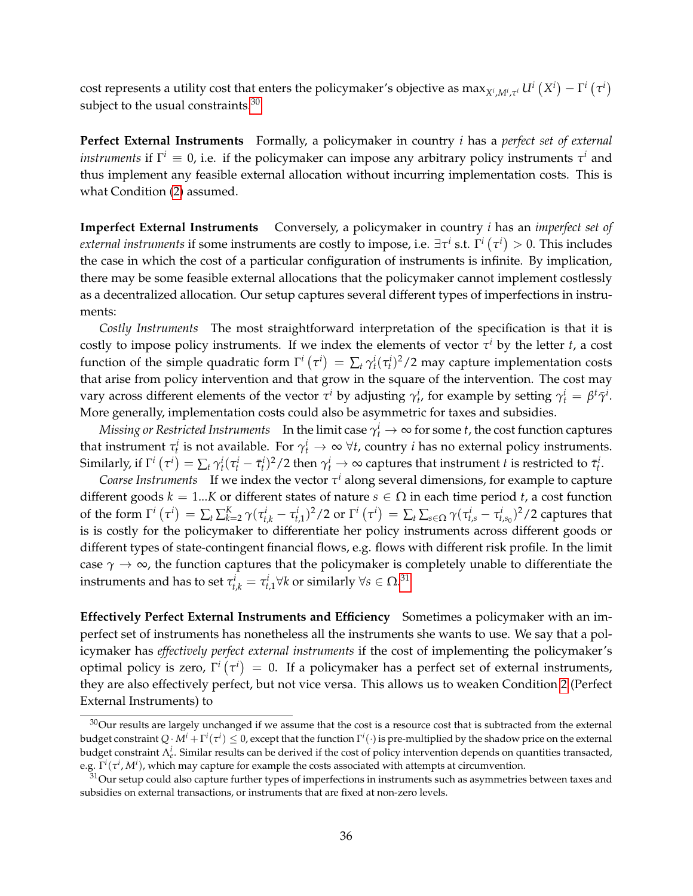cost represents a utility cost that enters the policymaker's objective as $\max_{X^i, M^i, \tau^i} U^i\left(X^i\right) - \Gamma^i\left(\tau^i\right)$ subject to the usual constraints.[30]

**Perfect External Instruments** Formally, a policymaker in country $i$ has a *perfect set of external instruments* if $\Gamma^i \equiv 0$, i.e. if the policymaker can impose any arbitrary policy instruments $\tau^i$ and thus implement any feasible external allocation without incurring implementation costs. This is what Condition (2) assumed.

**Imperfect External Instruments** Conversely, a policymaker in country $i$ has an *imperfect set of external instruments* if some instruments are costly to impose, i.e. $\exists \tau^i$ s.t. $\Gamma^i\left(\tau^i\right) > 0$. This includes the case in which the cost of a particular configuration of instruments is infinite. By implication, there may be some feasible external allocations that the policymaker cannot implement costlessly as a decentralized allocation. Our setup captures several different types of imperfections in instruments:

*Costly Instruments* The most straightforward interpretation of the specification is that it is costly to impose policy instruments. If we index the elements of vector $\tau^i$ by the letter $t$, a cost function of the simple quadratic form $\Gamma^i\left(\tau^i\right) = \sum_t \gamma_t^i (\tau_t^i)^2/2$ may capture implementation costs that arise from policy intervention and that grow in the square of the intervention. The cost may vary across different elements of the vector $\tau^i$ by adjusting $\gamma_t^i$, for example by setting $\gamma_t^i = \beta^t \bar{\gamma}^i$. More generally, implementation costs could also be asymmetric for taxes and subsidies.

*Missing or Restricted Instruments* In the limit case $\gamma_t^i \to \infty$ for some $t$, the cost function captures that instrument $\tau_t^i$ is not available. For $\gamma_t^i \to \infty\ \forall t$, country $i$ has no external policy instruments. Similarly, if $\Gamma^i\left(\tau^i\right) = \sum_t \gamma_t^i (\tau_t^i - \bar{\tau}_t^i)^2/2$ then $\gamma_t^i \to \infty$ captures that instrument $t$ is restricted to $\bar{\tau}_t^i$.

*Coarse Instruments* If we index the vector $\tau^i$ along several dimensions, for example to capture different goods $k = 1...K$ or different states of nature $s \in \Omega$ in each time period $t$, a cost function of the form $\Gamma^i\left(\tau^i\right) = \sum_t \sum_{k=2}^K \gamma (\tau_{t,k}^i - \tau_{t,1}^i)^2/2$ or $\Gamma^i\left(\tau^i\right) = \sum_t \sum_{s \in \Omega} \gamma (\tau_{t,s}^i - \tau_{t,s_0}^i)^2/2$ captures that is is costly for the policymaker to differentiate her policy instruments across different goods or different types of state-contingent financial flows, e.g. flows with different risk profile. In the limit case $\gamma \to \infty$, the function captures that the policymaker is completely unable to differentiate the instruments and has to set $\tau_{t,k}^i = \tau_{t,1}^i \forall k$ or similarly $\forall s \in \Omega$.[31]

**Effectively Perfect External Instruments and Efficiency** Sometimes a policymaker with an imperfect set of instruments has nonetheless all the instruments she wants to use. We say that a policymaker has *effectively perfect external instruments* if the cost of implementing the policymaker's optimal policy is zero, $\Gamma^i\left(\tau^i\right) = 0$. If a policymaker has a perfect set of external instruments, they are also effectively perfect, but not vice versa. This allows us to weaken Condition 2 (Perfect External Instruments) to

---

[30] Our results are largely unchanged if we assume that the cost is a resource cost that is subtracted from the external budget constraint $Q \cdot M^i + \Gamma^i(\tau^i) \leq 0$, except that the function $\Gamma^i(\cdot)$ is pre-multiplied by the shadow price on the external budget constraint $\Lambda_e^i$. Similar results can be derived if the cost of policy intervention depends on quantities transacted, e.g. $\Gamma^i(\tau^i, M^i)$, which may capture for example the costs associated with attempts at circumvention.

[31] Our setup could also capture further types of imperfections in instruments such as asymmetries between taxes and subsidies on external transactions, or instruments that are fixed at non-zero levels.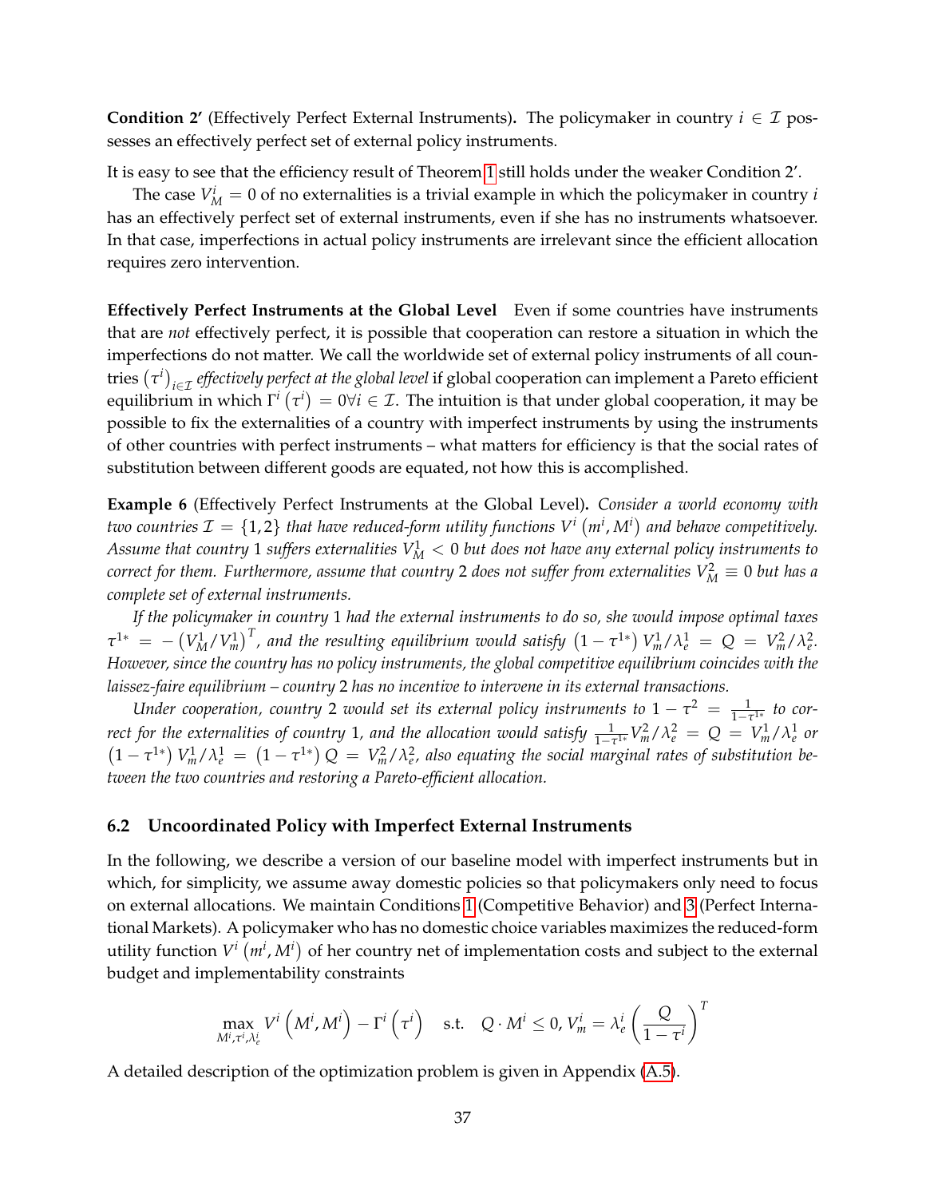**Condition 2′** (Effectively Perfect External Instruments)**.** The policymaker in country $i \in \mathcal{I}$ possesses an effectively perfect set of external policy instruments.

It is easy to see that the efficiency result of Theorem 1 still holds under the weaker Condition 2′.

The case $V_M^i = 0$ of no externalities is a trivial example in which the policymaker in country $i$ has an effectively perfect set of external instruments, even if she has no instruments whatsoever. In that case, imperfections in actual policy instruments are irrelevant since the efficient allocation requires zero intervention.

**Effectively Perfect Instruments at the Global Level** Even if some countries have instruments that are *not* effectively perfect, it is possible that cooperation can restore a situation in which the imperfections do not matter. We call the worldwide set of external policy instruments of all countries $\left(\tau^i\right)_{i\in\mathcal{I}}$ *effectively perfect at the global level* if global cooperation can implement a Pareto efficient equilibrium in which $\Gamma^i\left(\tau^i\right) = 0 \forall i \in \mathcal{I}$. The intuition is that under global cooperation, it may be possible to fix the externalities of a country with imperfect instruments by using the instruments of other countries with perfect instruments – what matters for efficiency is that the social rates of substitution between different goods are equated, not how this is accomplished.

**Example 6** (Effectively Perfect Instruments at the Global Level)**.** *Consider a world economy with two countries $\mathcal{I} = \{1, 2\}$ that have reduced-form utility functions $V^i\left(m^i, M^i\right)$ and behave competitively. Assume that country 1 suffers externalities $V_M^1 < 0$ but does not have any external policy instruments to correct for them. Furthermore, assume that country 2 does not suffer from externalities $V_M^2 \equiv 0$ but has a complete set of external instruments.*

*If the policymaker in country 1 had the external instruments to do so, she would impose optimal taxes $\tau^{1*} = -\left(V_M^1/V_m^1\right)^T$, and the resulting equilibrium would satisfy $\left(1-\tau^{1*}\right)V_m^1/\lambda_e^1 = Q = V_m^2/\lambda_e^2$. However, since the country has no policy instruments, the global competitive equilibrium coincides with the laissez-faire equilibrium – country 2 has no incentive to intervene in its external transactions.*

*Under cooperation, country 2 would set its external policy instruments to $1-\tau^2 = \frac{1}{1-\tau^{1*}}$ to correct for the externalities of country 1, and the allocation would satisfy $\frac{1}{1-\tau^{1*}}V_m^2/\lambda_e^2 = Q = V_m^1/\lambda_e^1$ or $\left(1-\tau^{1*}\right)V_m^1/\lambda_e^1 = \left(1-\tau^{1*}\right)Q = V_m^2/\lambda_e^2$, also equating the social marginal rates of substitution between the two countries and restoring a Pareto-efficient allocation.*

### 6.2 Uncoordinated Policy with Imperfect External Instruments

In the following, we describe a version of our baseline model with imperfect instruments but in which, for simplicity, we assume away domestic policies so that policymakers only need to focus on external allocations. We maintain Conditions 1 (Competitive Behavior) and 3 (Perfect International Markets). A policymaker who has no domestic choice variables maximizes the reduced-form utility function $V^i\left(m^i, M^i\right)$ of her country net of implementation costs and subject to the external budget and implementability constraints

$$\max_{M^i,\tau^i,\lambda_e^i} V^i\left(M^i, M^i\right) - \Gamma^i\left(\tau^i\right) \quad \text{s.t.} \quad Q \cdot M^i \leq 0, V_m^i = \lambda_e^i\left(\frac{Q}{1-\tau^i}\right)^T$$

A detailed description of the optimization problem is given in Appendix (A.5).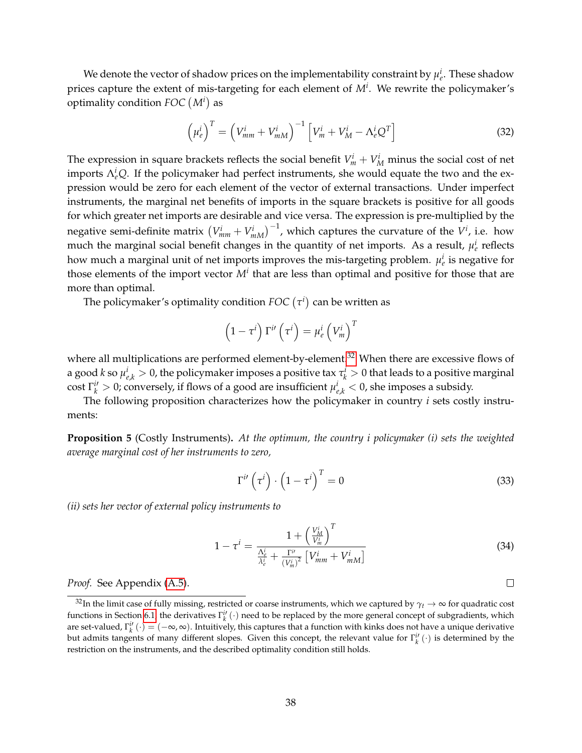We denote the vector of shadow prices on the implementability constraint by $\mu_e^i$. These shadow prices capture the extent of mis-targeting for each element of $M^i$. We rewrite the policymaker's optimality condition $FOC\left(M^i\right)$ as

$$\left(\mu_e^i\right)^T = \left(V_{mm}^i + V_{mM}^i\right)^{-1}\left[V_m^i + V_M^i - \Lambda_e^i Q^T\right] \tag{32}$$

The expression in square brackets reflects the social benefit $V_m^i + V_M^i$ minus the social cost of net imports $\Lambda_e^i Q$. If the policymaker had perfect instruments, she would equate the two and the expression would be zero for each element of the vector of external transactions. Under imperfect instruments, the marginal net benefits of imports in the square brackets is positive for all goods for which greater net imports are desirable and vice versa. The expression is pre-multiplied by the negative semi-definite matrix $\left(V_{mm}^i + V_{mM}^i\right)^{-1}$, which captures the curvature of the $V^i$, i.e. how much the marginal social benefit changes in the quantity of net imports. As a result, $\mu_e^i$ reflects how much a marginal unit of net imports improves the mis-targeting problem. $\mu_e^i$ is negative for those elements of the import vector $M^i$ that are less than optimal and positive for those that are more than optimal.

The policymaker's optimality condition $FOC\left(\tau^i\right)$ can be written as

$$\left(1-\tau^i\right)\Gamma^{i\prime}\left(\tau^i\right) = \mu_e^i\left(V_m^i\right)^T$$

where all multiplications are performed element-by-element.[32] When there are excessive flows of a good $k$ so $\mu_{e,k}^i > 0$, the policymaker imposes a positive tax $\tau_k^i > 0$ that leads to a positive marginal cost $\Gamma_k^{i\prime} > 0$; conversely, if flows of a good are insufficient $\mu_{e,k}^i < 0$, she imposes a subsidy.

The following proposition characterizes how the policymaker in country $i$ sets costly instruments:

**Proposition 5** (Costly Instruments)**.** *At the optimum, the country i policymaker (i) sets the weighted average marginal cost of her instruments to zero,*

$$\Gamma^{i\prime}\left(\tau^i\right)\cdot\left(1-\tau^i\right)^T = 0 \tag{33}$$

*(ii) sets her vector of external policy instruments to*

$$1-\tau^i = \frac{1+\left(\frac{V_M^i}{V_m^i}\right)^T}{\frac{\Lambda_e^i}{\lambda_e^i} + \frac{\Gamma^{i\prime}}{\left(V_m^i\right)^2}\left[V_{mm}^i + V_{mM}^i\right]} \tag{34}$$

*Proof.* See Appendix (A.5). □

[32] In the limit case of fully missing, restricted or coarse instruments, which we captured by $\gamma_t \to \infty$ for quadratic cost functions in Section 6.1, the derivatives $\Gamma_k^{i\prime}(\cdot)$ need to be replaced by the more general concept of subgradients, which are set-valued, $\Gamma_k^{i\prime}(\cdot) = (-\infty, \infty)$. Intuitively, this captures that a function with kinks does not have a unique derivative but admits tangents of many different slopes. Given this concept, the relevant value for $\Gamma_k^{i\prime}(\cdot)$ is determined by the restriction on the instruments, and the described optimality condition still holds.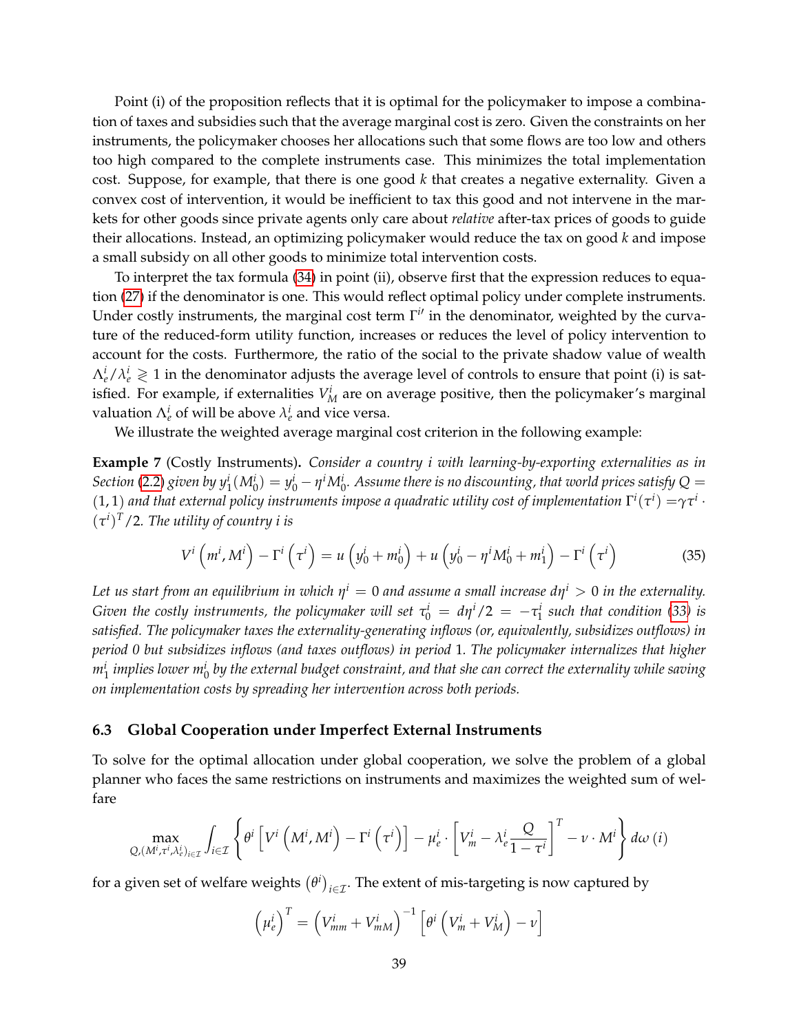Point (i) of the proposition reflects that it is optimal for the policymaker to impose a combination of taxes and subsidies such that the average marginal cost is zero. Given the constraints on her instruments, the policymaker chooses her allocations such that some flows are too low and others too high compared to the complete instruments case. This minimizes the total implementation cost. Suppose, for example, that there is one good $k$ that creates a negative externality. Given a convex cost of intervention, it would be inefficient to tax this good and not intervene in the markets for other goods since private agents only care about *relative* after-tax prices of goods to guide their allocations. Instead, an optimizing policymaker would reduce the tax on good $k$ and impose a small subsidy on all other goods to minimize total intervention costs.

To interpret the tax formula (34) in point (ii), observe first that the expression reduces to equation (27) if the denominator is one. This would reflect optimal policy under complete instruments. Under costly instruments, the marginal cost term $\Gamma^{i\prime}$ in the denominator, weighted by the curvature of the reduced-form utility function, increases or reduces the level of policy intervention to account for the costs. Furthermore, the ratio of the social to the private shadow value of wealth $\Lambda_e^i/\lambda_e^i \gtrless 1$ in the denominator adjusts the average level of controls to ensure that point (i) is satisfied. For example, if externalities $V_M^i$ are on average positive, then the policymaker's marginal valuation $\Lambda_e^i$ of will be above $\lambda_e^i$ and vice versa.

We illustrate the weighted average marginal cost criterion in the following example:

**Example 7** (Costly Instruments)**.** *Consider a country $i$ with learning-by-exporting externalities as in Section (2.2) given by $y_1^i(M_0^i) = y_0^i - \eta^i M_0^i$. Assume there is no discounting, that world prices satisfy $Q = (1,1)$ and that external policy instruments impose a quadratic utility cost of implementation $\Gamma^i(\tau^i) = \gamma\tau^i \cdot (\tau^i)^T/2$. The utility of country $i$ is*

$$V^i\left(m^i, M^i\right) - \Gamma^i\left(\tau^i\right) = u\left(y_0^i + m_0^i\right) + u\left(y_0^i - \eta^i M_0^i + m_1^i\right) - \Gamma^i\left(\tau^i\right) \tag{35}$$

*Let us start from an equilibrium in which $\eta^i = 0$ and assume a small increase $d\eta^i > 0$ in the externality. Given the costly instruments, the policymaker will set $\tau_0^i = d\eta^i/2 = -\tau_1^i$ such that condition (33) is satisfied. The policymaker taxes the externality-generating inflows (or, equivalently, subsidizes outflows) in period 0 but subsidizes inflows (and taxes outflows) in period 1. The policymaker internalizes that higher $m_1^i$ implies lower $m_0^i$ by the external budget constraint, and that she can correct the externality while saving on implementation costs by spreading her intervention across both periods.*

### 6.3 Global Cooperation under Imperfect External Instruments

To solve for the optimal allocation under global cooperation, we solve the problem of a global planner who faces the same restrictions on instruments and maximizes the weighted sum of welfare

$$\max_{Q,(M^i,\tau^i,\lambda_e^i)_{i\in\mathcal{I}}} \int_{i\in\mathcal{I}} \left\{\theta^i\left[V^i\left(M^i, M^i\right) - \Gamma^i\left(\tau^i\right)\right] - \mu_e^i \cdot \left[V_m^i - \lambda_e^i \frac{Q}{1-\tau^i}\right]^T - \nu \cdot M^i\right\} d\omega\left(i\right)$$

for a given set of welfare weights $\left(\theta^i\right)_{i\in\mathcal{I}}$. The extent of mis-targeting is now captured by

$$\left(\mu_e^i\right)^T = \left(V_{mm}^i + V_{mM}^i\right)^{-1}\left[\theta^i\left(V_m^i + V_M^i\right) - \nu\right]$$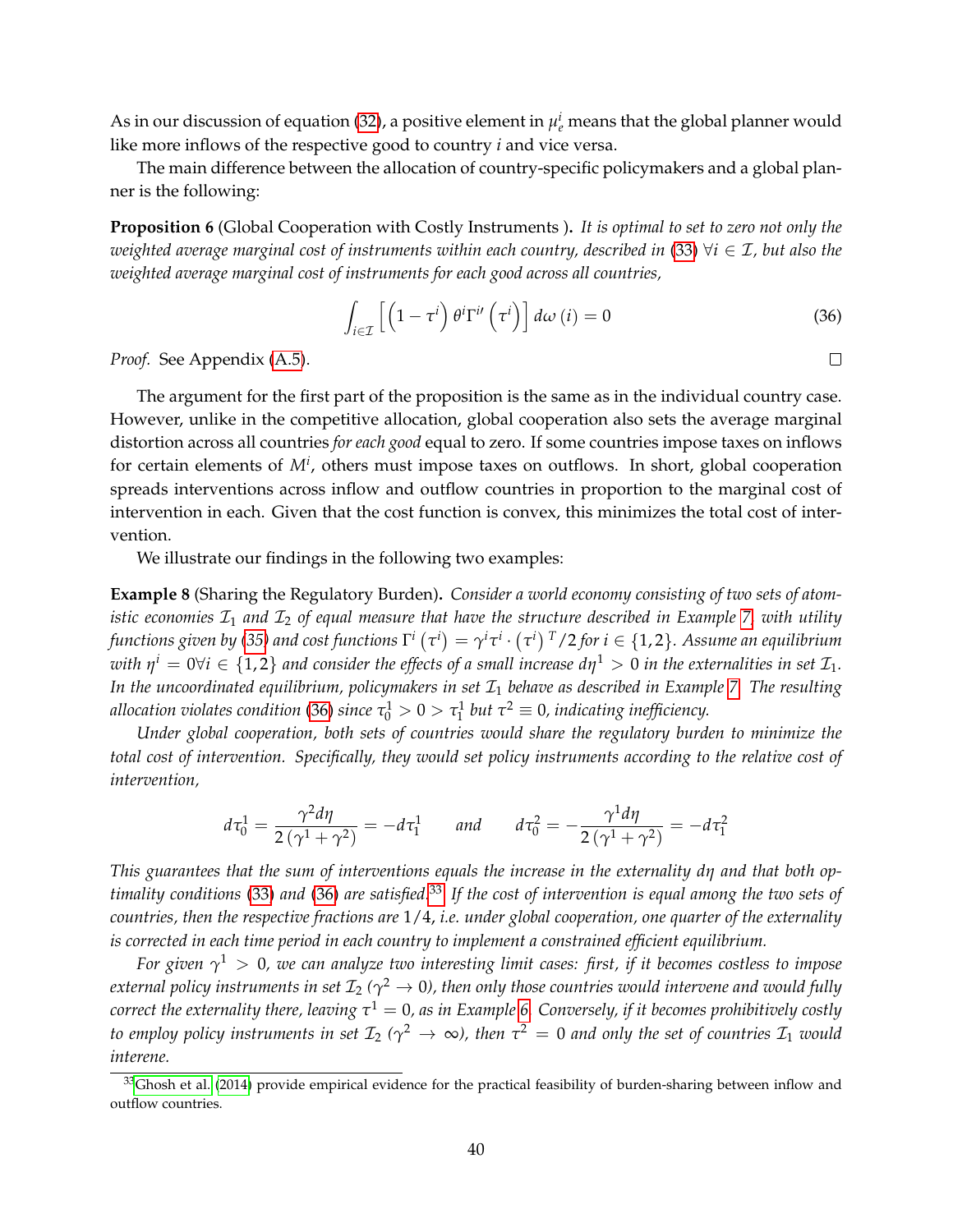As in our discussion of equation (32), a positive element in $\mu_e^i$ means that the global planner would like more inflows of the respective good to country $i$ and vice versa.

The main difference between the allocation of country-specific policymakers and a global planner is the following:

**Proposition 6** (Global Cooperation with Costly Instruments )**.** *It is optimal to set to zero not only the weighted average marginal cost of instruments within each country, described in (33) $\forall i \in \mathcal{I}$, but also the weighted average marginal cost of instruments for each good across all countries,*

$$\int_{i \in \mathcal{I}} \left[ \left(1 - \tau^i\right) \theta^i \Gamma^{i\prime} \left(\tau^i\right) \right] d\omega\left(i\right) = 0 \tag{36}$$

*Proof.* See Appendix (A.5). □

The argument for the first part of the proposition is the same as in the individual country case. However, unlike in the competitive allocation, global cooperation also sets the average marginal distortion across all countries *for each good* equal to zero. If some countries impose taxes on inflows for certain elements of $M^i$, others must impose taxes on outflows. In short, global cooperation spreads interventions across inflow and outflow countries in proportion to the marginal cost of intervention in each. Given that the cost function is convex, this minimizes the total cost of intervention.

We illustrate our findings in the following two examples:

**Example 8** (Sharing the Regulatory Burden)**.** *Consider a world economy consisting of two sets of atomistic economies $\mathcal{I}_1$ and $\mathcal{I}_2$ of equal measure that have the structure described in Example 7, with utility functions given by (35) and cost functions $\Gamma^i\left(\tau^i\right) = \gamma^i \tau^i \cdot \left(\tau^i\right)^T/2$ for $i \in \{1, 2\}$. Assume an equilibrium with $\eta^i = 0 \forall i \in \{1, 2\}$ and consider the effects of a small increase $d\eta^1 > 0$ in the externalities in set $\mathcal{I}_1$. In the uncoordinated equilibrium, policymakers in set $\mathcal{I}_1$ behave as described in Example 7. The resulting allocation violates condition (36) since $\tau_0^1 > 0 > \tau_1^1$ but $\tau^2 \equiv 0$, indicating inefficiency.*

*Under global cooperation, both sets of countries would share the regulatory burden to minimize the total cost of intervention. Specifically, they would set policy instruments according to the relative cost of intervention,*

$$d\tau_0^1 = \frac{\gamma^2 d\eta}{2\left(\gamma^1 + \gamma^2\right)} = -d\tau_1^1 \qquad \text{and} \qquad d\tau_0^2 = -\frac{\gamma^1 d\eta}{2\left(\gamma^1 + \gamma^2\right)} = -d\tau_1^2$$

*This guarantees that the sum of interventions equals the increase in the externality $d\eta$ and that both optimality conditions (33) and (36) are satisfied.*[33] *If the cost of intervention is equal among the two sets of countries, then the respective fractions are $1/4$, i.e. under global cooperation, one quarter of the externality is corrected in each time period in each country to implement a constrained efficient equilibrium.*

*For given $\gamma^1 > 0$, we can analyze two interesting limit cases: first, if it becomes costless to impose external policy instruments in set $\mathcal{I}_2$ ($\gamma^2 \to 0$), then only those countries would intervene and would fully correct the externality there, leaving $\tau^1 = 0$, as in Example 6. Conversely, if it becomes prohibitively costly to employ policy instruments in set $\mathcal{I}_2$ ($\gamma^2 \to \infty$), then $\tau^2 = 0$ and only the set of countries $\mathcal{I}_1$ would interene.*

[33] Ghosh et al. (2014) provide empirical evidence for the practical feasibility of burden-sharing between inflow and outflow countries.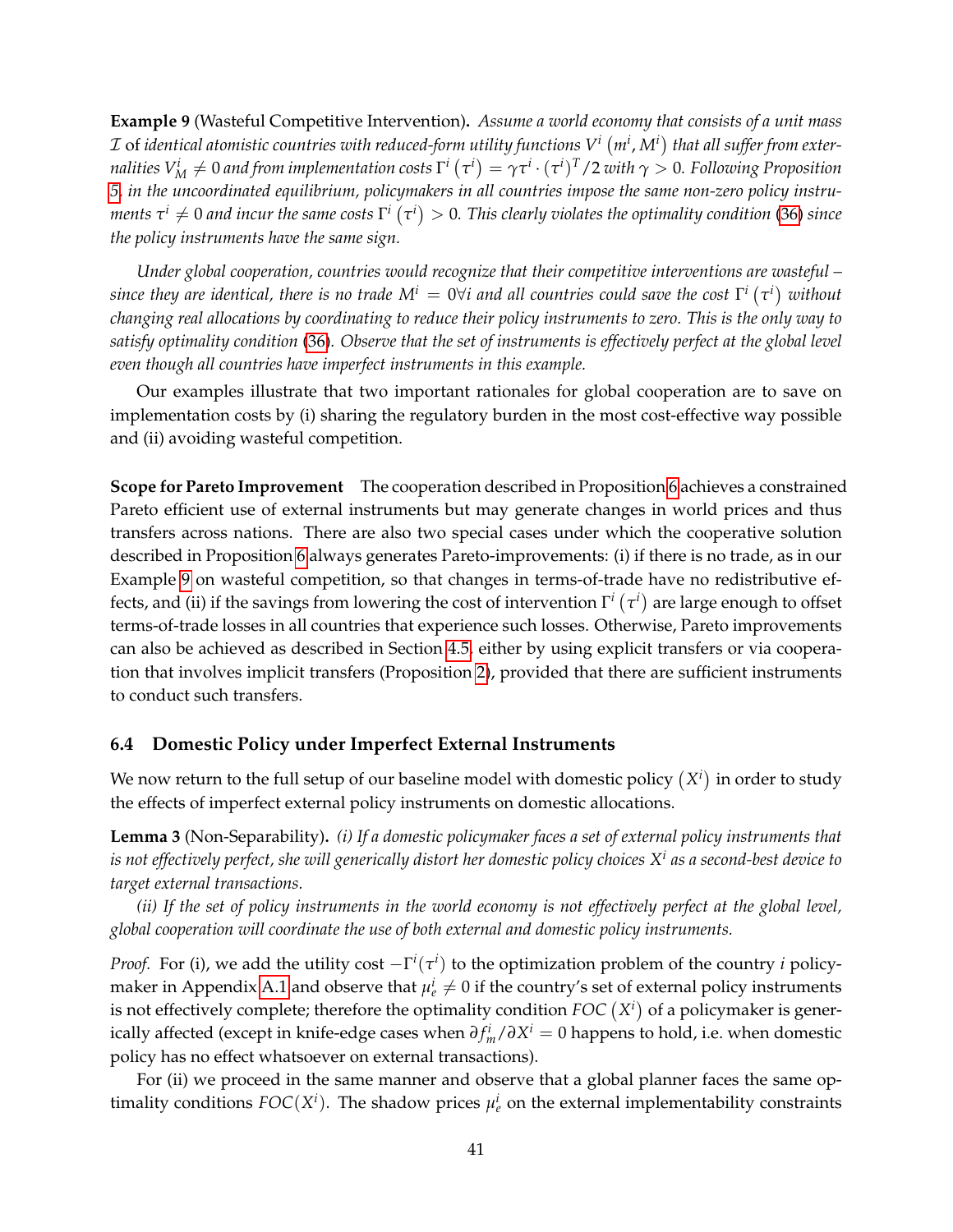**Example 9** (Wasteful Competitive Intervention)**.** *Assume a world economy that consists of a unit mass $\mathcal{I}$ of identical atomistic countries with reduced-form utility functions $V^i\left(m^i, M^i\right)$ that all suffer from externalities $V^i_M \neq 0$ and from implementation costs $\Gamma^i\left(\tau^i\right) = \gamma\tau^i \cdot (\tau^i)^T/2$ with $\gamma > 0$. Following Proposition 5, in the uncoordinated equilibrium, policymakers in all countries impose the same non-zero policy instruments $\tau^i \neq 0$ and incur the same costs $\Gamma^i\left(\tau^i\right) > 0$. This clearly violates the optimality condition (36) since the policy instruments have the same sign.*

*Under global cooperation, countries would recognize that their competitive interventions are wasteful – since they are identical, there is no trade $M^i = 0\forall i$ and all countries could save the cost $\Gamma^i\left(\tau^i\right)$ without changing real allocations by coordinating to reduce their policy instruments to zero. This is the only way to satisfy optimality condition (36). Observe that the set of instruments is effectively perfect at the global level even though all countries have imperfect instruments in this example.*

Our examples illustrate that two important rationales for global cooperation are to save on implementation costs by (i) sharing the regulatory burden in the most cost-effective way possible and (ii) avoiding wasteful competition.

**Scope for Pareto Improvement** The cooperation described in Proposition 6 achieves a constrained Pareto efficient use of external instruments but may generate changes in world prices and thus transfers across nations. There are also two special cases under which the cooperative solution described in Proposition 6 always generates Pareto-improvements: (i) if there is no trade, as in our Example 9 on wasteful competition, so that changes in terms-of-trade have no redistributive effects, and (ii) if the savings from lowering the cost of intervention $\Gamma^i\left(\tau^i\right)$ are large enough to offset terms-of-trade losses in all countries that experience such losses. Otherwise, Pareto improvements can also be achieved as described in Section 4.5, either by using explicit transfers or via cooperation that involves implicit transfers (Proposition 2), provided that there are sufficient instruments to conduct such transfers.

### 6.4 Domestic Policy under Imperfect External Instruments

We now return to the full setup of our baseline model with domestic policy $\left(X^i\right)$ in order to study the effects of imperfect external policy instruments on domestic allocations.

**Lemma 3** (Non-Separability)**.** *(i) If a domestic policymaker faces a set of external policy instruments that is not effectively perfect, she will generically distort her domestic policy choices $X^i$ as a second-best device to target external transactions.*

*(ii) If the set of policy instruments in the world economy is not effectively perfect at the global level, global cooperation will coordinate the use of both external and domestic policy instruments.*

*Proof.* For (i), we add the utility cost $-\Gamma^i(\tau^i)$ to the optimization problem of the country $i$ policymaker in Appendix A.1 and observe that $\mu^i_e \neq 0$ if the country's set of external policy instruments is not effectively complete; therefore the optimality condition $FOC\left(X^i\right)$ of a policymaker is generically affected (except in knife-edge cases when $\partial f^i_m/\partial X^i = 0$ happens to hold, i.e. when domestic policy has no effect whatsoever on external transactions).

For (ii) we proceed in the same manner and observe that a global planner faces the same optimality conditions $FOC(X^i)$. The shadow prices $\mu^i_e$ on the external implementability constraints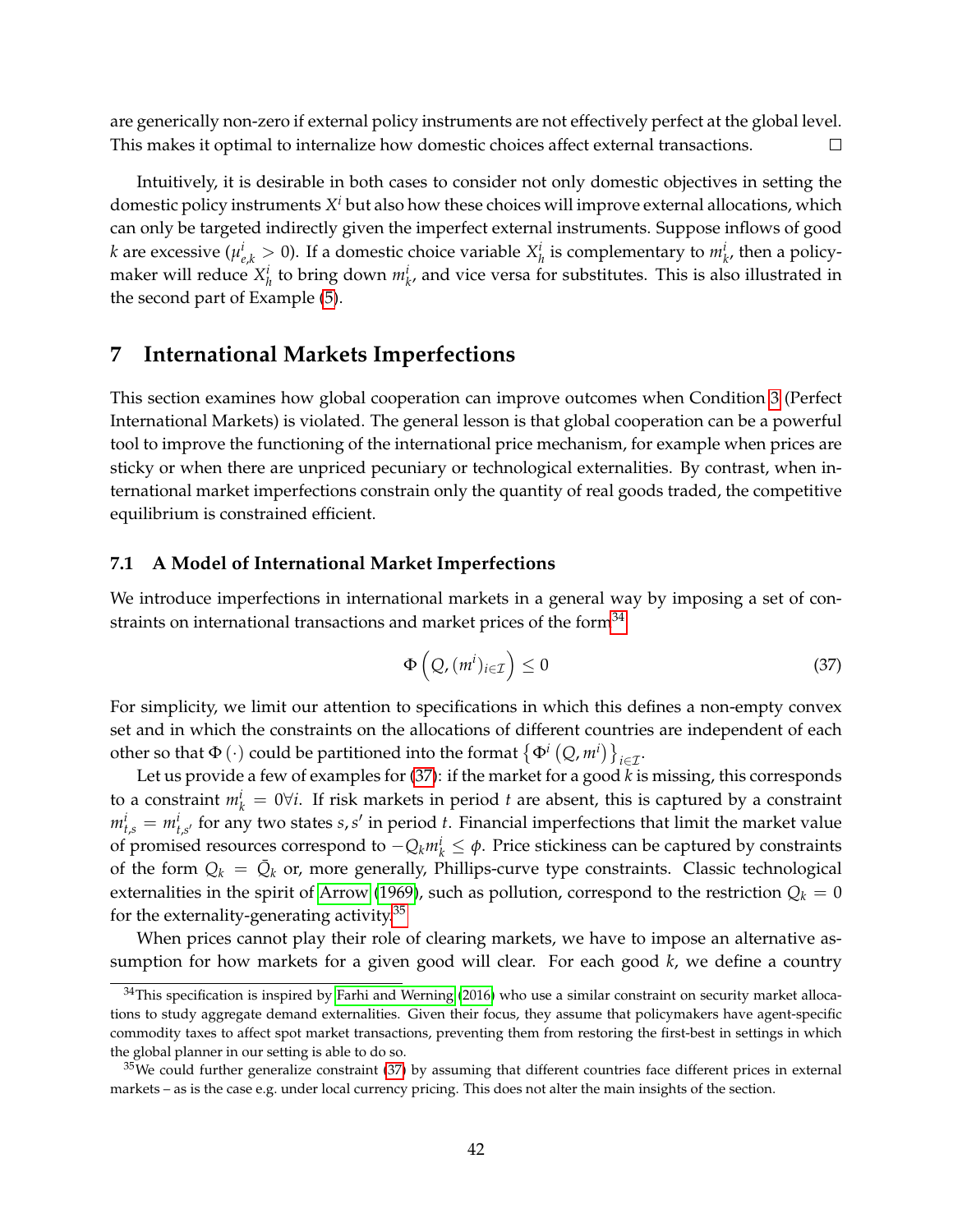are generically non-zero if external policy instruments are not effectively perfect at the global level. This makes it optimal to internalize how domestic choices affect external transactions. □

Intuitively, it is desirable in both cases to consider not only domestic objectives in setting the domestic policy instruments $X^i$ but also how these choices will improve external allocations, which can only be targeted indirectly given the imperfect external instruments. Suppose inflows of good $k$ are excessive ($\mu^i_{e,k} > 0$). If a domestic choice variable $X^i_h$ is complementary to $m^i_k$, then a policymaker will reduce $X^i_h$ to bring down $m^i_k$, and vice versa for substitutes. This is also illustrated in the second part of Example (5).

# 7 International Markets Imperfections

This section examines how global cooperation can improve outcomes when Condition 3 (Perfect International Markets) is violated. The general lesson is that global cooperation can be a powerful tool to improve the functioning of the international price mechanism, for example when prices are sticky or when there are unpriced pecuniary or technological externalities. By contrast, when international market imperfections constrain only the quantity of real goods traded, the competitive equilibrium is constrained efficient.

## 7.1 A Model of International Market Imperfections

We introduce imperfections in international markets in a general way by imposing a set of constraints on international transactions and market prices of the form[34]

$$\Phi\left(Q, (m^i)_{i\in\mathcal{I}}\right) \le 0 \tag{37}$$

For simplicity, we limit our attention to specifications in which this defines a non-empty convex set and in which the constraints on the allocations of different countries are independent of each other so that $\Phi(\cdot)$ could be partitioned into the format $\left\{\Phi^i\left(Q, m^i\right)\right\}_{i\in\mathcal{I}}$.

Let us provide a few examples for (37): if the market for a good $k$ is missing, this corresponds to a constraint $m^i_k = 0 \forall i$. If risk markets in period $t$ are absent, this is captured by a constraint $m^i_{t,s} = m^i_{t,s'}$ for any two states $s, s'$ in period $t$. Financial imperfections that limit the market value of promised resources correspond to $-Q_k m^i_k \le \phi$. Price stickiness can be captured by constraints of the form $Q_k = \bar{Q}_k$ or, more generally, Phillips-curve type constraints. Classic technological externalities in the spirit of Arrow (1969), such as pollution, correspond to the restriction $Q_k = 0$ for the externality-generating activity.[35]

When prices cannot play their role of clearing markets, we have to impose an alternative assumption for how markets for a given good will clear. For each good $k$, we define a country

[34] This specification is inspired by Farhi and Werning (2016) who use a similar constraint on security market allocations to study aggregate demand externalities. Given their focus, they assume that policymakers have agent-specific commodity taxes to affect spot market transactions, preventing them from restoring the first-best in settings in which the global planner in our setting is able to do so.

[35] We could further generalize constraint (37) by assuming that different countries face different prices in external markets – as is the case e.g. under local currency pricing. This does not alter the main insights of the section.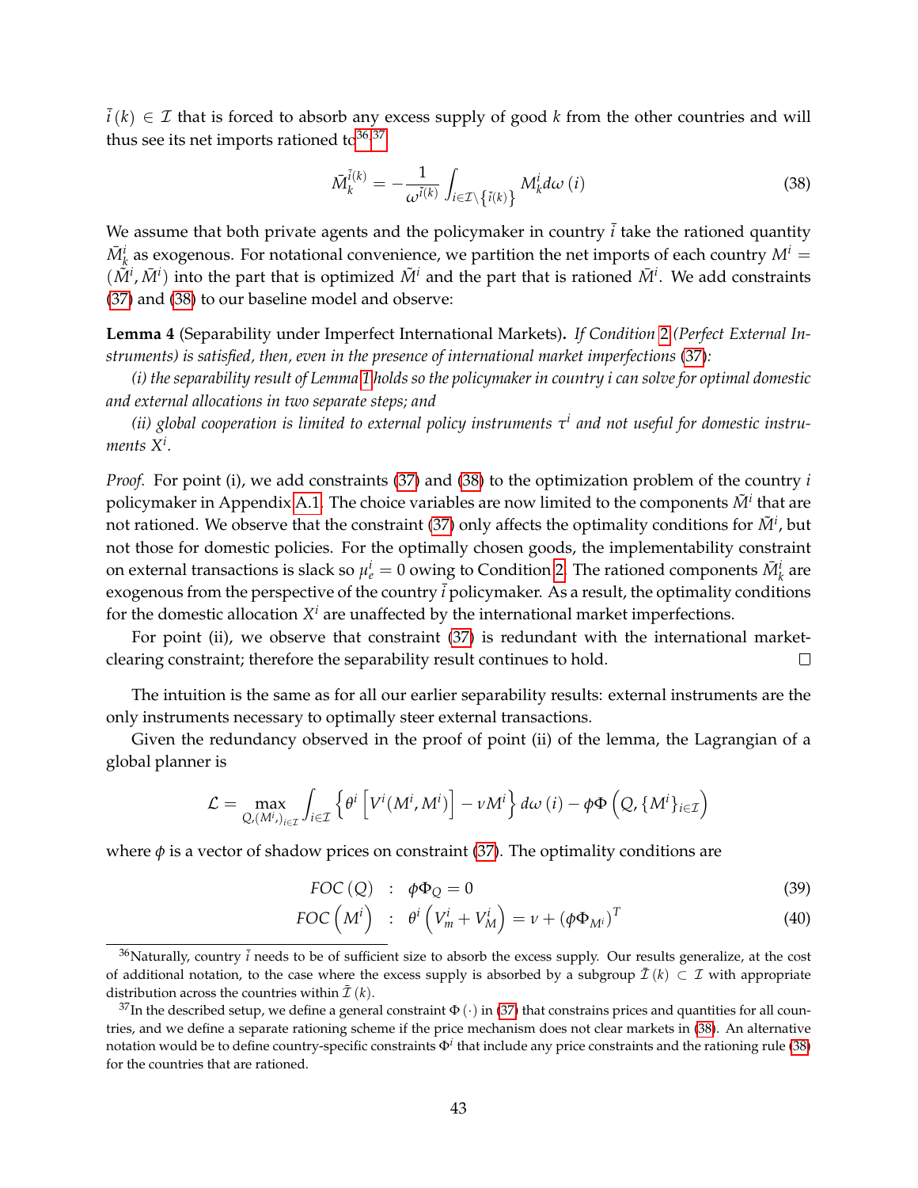$\bar{i}(k) \in \mathcal{I}$ that is forced to absorb any excess supply of good $k$ from the other countries and will thus see its net imports rationed to[36,37]

$$\bar{M}_k^{\bar{i}(k)} = -\frac{1}{\omega^{\bar{i}(k)}} \int_{i \in \mathcal{I} \setminus \{\bar{i}(k)\}} M_k^i d\omega(i) \tag{38}$$

We assume that both private agents and the policymaker in country $\bar{i}$ take the rationed quantity $\bar{M}_k^i$ as exogenous. For notational convenience, we partition the net imports of each country $M^i = (\tilde{M}^i, \bar{M}^i)$ into the part that is optimized $\tilde{M}^i$ and the part that is rationed $\bar{M}^i$. We add constraints (37) and (38) to our baseline model and observe:

**Lemma 4** (Separability under Imperfect International Markets)**.** *If Condition 2 (Perfect External Instruments) is satisfied, then, even in the presence of international market imperfections (37):*

*(i) the separability result of Lemma 1 holds so the policymaker in country i can solve for optimal domestic and external allocations in two separate steps; and*

*(ii) global cooperation is limited to external policy instruments $\tau^i$ and not useful for domestic instruments $X^i$.*

*Proof.* For point (i), we add constraints (37) and (38) to the optimization problem of the country $i$ policymaker in Appendix A.1. The choice variables are now limited to the components $\tilde{M}^i$ that are not rationed. We observe that the constraint (37) only affects the optimality conditions for $\tilde{M}^i$, but not those for domestic policies. For the optimally chosen goods, the implementability constraint on external transactions is slack so $\mu_e^i = 0$ owing to Condition 2. The rationed components $\bar{M}_k^i$ are exogenous from the perspective of the country $\bar{i}$ policymaker. As a result, the optimality conditions for the domestic allocation $X^i$ are unaffected by the international market imperfections.

For point (ii), we observe that constraint (37) is redundant with the international market-clearing constraint; therefore the separability result continues to hold. □

The intuition is the same as for all our earlier separability results: external instruments are the only instruments necessary to optimally steer external transactions.

Given the redundancy observed in the proof of point (ii) of the lemma, the Lagrangian of a global planner is

$$\mathcal{L} = \max_{Q,(M^i,)_{i\in\mathcal{I}}} \int_{i\in\mathcal{I}} \left\{ \theta^i \left[ V^i(M^i, M^i) \right] - \nu M^i \right\} d\omega(i) - \phi\Phi\left(Q, \{M^i\}_{i\in\mathcal{I}}\right)$$

where $\phi$ is a vector of shadow prices on constraint (37). The optimality conditions are

$$FOC(Q) \quad : \quad \phi\Phi_Q = 0 \tag{39}$$

$$FOC\left(M^i\right) \quad : \quad \theta^i \left(V_m^i + V_M^i\right) = \nu + \left(\phi\Phi_{M^i}\right)^T \tag{40}$$

[36] Naturally, country $\bar{i}$ needs to be of sufficient size to absorb the excess supply. Our results generalize, at the cost of additional notation, to the case where the excess supply is absorbed by a subgroup $\bar{\mathcal{I}}(k) \subset \mathcal{I}$ with appropriate distribution across the countries within $\bar{\mathcal{I}}(k)$.

[37] In the described setup, we define a general constraint $\Phi(\cdot)$ in (37) that constrains prices and quantities for all countries, and we define a separate rationing scheme if the price mechanism does not clear markets in (38). An alternative notation would be to define country-specific constraints $\Phi^i$ that include any price constraints and the rationing rule (38) for the countries that are rationed.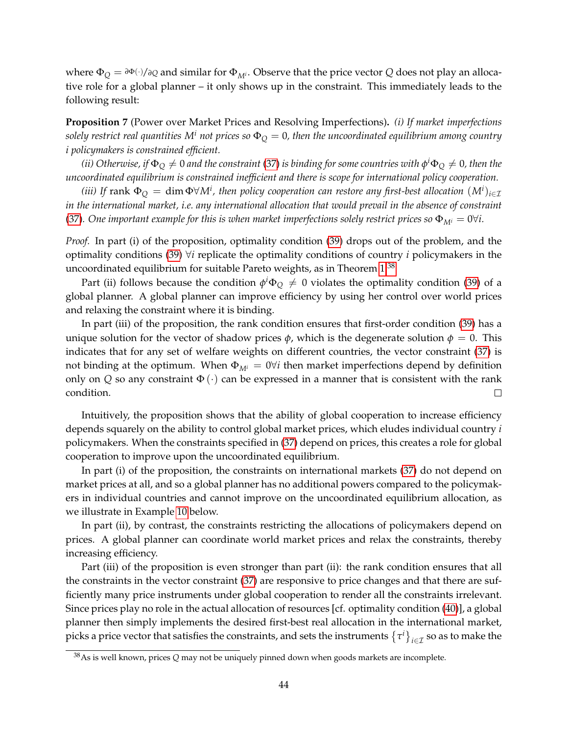where $\Phi_Q = \partial\Phi(\cdot)/\partial Q$ and similar for $\Phi_{M^i}$. Observe that the price vector $Q$ does not play an allocative role for a global planner – it only shows up in the constraint. This immediately leads to the following result:

**Proposition 7** (Power over Market Prices and Resolving Imperfections)**.** *(i) If market imperfections solely restrict real quantities $M^i$ not prices so $\Phi_Q = 0$, then the uncoordinated equilibrium among country $i$ policymakers is constrained efficient.*

*(ii) Otherwise, if $\Phi_Q \neq 0$ and the constraint (37) is binding for some countries with $\phi^i \Phi_Q \neq 0$, then the uncoordinated equilibrium is constrained inefficient and there is scope for international policy cooperation.*

*(iii) If rank $\Phi_Q = \dim \Phi \forall M^i$, then policy cooperation can restore any first-best allocation $(M^i)_{i \in \mathcal{I}}$ in the international market, i.e. any international allocation that would prevail in the absence of constraint (37). One important example for this is when market imperfections solely restrict prices so $\Phi_{M^i} = 0 \forall i$.*

*Proof.* In part (i) of the proposition, optimality condition (39) drops out of the problem, and the optimality conditions (39) $\forall i$ replicate the optimality conditions of country $i$ policymakers in the uncoordinated equilibrium for suitable Pareto weights, as in Theorem 1.[38]

Part (ii) follows because the condition $\phi^i \Phi_Q \neq 0$ violates the optimality condition (39) of a global planner. A global planner can improve efficiency by using her control over world prices and relaxing the constraint where it is binding.

In part (iii) of the proposition, the rank condition ensures that first-order condition (39) has a unique solution for the vector of shadow prices $\phi$, which is the degenerate solution $\phi = 0$. This indicates that for any set of welfare weights on different countries, the vector constraint (37) is not binding at the optimum. When $\Phi_{M^i} = 0 \forall i$ then market imperfections depend by definition only on $Q$ so any constraint $\Phi(\cdot)$ can be expressed in a manner that is consistent with the rank condition. ∎

Intuitively, the proposition shows that the ability of global cooperation to increase efficiency depends squarely on the ability to control global market prices, which eludes individual country $i$ policymakers. When the constraints specified in (37) depend on prices, this creates a role for global cooperation to improve upon the uncoordinated equilibrium.

In part (i) of the proposition, the constraints on international markets (37) do not depend on market prices at all, and so a global planner has no additional powers compared to the policymakers in individual countries and cannot improve on the uncoordinated equilibrium allocation, as we illustrate in Example 10 below.

In part (ii), by contrast, the constraints restricting the allocations of policymakers depend on prices. A global planner can coordinate world market prices and relax the constraints, thereby increasing efficiency.

Part (iii) of the proposition is even stronger than part (ii): the rank condition ensures that all the constraints in the vector constraint (37) are responsive to price changes and that there are sufficiently many price instruments under global cooperation to render all the constraints irrelevant. Since prices play no role in the actual allocation of resources [cf. optimality condition (40)], a global planner then simply implements the desired first-best real allocation in the international market, picks a price vector that satisfies the constraints, and sets the instruments $\{\tau^i\}_{i \in \mathcal{I}}$ so as to make the

[38] As is well known, prices $Q$ may not be uniquely pinned down when goods markets are incomplete.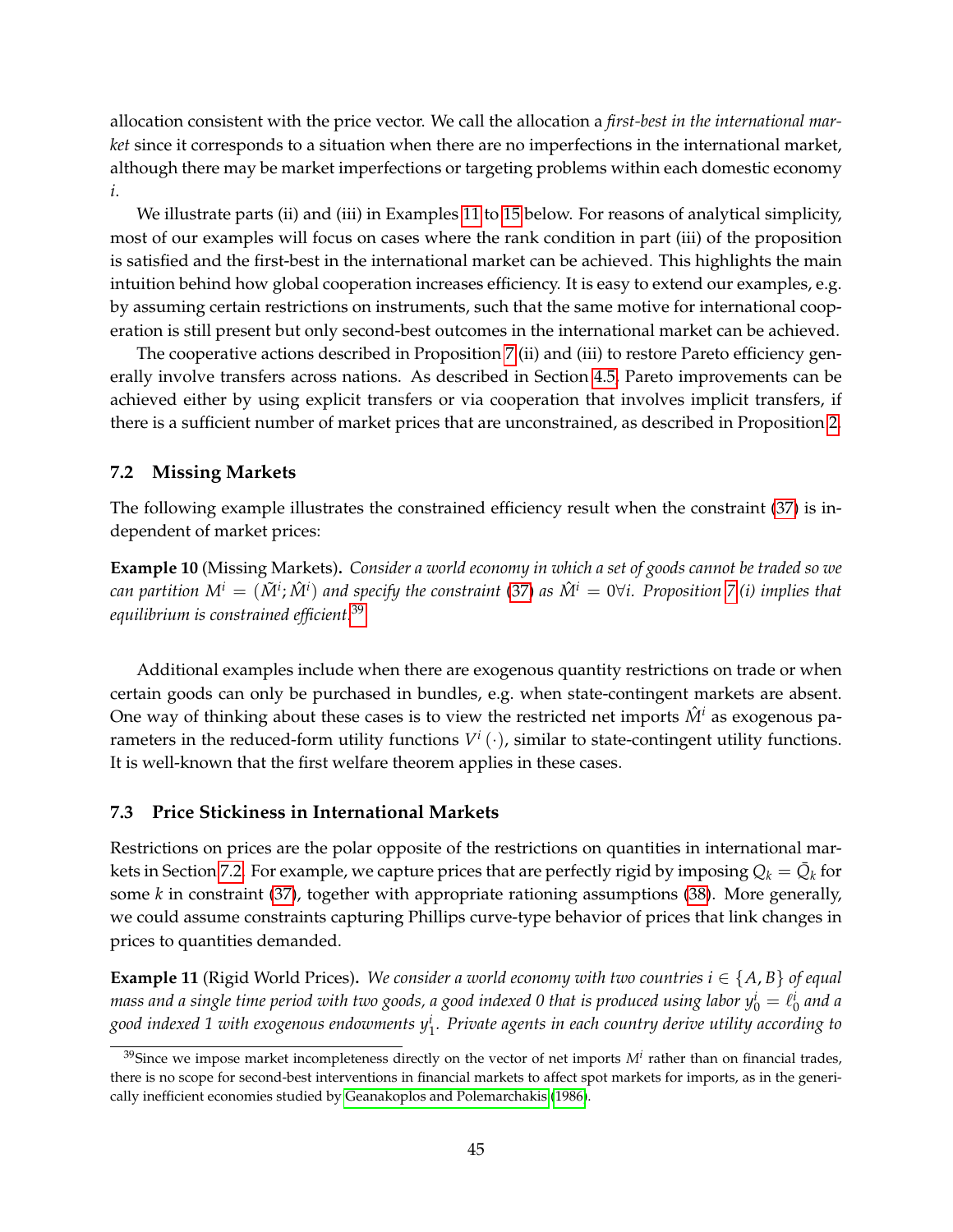allocation consistent with the price vector. We call the allocation a *first-best in the international market* since it corresponds to a situation when there are no imperfections in the international market, although there may be market imperfections or targeting problems within each domestic economy $i$.

We illustrate parts (ii) and (iii) in Examples 11 to 15 below. For reasons of analytical simplicity, most of our examples will focus on cases where the rank condition in part (iii) of the proposition is satisfied and the first-best in the international market can be achieved. This highlights the main intuition behind how global cooperation increases efficiency. It is easy to extend our examples, e.g. by assuming certain restrictions on instruments, such that the same motive for international cooperation is still present but only second-best outcomes in the international market can be achieved.

The cooperative actions described in Proposition 7 (ii) and (iii) to restore Pareto efficiency generally involve transfers across nations. As described in Section 4.5, Pareto improvements can be achieved either by using explicit transfers or via cooperation that involves implicit transfers, if there is a sufficient number of market prices that are unconstrained, as described in Proposition 2.

## 7.2 Missing Markets

The following example illustrates the constrained efficiency result when the constraint (37) is independent of market prices:

**Example 10** (Missing Markets)**.** *Consider a world economy in which a set of goods cannot be traded so we can partition $M^i = (\tilde{M}^i; \hat{M}^i)$ and specify the constraint (37) as $\hat{M}^i = 0 \forall i$. Proposition 7 (i) implies that equilibrium is constrained efficient.*[39]

Additional examples include when there are exogenous quantity restrictions on trade or when certain goods can only be purchased in bundles, e.g. when state-contingent markets are absent. One way of thinking about these cases is to view the restricted net imports $\hat{M}^i$ as exogenous parameters in the reduced-form utility functions $V^i(\cdot)$, similar to state-contingent utility functions. It is well-known that the first welfare theorem applies in these cases.

## 7.3 Price Stickiness in International Markets

Restrictions on prices are the polar opposite of the restrictions on quantities in international markets in Section 7.2. For example, we capture prices that are perfectly rigid by imposing $Q_k = \bar{Q}_k$ for some $k$ in constraint (37), together with appropriate rationing assumptions (38). More generally, we could assume constraints capturing Phillips curve-type behavior of prices that link changes in prices to quantities demanded.

**Example 11** (Rigid World Prices)**.** *We consider a world economy with two countries $i \in \{A, B\}$ of equal mass and a single time period with two goods, a good indexed 0 that is produced using labor $y_0^i = \ell_0^i$ and a good indexed 1 with exogenous endowments $y_1^i$. Private agents in each country derive utility according to*

[39] Since we impose market incompleteness directly on the vector of net imports $M^i$ rather than on financial trades, there is no scope for second-best interventions in financial markets to affect spot markets for imports, as in the generically inefficient economies studied by Geanakoplos and Polemarchakis (1986).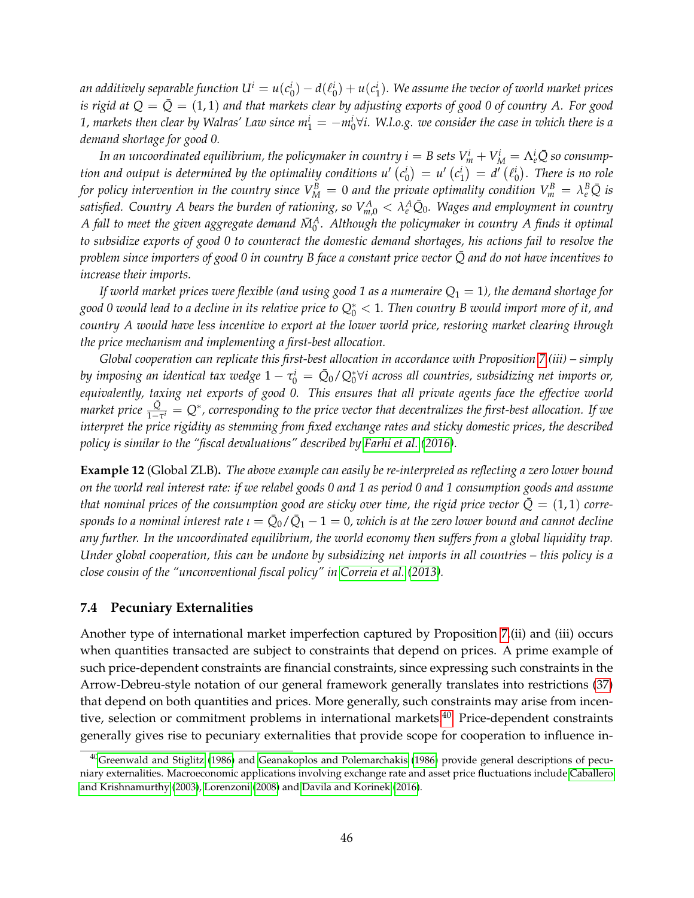*an additively separable function $U^i = u(c_0^i) - d(\ell_0^i) + u(c_1^i)$. We assume the vector of world market prices is rigid at $Q = \bar{Q} = (1,1)$ and that markets clear by adjusting exports of good 0 of country A. For good 1, markets then clear by Walras' Law since $m_1^i = -m_0^i \forall i$. W.l.o.g. we consider the case in which there is a demand shortage for good 0.*

*In an uncoordinated equilibrium, the policymaker in country $i = B$ sets $V_m^i + V_M^i = \Lambda_e^i \bar{Q}$ so consumption and output is determined by the optimality conditions $u'\left(c_0^i\right) = u'\left(c_1^i\right) = d'\left(\ell_0^i\right)$. There is no role for policy intervention in the country since $V_M^B = 0$ and the private optimality condition $V_m^B = \lambda_e^B \bar{Q}$ is satisfied. Country A bears the burden of rationing, so $V_{m,0}^A < \lambda_e^A \bar{Q}_0$. Wages and employment in country A fall to meet the given aggregate demand $\bar{M}_0^A$. Although the policymaker in country A finds it optimal to subsidize exports of good 0 to counteract the domestic demand shortages, his actions fail to resolve the problem since importers of good 0 in country B face a constant price vector $\bar{Q}$ and do not have incentives to increase their imports.*

*If world market prices were flexible (and using good 1 as a numeraire $Q_1 = 1$), the demand shortage for good 0 would lead to a decline in its relative price to $Q_0^* < 1$. Then country B would import more of it, and country A would have less incentive to export at the lower world price, restoring market clearing through the price mechanism and implementing a first-best allocation.*

*Global cooperation can replicate this first-best allocation in accordance with Proposition 7 (iii) – simply by imposing an identical tax wedge $1 - \tau_0^i = \bar{Q}_0 / Q_0^* \forall i$ across all countries, subsidizing net imports or, equivalently, taxing net exports of good 0. This ensures that all private agents face the effective world market price $\frac{\bar{Q}}{1-\tau^i} = Q^*$, corresponding to the price vector that decentralizes the first-best allocation. If we interpret the price rigidity as stemming from fixed exchange rates and sticky domestic prices, the described policy is similar to the "fiscal devaluations" described by Farhi et al. (2016).*

**Example 12** (Global ZLB)**.** *The above example can easily be re-interpreted as reflecting a zero lower bound on the world real interest rate: if we relabel goods 0 and 1 as period 0 and 1 consumption goods and assume that nominal prices of the consumption good are sticky over time, the rigid price vector $\bar{Q} = (1,1)$ corresponds to a nominal interest rate $\iota = \bar{Q}_0 / \bar{Q}_1 - 1 = 0$, which is at the zero lower bound and cannot decline any further. In the uncoordinated equilibrium, the world economy then suffers from a global liquidity trap. Under global cooperation, this can be undone by subsidizing net imports in all countries – this policy is a close cousin of the "unconventional fiscal policy" in Correia et al. (2013).*

### 7.4 Pecuniary Externalities

Another type of international market imperfection captured by Proposition 7 (ii) and (iii) occurs when quantities transacted are subject to constraints that depend on prices. A prime example of such price-dependent constraints are financial constraints, since expressing such constraints in the Arrow-Debreu-style notation of our general framework generally translates into restrictions (37) that depend on both quantities and prices. More generally, such constraints may arise from incentive, selection or commitment problems in international markets.[40] Price-dependent constraints generally gives rise to pecuniary externalities that provide scope for cooperation to influence in-

[40] Greenwald and Stiglitz (1986) and Geanakoplos and Polemarchakis (1986) provide general descriptions of pecuniary externalities. Macroeconomic applications involving exchange rate and asset price fluctuations include Caballero and Krishnamurthy (2003), Lorenzoni (2008) and Davila and Korinek (2016).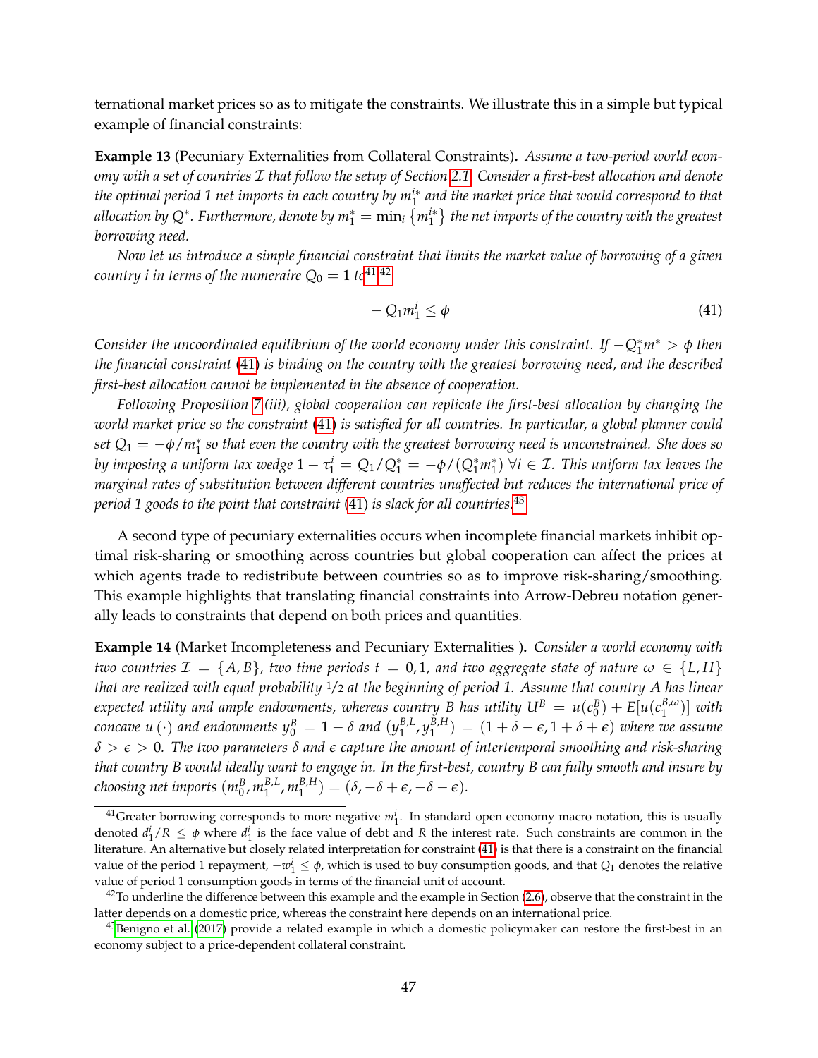ternational market prices so as to mitigate the constraints. We illustrate this in a simple but typical example of financial constraints:

**Example 13** (Pecuniary Externalities from Collateral Constraints)**.** *Assume a two-period world economy with a set of countries $\mathcal{I}$ that follow the setup of Section 2.1. Consider a first-best allocation and denote the optimal period 1 net imports in each country by $m_1^{i*}$ and the market price that would correspond to that allocation by $Q^*$. Furthermore, denote by $m_1^* = \min_i \left\{m_1^{i*}\right\}$ the net imports of the country with the greatest borrowing need.*

*Now let us introduce a simple financial constraint that limits the market value of borrowing of a given country i in terms of the numeraire $Q_0 = 1$ to*[41][42]

$$-Q_1 m_1^i \leq \phi \tag{41}$$

*Consider the uncoordinated equilibrium of the world economy under this constraint. If $-Q_1^* m^* > \phi$ then the financial constraint (41) is binding on the country with the greatest borrowing need, and the described first-best allocation cannot be implemented in the absence of cooperation.*

*Following Proposition 7 (iii), global cooperation can replicate the first-best allocation by changing the world market price so the constraint (41) is satisfied for all countries. In particular, a global planner could set $Q_1 = -\phi/m_1^*$ so that even the country with the greatest borrowing need is unconstrained. She does so by imposing a uniform tax wedge $1 - \tau_1^i = Q_1/Q_1^* = -\phi/(Q_1^* m_1^*)$ $\forall i \in \mathcal{I}$. This uniform tax leaves the marginal rates of substitution between different countries unaffected but reduces the international price of period 1 goods to the point that constraint (41) is slack for all countries.*[43]

A second type of pecuniary externalities occurs when incomplete financial markets inhibit optimal risk-sharing or smoothing across countries but global cooperation can affect the prices at which agents trade to redistribute between countries so as to improve risk-sharing/smoothing. This example highlights that translating financial constraints into Arrow-Debreu notation generally leads to constraints that depend on both prices and quantities.

**Example 14** (Market Incompleteness and Pecuniary Externalities )**.** *Consider a world economy with two countries $\mathcal{I} = \{A, B\}$, two time periods $t = 0, 1$, and two aggregate state of nature $\omega \in \{L, H\}$ that are realized with equal probability $1/2$ at the beginning of period 1. Assume that country A has linear expected utility and ample endowments, whereas country B has utility $U^B = u(c_0^B) + E[u(c_1^{B,\omega})]$ with concave $u(\cdot)$ and endowments $y_0^B = 1 - \delta$ and $(y_1^{B,L}, y_1^{B,H}) = (1 + \delta - \epsilon, 1 + \delta + \epsilon)$ where we assume $\delta > \epsilon > 0$. The two parameters $\delta$ and $\epsilon$ capture the amount of intertemporal smoothing and risk-sharing that country B would ideally want to engage in. In the first-best, country B can fully smooth and insure by choosing net imports $(m_0^B, m_1^{B,L}, m_1^{B,H}) = (\delta, -\delta + \epsilon, -\delta - \epsilon)$.*

---

[41] Greater borrowing corresponds to more negative $m_1^i$. In standard open economy macro notation, this is usually denoted $d_1^i/R \leq \phi$ where $d_1^i$ is the face value of debt and $R$ the interest rate. Such constraints are common in the literature. An alternative but closely related interpretation for constraint (41) is that there is a constraint on the financial value of the period 1 repayment, $-w_1^i \leq \phi$, which is used to buy consumption goods, and that $Q_1$ denotes the relative value of period 1 consumption goods in terms of the financial unit of account.

[42] To underline the difference between this example and the example in Section (2.6), observe that the constraint in the latter depends on a domestic price, whereas the constraint here depends on an international price.

[43] Benigno et al. (2017) provide a related example in which a domestic policymaker can restore the first-best in an economy subject to a price-dependent collateral constraint.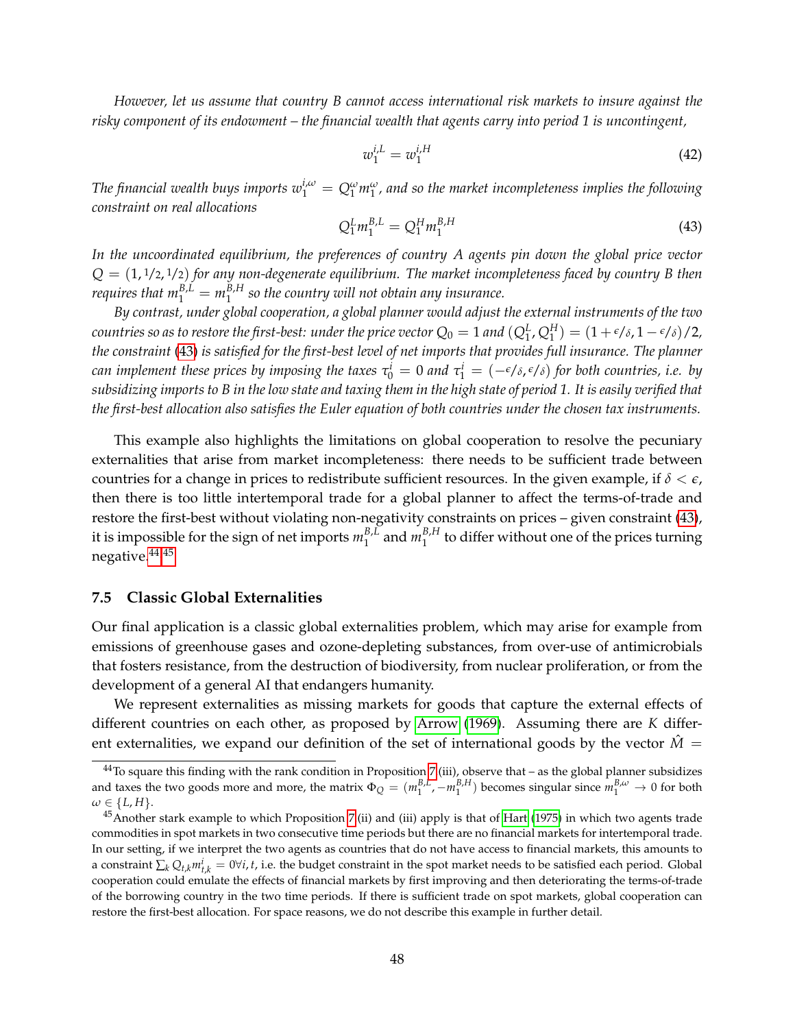*However, let us assume that country B cannot access international risk markets to insure against the risky component of its endowment – the financial wealth that agents carry into period 1 is uncontingent,*

$$w_1^{i,L} = w_1^{i,H} \tag{42}$$

*The financial wealth buys imports $w_1^{i,\omega} = Q_1^\omega m_1^\omega$, and so the market incompleteness implies the following constraint on real allocations*

$$Q_1^L m_1^{B,L} = Q_1^H m_1^{B,H} \tag{43}$$

*In the uncoordinated equilibrium, the preferences of country A agents pin down the global price vector $Q = (1, 1/2, 1/2)$ for any non-degenerate equilibrium. The market incompleteness faced by country B then requires that $m_1^{B,L} = m_1^{B,H}$ so the country will not obtain any insurance.*

*By contrast, under global cooperation, a global planner would adjust the external instruments of the two countries so as to restore the first-best: under the price vector $Q_0 = 1$ and $(Q_1^L, Q_1^H) = (1 + \epsilon/\delta, 1 - \epsilon/\delta)/2$, the constraint (43) is satisfied for the first-best level of net imports that provides full insurance. The planner can implement these prices by imposing the taxes $\tau_0^i = 0$ and $\tau_1^i = (-\epsilon/\delta, \epsilon/\delta)$ for both countries, i.e. by subsidizing imports to B in the low state and taxing them in the high state of period 1. It is easily verified that the first-best allocation also satisfies the Euler equation of both countries under the chosen tax instruments.*

This example also highlights the limitations on global cooperation to resolve the pecuniary externalities that arise from market incompleteness: there needs to be sufficient trade between countries for a change in prices to redistribute sufficient resources. In the given example, if $\delta < \epsilon$, then there is too little intertemporal trade for a global planner to affect the terms-of-trade and restore the first-best without violating non-negativity constraints on prices – given constraint (43), it is impossible for the sign of net imports $m_1^{B,L}$ and $m_1^{B,H}$ to differ without one of the prices turning negative.[44,45]

### 7.5 Classic Global Externalities

Our final application is a classic global externalities problem, which may arise for example from emissions of greenhouse gases and ozone-depleting substances, from over-use of antimicrobials that fosters resistance, from the destruction of biodiversity, from nuclear proliferation, or from the development of a general AI that endangers humanity.

We represent externalities as missing markets for goods that capture the external effects of different countries on each other, as proposed by Arrow (1969). Assuming there are $K$ different externalities, we expand our definition of the set of international goods by the vector $\hat{M} =$

---

[44] To square this finding with the rank condition in Proposition 7 (iii), observe that – as the global planner subsidizes and taxes the two goods more and more, the matrix $\Phi_Q = (m_1^{B,L}, -m_1^{B,H})$ becomes singular since $m_1^{B,\omega} \to 0$ for both $\omega \in \{L, H\}$.

[45] Another stark example to which Proposition 7 (ii) and (iii) apply is that of Hart (1975) in which two agents trade commodities in spot markets in two consecutive time periods but there are no financial markets for intertemporal trade. In our setting, if we interpret the two agents as countries that do not have access to financial markets, this amounts to a constraint $\sum_k Q_{t,k} m_{t,k}^i = 0 \forall i, t$, i.e. the budget constraint in the spot market needs to be satisfied each period. Global cooperation could emulate the effects of financial markets by first improving and then deteriorating the terms-of-trade of the borrowing country in the two time periods. If there is sufficient trade on spot markets, global cooperation can restore the first-best allocation. For space reasons, we do not describe this example in further detail.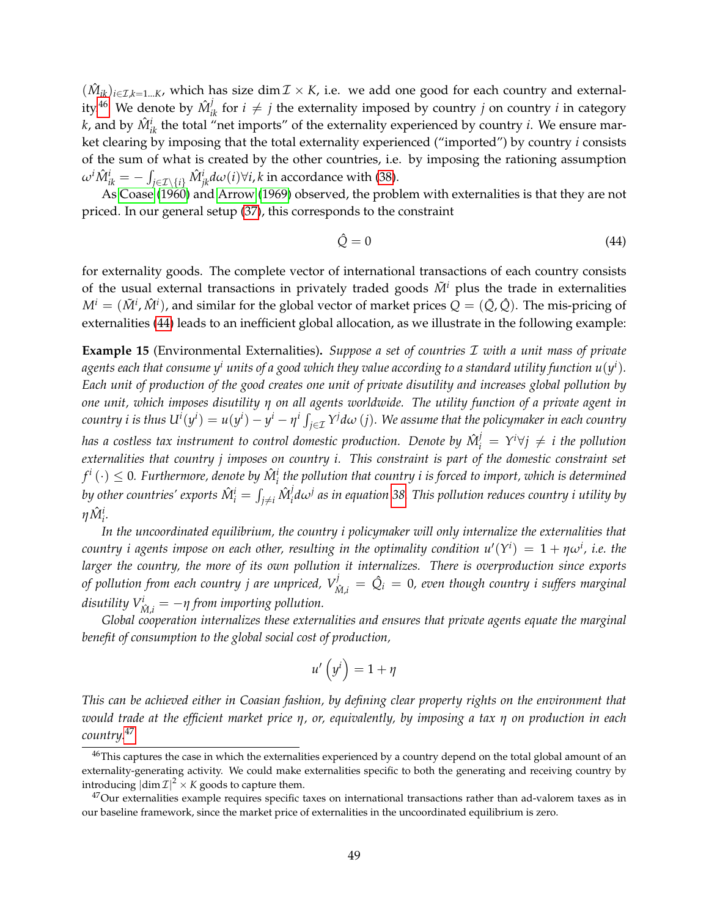$(\hat{M}_{ik})_{i\in\mathcal{I},k=1...K}$, which has size $\dim\mathcal{I}\times K$, i.e. we add one good for each country and externality.[46] We denote by $\hat{M}^j_{ik}$ for $i\neq j$ the externality imposed by country $j$ on country $i$ in category $k$, and by $\hat{M}^i_{ik}$ the total "net imports" of the externality experienced by country $i$. We ensure market clearing by imposing that the total externality experienced ("imported") by country $i$ consists of the sum of what is created by the other countries, i.e. by imposing the rationing assumption $\omega^i\hat{M}^i_{ik} = -\int_{j\in\mathcal{I}\setminus\{i\}}\hat{M}^i_{jk}d\omega(i)\forall i,k$ in accordance with (38).

As Coase (1960) and Arrow (1969) observed, the problem with externalities is that they are not priced. In our general setup (37), this corresponds to the constraint

$$\hat{Q} = 0 \tag{44}$$

for externality goods. The complete vector of international transactions of each country consists of the usual external transactions in privately traded goods $\tilde{M}^i$ plus the trade in externalities $M^i = (\tilde{M}^i, \hat{M}^i)$, and similar for the global vector of market prices $Q = (\tilde{Q}, \hat{Q})$. The mis-pricing of externalities (44) leads to an inefficient global allocation, as we illustrate in the following example:

**Example 15** (Environmental Externalities)**.** *Suppose a set of countries $\mathcal{I}$ with a unit mass of private agents each that consume $y^i$ units of a good which they value according to a standard utility function $u(y^i)$. Each unit of production of the good creates one unit of private disutility and increases global pollution by one unit, which imposes disutility $\eta$ on all agents worldwide. The utility function of a private agent in country $i$ is thus $U^i(y^i) = u(y^i) - y^i - \eta^i\int_{j\in\mathcal{I}}Y^j d\omega(j)$. We assume that the policymaker in each country has a costless tax instrument to control domestic production. Denote by $\hat{M}^j_i = Y^i\forall j\neq i$ the pollution externalities that country $j$ imposes on country $i$. This constraint is part of the domestic constraint set $f^i(\cdot)\leq 0$. Furthermore, denote by $\hat{M}^i_i$ the pollution that country $i$ is forced to import, which is determined by other countries' exports $\hat{M}^i_i = \int_{j\neq i}\hat{M}^j_i d\omega^j$ as in equation 38. This pollution reduces country $i$ utility by $\eta\hat{M}^i_i$.*

*In the uncoordinated equilibrium, the country $i$ policymaker will only internalize the externalities that country $i$ agents impose on each other, resulting in the optimality condition $u'(Y^i) = 1+\eta\omega^i$, i.e. the larger the country, the more of its own pollution it internalizes. There is overproduction since exports of pollution from each country $j$ are unpriced, $V^j_{\hat{M},i} = \hat{Q}_i = 0$, even though country $i$ suffers marginal disutility $V^i_{\hat{M},i} = -\eta$ from importing pollution.*

*Global cooperation internalizes these externalities and ensures that private agents equate the marginal benefit of consumption to the global social cost of production,*

$$u'\left(y^i\right) = 1+\eta$$

*This can be achieved either in Coasian fashion, by defining clear property rights on the environment that would trade at the efficient market price $\eta$, or, equivalently, by imposing a tax $\eta$ on production in each country.*[47]

---

[46] This captures the case in which the externalities experienced by a country depend on the total global amount of an externality-generating activity. We could make externalities specific to both the generating and receiving country by introducing $|\dim\mathcal{I}|^2\times K$ goods to capture them.

[47] Our externalities example requires specific taxes on international transactions rather than ad-valorem taxes as in our baseline framework, since the market price of externalities in the uncoordinated equilibrium is zero.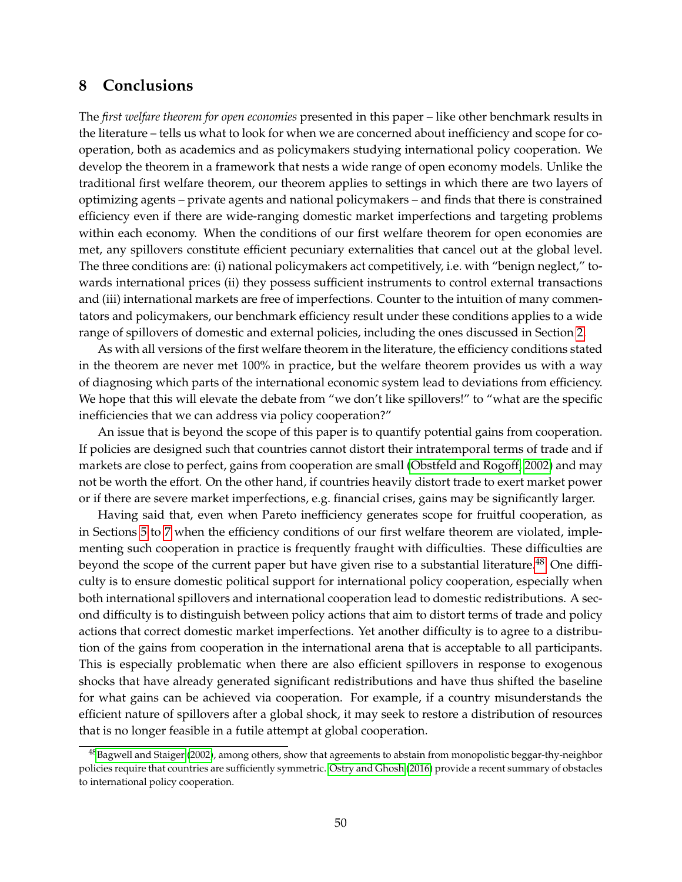## 8 Conclusions

The *first welfare theorem for open economies* presented in this paper – like other benchmark results in the literature – tells us what to look for when we are concerned about inefficiency and scope for cooperation, both as academics and as policymakers studying international policy cooperation. We develop the theorem in a framework that nests a wide range of open economy models. Unlike the traditional first welfare theorem, our theorem applies to settings in which there are two layers of optimizing agents – private agents and national policymakers – and finds that there is constrained efficiency even if there are wide-ranging domestic market imperfections and targeting problems within each economy. When the conditions of our first welfare theorem for open economies are met, any spillovers constitute efficient pecuniary externalities that cancel out at the global level. The three conditions are: (i) national policymakers act competitively, i.e. with "benign neglect," towards international prices (ii) they possess sufficient instruments to control external transactions and (iii) international markets are free of imperfections. Counter to the intuition of many commentators and policymakers, our benchmark efficiency result under these conditions applies to a wide range of spillovers of domestic and external policies, including the ones discussed in Section 2.

As with all versions of the first welfare theorem in the literature, the efficiency conditions stated in the theorem are never met 100% in practice, but the welfare theorem provides us with a way of diagnosing which parts of the international economic system lead to deviations from efficiency. We hope that this will elevate the debate from "we don't like spillovers!" to "what are the specific inefficiencies that we can address via policy cooperation?"

An issue that is beyond the scope of this paper is to quantify potential gains from cooperation. If policies are designed such that countries cannot distort their intratemporal terms of trade and if markets are close to perfect, gains from cooperation are small (Obstfeld and Rogoff, 2002) and may not be worth the effort. On the other hand, if countries heavily distort trade to exert market power or if there are severe market imperfections, e.g. financial crises, gains may be significantly larger.

Having said that, even when Pareto inefficiency generates scope for fruitful cooperation, as in Sections 5 to 7 when the efficiency conditions of our first welfare theorem are violated, implementing such cooperation in practice is frequently fraught with difficulties. These difficulties are beyond the scope of the current paper but have given rise to a substantial literature.[48] One difficulty is to ensure domestic political support for international policy cooperation, especially when both international spillovers and international cooperation lead to domestic redistributions. A second difficulty is to distinguish between policy actions that aim to distort terms of trade and policy actions that correct domestic market imperfections. Yet another difficulty is to agree to a distribution of the gains from cooperation in the international arena that is acceptable to all participants. This is especially problematic when there are also efficient spillovers in response to exogenous shocks that have already generated significant redistributions and have thus shifted the baseline for what gains can be achieved via cooperation. For example, if a country misunderstands the efficient nature of spillovers after a global shock, it may seek to restore a distribution of resources that is no longer feasible in a futile attempt at global cooperation.

[48] Bagwell and Staiger (2002), among others, show that agreements to abstain from monopolistic beggar-thy-neighbor policies require that countries are sufficiently symmetric. Ostry and Ghosh (2016) provide a recent summary of obstacles to international policy cooperation.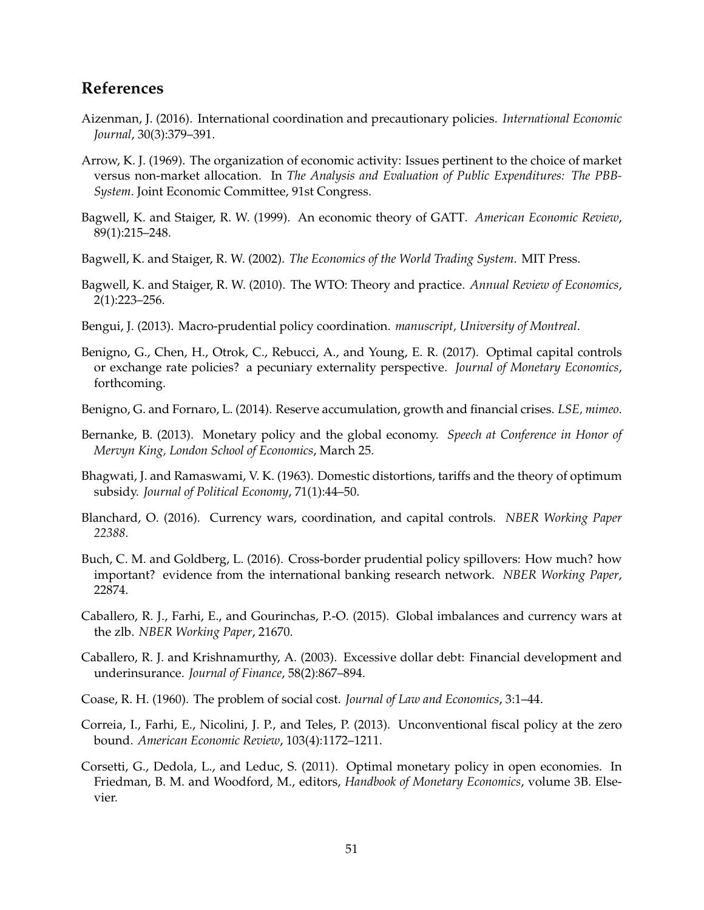## References

Aizenman, J. (2016). International coordination and precautionary policies. *International Economic Journal*, 30(3):379–391.

Arrow, K. J. (1969). The organization of economic activity: Issues pertinent to the choice of market versus non-market allocation. In *The Analysis and Evaluation of Public Expenditures: The PBB-System*. Joint Economic Committee, 91st Congress.

Bagwell, K. and Staiger, R. W. (1999). An economic theory of GATT. *American Economic Review*, 89(1):215–248.

Bagwell, K. and Staiger, R. W. (2002). *The Economics of the World Trading System*. MIT Press.

Bagwell, K. and Staiger, R. W. (2010). The WTO: Theory and practice. *Annual Review of Economics*, 2(1):223–256.

Bengui, J. (2013). Macro-prudential policy coordination. *manuscript, University of Montreal*.

Benigno, G., Chen, H., Otrok, C., Rebucci, A., and Young, E. R. (2017). Optimal capital controls or exchange rate policies? a pecuniary externality perspective. *Journal of Monetary Economics*, forthcoming.

Benigno, G. and Fornaro, L. (2014). Reserve accumulation, growth and financial crises. *LSE, mimeo*.

Bernanke, B. (2013). Monetary policy and the global economy. *Speech at Conference in Honor of Mervyn King, London School of Economics*, March 25.

Bhagwati, J. and Ramaswami, V. K. (1963). Domestic distortions, tariffs and the theory of optimum subsidy. *Journal of Political Economy*, 71(1):44–50.

Blanchard, O. (2016). Currency wars, coordination, and capital controls. *NBER Working Paper 22388*.

Buch, C. M. and Goldberg, L. (2016). Cross-border prudential policy spillovers: How much? how important? evidence from the international banking research network. *NBER Working Paper*, 22874.

Caballero, R. J., Farhi, E., and Gourinchas, P.-O. (2015). Global imbalances and currency wars at the zlb. *NBER Working Paper*, 21670.

Caballero, R. J. and Krishnamurthy, A. (2003). Excessive dollar debt: Financial development and underinsurance. *Journal of Finance*, 58(2):867–894.

Coase, R. H. (1960). The problem of social cost. *Journal of Law and Economics*, 3:1–44.

Correia, I., Farhi, E., Nicolini, J. P., and Teles, P. (2013). Unconventional fiscal policy at the zero bound. *American Economic Review*, 103(4):1172–1211.

Corsetti, G., Dedola, L., and Leduc, S. (2011). Optimal monetary policy in open economies. In Friedman, B. M. and Woodford, M., editors, *Handbook of Monetary Economics*, volume 3B. Elsevier.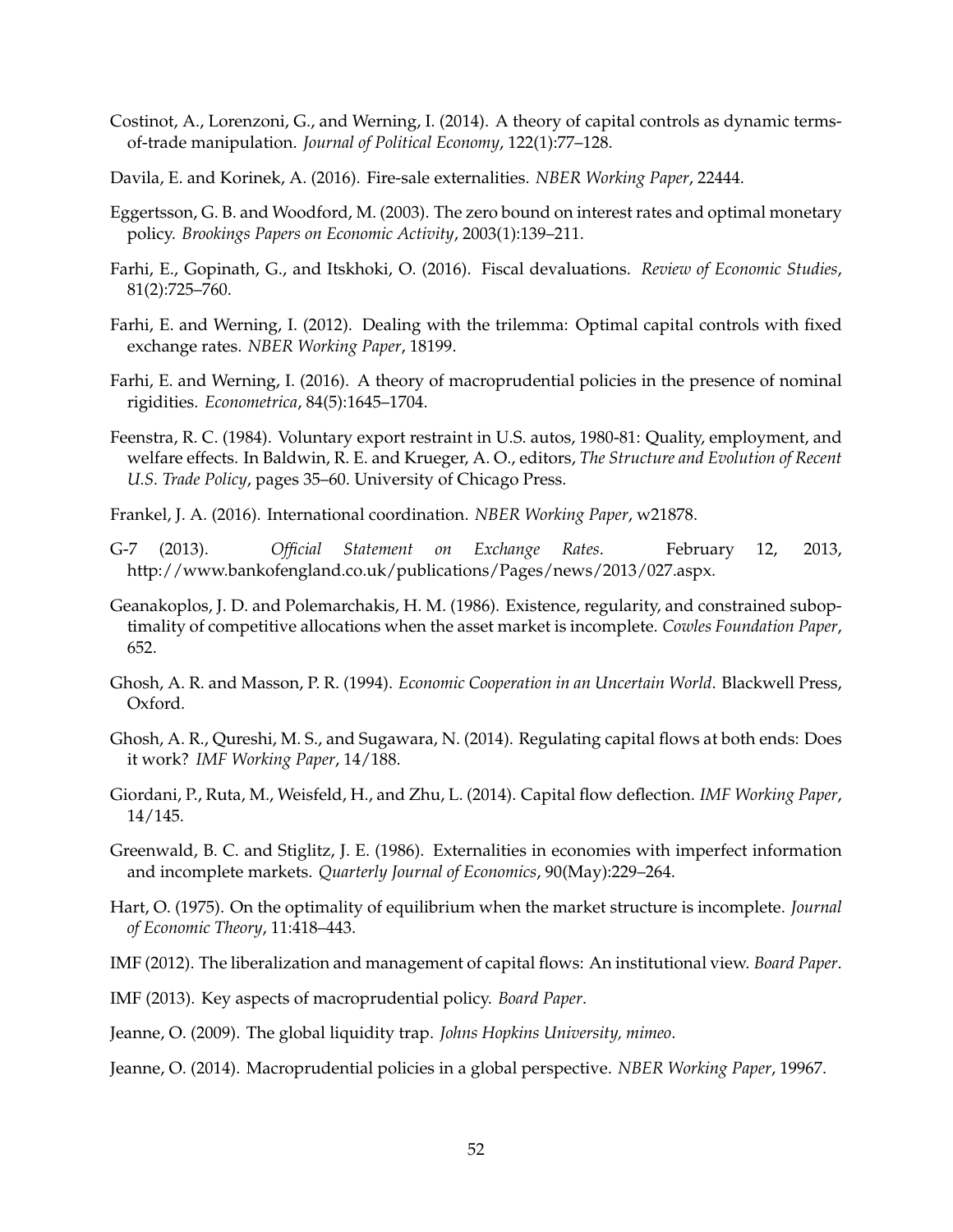Costinot, A., Lorenzoni, G., and Werning, I. (2014). A theory of capital controls as dynamic terms-of-trade manipulation. *Journal of Political Economy*, 122(1):77–128.

Davila, E. and Korinek, A. (2016). Fire-sale externalities. *NBER Working Paper*, 22444.

Eggertsson, G. B. and Woodford, M. (2003). The zero bound on interest rates and optimal monetary policy. *Brookings Papers on Economic Activity*, 2003(1):139–211.

Farhi, E., Gopinath, G., and Itskhoki, O. (2016). Fiscal devaluations. *Review of Economic Studies*, 81(2):725–760.

Farhi, E. and Werning, I. (2012). Dealing with the trilemma: Optimal capital controls with fixed exchange rates. *NBER Working Paper*, 18199.

Farhi, E. and Werning, I. (2016). A theory of macroprudential policies in the presence of nominal rigidities. *Econometrica*, 84(5):1645–1704.

Feenstra, R. C. (1984). Voluntary export restraint in U.S. autos, 1980-81: Quality, employment, and welfare effects. In Baldwin, R. E. and Krueger, A. O., editors, *The Structure and Evolution of Recent U.S. Trade Policy*, pages 35–60. University of Chicago Press.

Frankel, J. A. (2016). International coordination. *NBER Working Paper*, w21878.

G-7 (2013). *Official Statement on Exchange Rates*. February 12, 2013, http://www.bankofengland.co.uk/publications/Pages/news/2013/027.aspx.

Geanakoplos, J. D. and Polemarchakis, H. M. (1986). Existence, regularity, and constrained suboptimality of competitive allocations when the asset market is incomplete. *Cowles Foundation Paper*, 652.

Ghosh, A. R. and Masson, P. R. (1994). *Economic Cooperation in an Uncertain World*. Blackwell Press, Oxford.

Ghosh, A. R., Qureshi, M. S., and Sugawara, N. (2014). Regulating capital flows at both ends: Does it work? *IMF Working Paper*, 14/188.

Giordani, P., Ruta, M., Weisfeld, H., and Zhu, L. (2014). Capital flow deflection. *IMF Working Paper*, 14/145.

Greenwald, B. C. and Stiglitz, J. E. (1986). Externalities in economies with imperfect information and incomplete markets. *Quarterly Journal of Economics*, 90(May):229–264.

Hart, O. (1975). On the optimality of equilibrium when the market structure is incomplete. *Journal of Economic Theory*, 11:418–443.

IMF (2012). The liberalization and management of capital flows: An institutional view. *Board Paper*.

IMF (2013). Key aspects of macroprudential policy. *Board Paper*.

Jeanne, O. (2009). The global liquidity trap. *Johns Hopkins University, mimeo*.

Jeanne, O. (2014). Macroprudential policies in a global perspective. *NBER Working Paper*, 19967.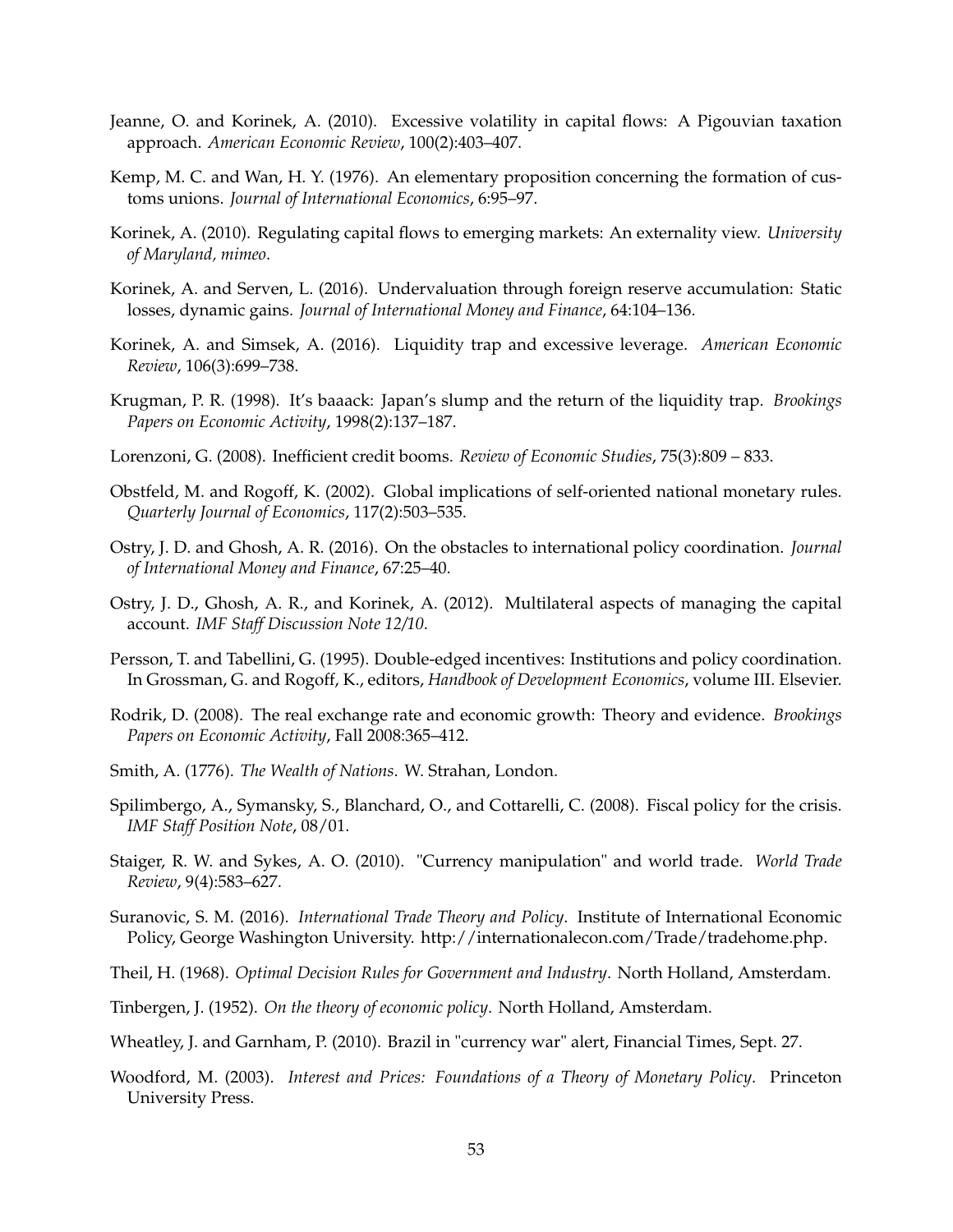Jeanne, O. and Korinek, A. (2010). Excessive volatility in capital flows: A Pigouvian taxation approach. *American Economic Review*, 100(2):403–407.

Kemp, M. C. and Wan, H. Y. (1976). An elementary proposition concerning the formation of customs unions. *Journal of International Economics*, 6:95–97.

Korinek, A. (2010). Regulating capital flows to emerging markets: An externality view. *University of Maryland, mimeo*.

Korinek, A. and Serven, L. (2016). Undervaluation through foreign reserve accumulation: Static losses, dynamic gains. *Journal of International Money and Finance*, 64:104–136.

Korinek, A. and Simsek, A. (2016). Liquidity trap and excessive leverage. *American Economic Review*, 106(3):699–738.

Krugman, P. R. (1998). It's baaack: Japan's slump and the return of the liquidity trap. *Brookings Papers on Economic Activity*, 1998(2):137–187.

Lorenzoni, G. (2008). Inefficient credit booms. *Review of Economic Studies*, 75(3):809 – 833.

Obstfeld, M. and Rogoff, K. (2002). Global implications of self-oriented national monetary rules. *Quarterly Journal of Economics*, 117(2):503–535.

Ostry, J. D. and Ghosh, A. R. (2016). On the obstacles to international policy coordination. *Journal of International Money and Finance*, 67:25–40.

Ostry, J. D., Ghosh, A. R., and Korinek, A. (2012). Multilateral aspects of managing the capital account. *IMF Staff Discussion Note 12/10*.

Persson, T. and Tabellini, G. (1995). Double-edged incentives: Institutions and policy coordination. In Grossman, G. and Rogoff, K., editors, *Handbook of Development Economics*, volume III. Elsevier.

Rodrik, D. (2008). The real exchange rate and economic growth: Theory and evidence. *Brookings Papers on Economic Activity*, Fall 2008:365–412.

Smith, A. (1776). *The Wealth of Nations*. W. Strahan, London.

Spilimbergo, A., Symansky, S., Blanchard, O., and Cottarelli, C. (2008). Fiscal policy for the crisis. *IMF Staff Position Note*, 08/01.

Staiger, R. W. and Sykes, A. O. (2010). "Currency manipulation" and world trade. *World Trade Review*, 9(4):583–627.

Suranovic, S. M. (2016). *International Trade Theory and Policy*. Institute of International Economic Policy, George Washington University. http://internationalecon.com/Trade/tradehome.php.

Theil, H. (1968). *Optimal Decision Rules for Government and Industry*. North Holland, Amsterdam.

Tinbergen, J. (1952). *On the theory of economic policy*. North Holland, Amsterdam.

Wheatley, J. and Garnham, P. (2010). Brazil in "currency war" alert, Financial Times, Sept. 27.

Woodford, M. (2003). *Interest and Prices: Foundations of a Theory of Monetary Policy*. Princeton University Press.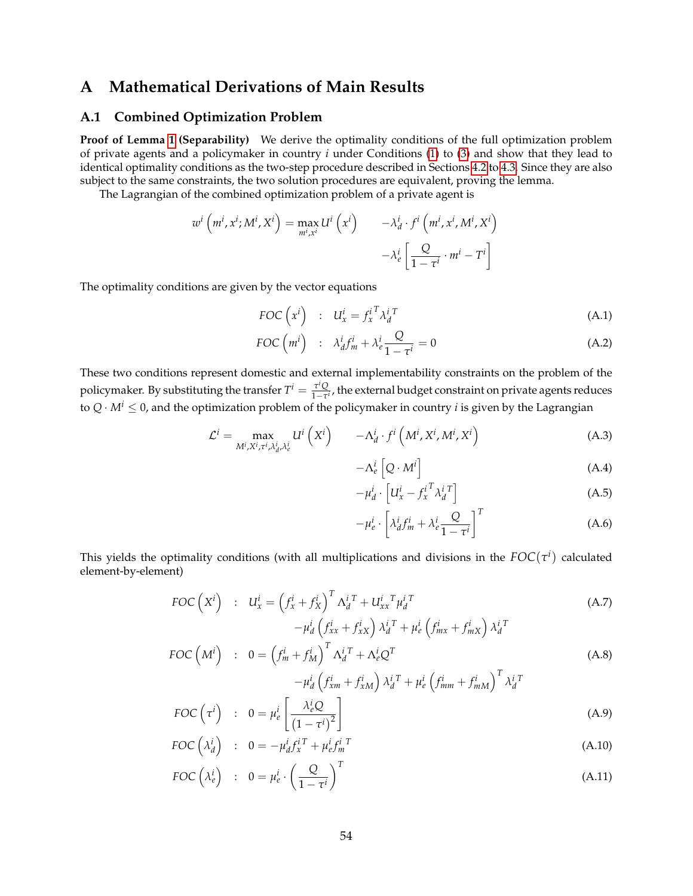# A Mathematical Derivations of Main Results

## A.1 Combined Optimization Problem

**Proof of Lemma 1 (Separability)** We derive the optimality conditions of the full optimization problem of private agents and a policymaker in country $i$ under Conditions (1) to (3) and show that they lead to identical optimality conditions as the two-step procedure described in Sections 4.2 to 4.3. Since they are also subject to the same constraints, the two solution procedures are equivalent, proving the lemma.

The Lagrangian of the combined optimization problem of a private agent is

$$
w^i\left(m^i, x^i; M^i, X^i\right) = \max_{m^i, x^i} U^i\left(x^i\right) \qquad -\lambda_d^i \cdot f^i\left(m^i, x^i, M^i, X^i\right) \\ -\lambda_e^i\left[\frac{Q}{1-\tau^i} \cdot m^i - T^i\right]
$$

The optimality conditions are given by the vector equations

$$
FOC\left(x^i\right) \quad : \quad U_x^i = {f_x^i}^T {\lambda_d^i}^T \tag{A.1}
$$

$$
FOC\left(m^i\right) \quad : \quad \lambda_d^i f_m^i + \lambda_e^i \frac{Q}{1-\tau^i} = 0 \tag{A.2}
$$

These two conditions represent domestic and external implementability constraints on the problem of the policymaker. By substituting the transfer $T^i = \frac{\tau^i Q}{1-\tau^i}$, the external budget constraint on private agents reduces to $Q \cdot M^i \leq 0$, and the optimization problem of the policymaker in country $i$ is given by the Lagrangian

$$
\mathcal{L}^i = \max_{M^i, X^i, \tau^i, \lambda_d^i, \lambda_e^i} U^i\left(X^i\right) \qquad -\Lambda_d^i \cdot f^i\left(M^i, X^i, M^i, X^i\right) \tag{A.3}
$$

$$
-\Lambda_e^i\left[Q \cdot M^i\right] \tag{A.4}
$$

$$
-\mu_d^i \cdot \left[U_x^i - {f_x^i}^T {\lambda_d^i}^T\right] \tag{A.5}
$$

$$
-\mu_e^i \cdot \left[\lambda_d^i f_m^i + \lambda_e^i \frac{Q}{1-\tau^i}\right]^T \tag{A.6}
$$

This yields the optimality conditions (with all multiplications and divisions in the $FOC(\tau^i)$ calculated element-by-element)

$$
FOC\left(X^i\right) \quad : \quad U_x^i = \left(f_x^i + f_X^i\right)^T {\Lambda_d^i}^T + {U_{xx}^i}^T {\mu_d^i}^T \tag{A.7}
$$

$$
-\mu_d^i\left(f_{xx}^i + f_{xX}^i\right){\lambda_d^i}^T + \mu_e^i\left(f_{mx}^i + f_{mX}^i\right){\lambda_d^i}^T
$$

$$
FOC\left(M^i\right) \quad : \quad 0 = \left(f_m^i + f_M^i\right)^T {\Lambda_d^i}^T + \Lambda_e^i Q^T \tag{A.8}
$$

$$
-\mu_d^i\left(f_{xm}^i + f_{xM}^i\right){\lambda_d^i}^T + \mu_e^i\left(f_{mm}^i + f_{mM}^i\right)^T {\lambda_d^i}^T
$$

$$
FOC\left(\tau^i\right) \quad : \quad 0 = \mu_e^i\left[\frac{\lambda_e^i Q}{\left(1-\tau^i\right)^2}\right] \tag{A.9}
$$

$$
FOC\left(\lambda_d^i\right) \quad : \quad 0 = -\mu_d^i {f_x^i}^T + \mu_e^i {f_m^i}^T \tag{A.10}
$$

$$
FOC\left(\lambda_e^i\right) \quad : \quad 0 = \mu_e^i \cdot \left(\frac{Q}{1-\tau^i}\right)^T \tag{A.11}
$$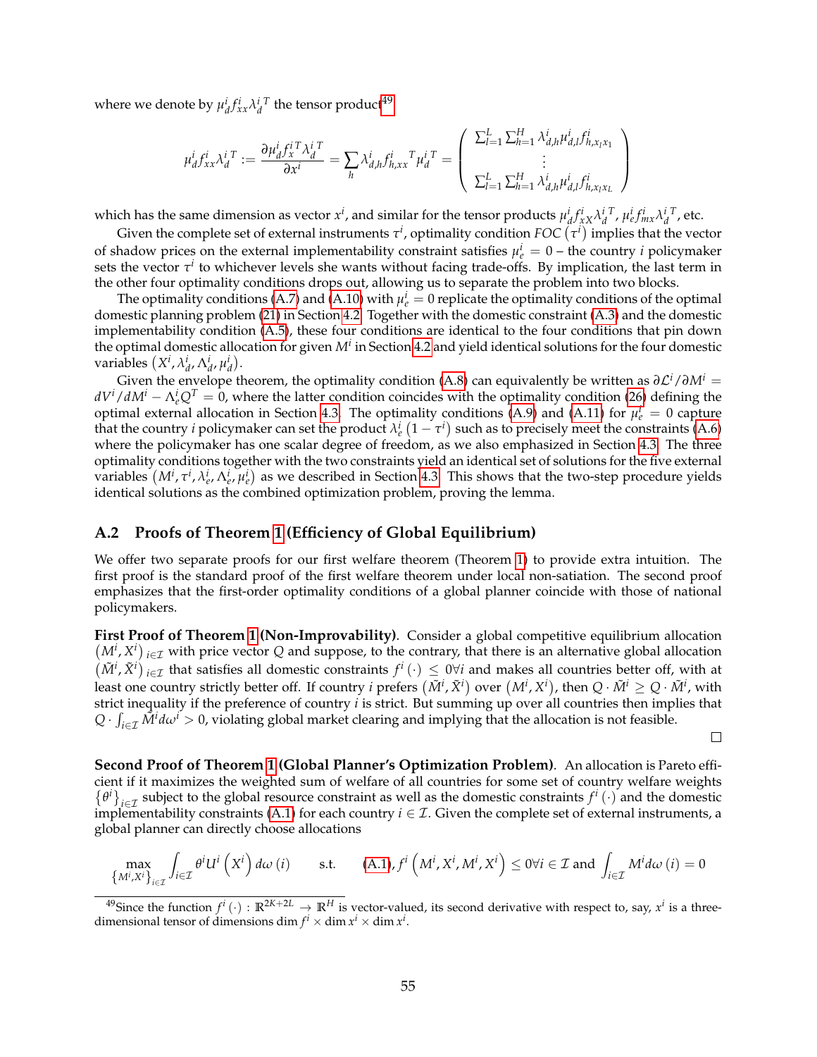where we denote by $\mu_d^i f_{xx}^i \lambda_d^{i\,T}$ the tensor product[49]

$$\mu_d^i f_{xx}^i \lambda_d^{i\,T} := \frac{\partial \mu_d^i f_x^{i\,T} \lambda_d^{i\,T}}{\partial x^i} = \sum_h \lambda_{d,h}^i f_{h,xx}^{i\;\;T} \mu_d^{i\,T} = \begin{pmatrix} \sum_{l=1}^L \sum_{h=1}^H \lambda_{d,h}^i \mu_{d,l}^i f_{h,x_l x_1}^i \\ \vdots \\ \sum_{l=1}^L \sum_{h=1}^H \lambda_{d,h}^i \mu_{d,l}^i f_{h,x_l x_L}^i \end{pmatrix}$$

which has the same dimension as vector $x^i$, and similar for the tensor products $\mu_d^i f_{xX}^i \lambda_d^{i\,T}$, $\mu_e^i f_{mx}^i \lambda_d^{i\,T}$, etc.

Given the complete set of external instruments $\tau^i$, optimality condition $FOC\left(\tau^i\right)$ implies that the vector of shadow prices on the external implementability constraint satisfies $\mu_e^i = 0$ – the country $i$ policymaker sets the vector $\tau^i$ to whichever levels she wants without facing trade-offs. By implication, the last term in the other four optimality conditions drops out, allowing us to separate the problem into two blocks.

The optimality conditions (A.7) and (A.10) with $\mu_e^i = 0$ replicate the optimality conditions of the optimal domestic planning problem (21) in Section 4.2. Together with the domestic constraint (A.3) and the domestic implementability condition (A.5), these four conditions are identical to the four conditions that pin down the optimal domestic allocation for given $M^i$ in Section 4.2 and yield identical solutions for the four domestic variables $\left(X^i, \lambda_d^i, \Lambda_d^i, \mu_d^i\right)$.

Given the envelope theorem, the optimality condition (A.8) can equivalently be written as $\partial \mathcal{L}^i / \partial M^i = dV^i/dM^i - \Lambda_e^i Q^T = 0$, where the latter condition coincides with the optimality condition (26) defining the optimal external allocation in Section 4.3. The optimality conditions (A.9) and (A.11) for $\mu_e^i = 0$ capture that the country $i$ policymaker can set the product $\lambda_e^i\left(1-\tau^i\right)$ such as to precisely meet the constraints (A.6) where the policymaker has one scalar degree of freedom, as we also emphasized in Section 4.3. The three optimality conditions together with the two constraints yield an identical set of solutions for the five external variables $\left(M^i, \tau^i, \lambda_e^i, \Lambda_e^i, \mu_e^i\right)$ as we described in Section 4.3. This shows that the two-step procedure yields identical solutions as the combined optimization problem, proving the lemma.

## A.2 Proofs of Theorem 1 (Efficiency of Global Equilibrium)

We offer two separate proofs for our first welfare theorem (Theorem 1) to provide extra intuition. The first proof is the standard proof of the first welfare theorem under local non-satiation. The second proof emphasizes that the first-order optimality conditions of a global planner coincide with those of national policymakers.

**First Proof of Theorem 1 (Non-Improvability).** Consider a global competitive equilibrium allocation $\left(M^i, X^i\right)_{i\in\mathcal{I}}$ with price vector $Q$ and suppose, to the contrary, that there is an alternative global allocation $\left(\tilde{M}^i, \tilde{X}^i\right)_{i\in\mathcal{I}}$ that satisfies all domestic constraints $f^i(\cdot) \leq 0 \forall i$ and makes all countries better off, with at least one country strictly better off. If country $i$ prefers $\left(\tilde{M}^i, \tilde{X}^i\right)$ over $\left(M^i, X^i\right)$, then $Q \cdot \tilde{M}^i \geq Q \cdot \tilde{M}^i$, with strict inequality if the preference of country $i$ is strict. But summing up over all countries then implies that $Q \cdot \int_{i\in\mathcal{I}} \tilde{M}^i d\omega^i > 0$, violating global market clearing and implying that the allocation is not feasible.

□

**Second Proof of Theorem 1 (Global Planner's Optimization Problem).** An allocation is Pareto efficient if it maximizes the weighted sum of welfare of all countries for some set of country welfare weights $\left\{\theta^i\right\}_{i\in\mathcal{I}}$ subject to the global resource constraint as well as the domestic constraints $f^i(\cdot)$ and the domestic implementability constraints (A.1) for each country $i \in \mathcal{I}$. Given the complete set of external instruments, a global planner can directly choose allocations

$$\max_{\left\{M^i, X^i\right\}_{i\in\mathcal{I}}} \int_{i\in\mathcal{I}} \theta^i U^i\left(X^i\right) d\omega(i) \qquad \text{s.t.} \qquad \text{(A.1)}, f^i\left(M^i, X^i, M^i, X^i\right) \leq 0 \forall i \in \mathcal{I} \text{ and } \int_{i\in\mathcal{I}} M^i d\omega(i) = 0$$

[49] Since the function $f^i(\cdot): \mathbb{R}^{2K+2L} \to \mathbb{R}^H$ is vector-valued, its second derivative with respect to, say, $x^i$ is a three-dimensional tensor of dimensions $\dim f^i \times \dim x^i \times \dim x^i$.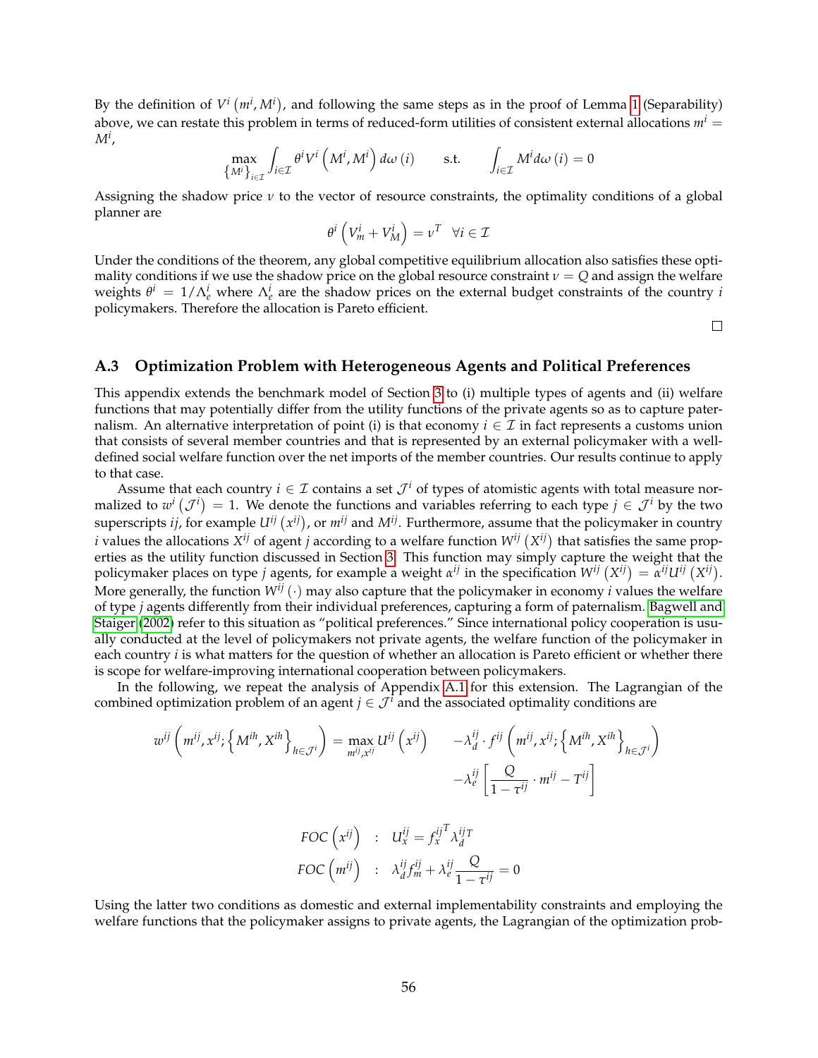By the definition of $V^i\left(m^i, M^i\right)$, and following the same steps as in the proof of Lemma 1 (Separability) above, we can restate this problem in terms of reduced-form utilities of consistent external allocations $m^i = M^i$,

$$\max_{\left\{M^i\right\}_{i\in\mathcal{I}}} \int_{i\in\mathcal{I}} \theta^i V^i\left(M^i, M^i\right) d\omega\left(i\right) \qquad \text{s.t.} \qquad \int_{i\in\mathcal{I}} M^i d\omega\left(i\right) = 0$$

Assigning the shadow price $\nu$ to the vector of resource constraints, the optimality conditions of a global planner are

$$\theta^i\left(V_m^i + V_M^i\right) = \nu^T \quad \forall i \in \mathcal{I}$$

Under the conditions of the theorem, any global competitive equilibrium allocation also satisfies these optimality conditions if we use the shadow price on the global resource constraint $\nu = Q$ and assign the welfare weights $\theta^i = 1/\Lambda_e^i$ where $\Lambda_e^i$ are the shadow prices on the external budget constraints of the country $i$ policymakers. Therefore the allocation is Pareto efficient.

□

### A.3 Optimization Problem with Heterogeneous Agents and Political Preferences

This appendix extends the benchmark model of Section 3 to (i) multiple types of agents and (ii) welfare functions that may potentially differ from the utility functions of the private agents so as to capture paternalism. An alternative interpretation of point (i) is that economy $i \in \mathcal{I}$ in fact represents a customs union that consists of several member countries and that is represented by an external policymaker with a well-defined social welfare function over the net imports of the member countries. Our results continue to apply to that case.

Assume that each country $i \in \mathcal{I}$ contains a set $\mathcal{J}^i$ of types of atomistic agents with total measure normalized to $w^i\left(\mathcal{J}^i\right) = 1$. We denote the functions and variables referring to each type $j \in \mathcal{J}^i$ by the two superscripts $ij$, for example $U^{ij}\left(x^{ij}\right)$, or $m^{ij}$ and $M^{ij}$. Furthermore, assume that the policymaker in country $i$ values the allocations $X^{ij}$ of agent $j$ according to a welfare function $W^{ij}\left(X^{ij}\right)$ that satisfies the same properties as the utility function discussed in Section 3. This function may simply capture the weight that the policymaker places on type $j$ agents, for example a weight $\alpha^{ij}$ in the specification $W^{ij}\left(X^{ij}\right) = \alpha^{ij}U^{ij}\left(X^{ij}\right)$. More generally, the function $W^{ij}\left(\cdot\right)$ may also capture that the policymaker in economy $i$ values the welfare of type $j$ agents differently from their individual preferences, capturing a form of paternalism. Bagwell and Staiger (2002) refer to this situation as "political preferences." Since international policy cooperation is usually conducted at the level of policymakers not private agents, the welfare function of the policymaker in each country $i$ is what matters for the question of whether an allocation is Pareto efficient or whether there is scope for welfare-improving international cooperation between policymakers.

In the following, we repeat the analysis of Appendix A.1 for this extension. The Lagrangian of the combined optimization problem of an agent $j \in \mathcal{J}^i$ and the associated optimality conditions are

$$\begin{aligned} w^{ij}\left(m^{ij}, x^{ij}; \left\{M^{ih}, X^{ih}\right\}_{h\in\mathcal{J}^i}\right) = \max_{m^{ij}, x^{ij}} U^{ij}\left(x^{ij}\right) \quad & -\lambda_d^{ij} \cdot f^{ij}\left(m^{ij}, x^{ij}; \left\{M^{ih}, X^{ih}\right\}_{h\in\mathcal{J}^i}\right) \\ & -\lambda_e^{ij}\left[\frac{Q}{1-\tau^{ij}} \cdot m^{ij} - T^{ij}\right] \end{aligned}$$

$$\begin{aligned} FOC\left(x^{ij}\right) &: \quad U_x^{ij} = f_x^{ij^T} \lambda_d^{ij^T} \\ FOC\left(m^{ij}\right) &: \quad \lambda_d^{ij} f_m^{ij} + \lambda_e^{ij} \frac{Q}{1-\tau^{ij}} = 0 \end{aligned}$$

Using the latter two conditions as domestic and external implementability constraints and employing the welfare functions that the policymaker assigns to private agents, the Lagrangian of the optimization prob-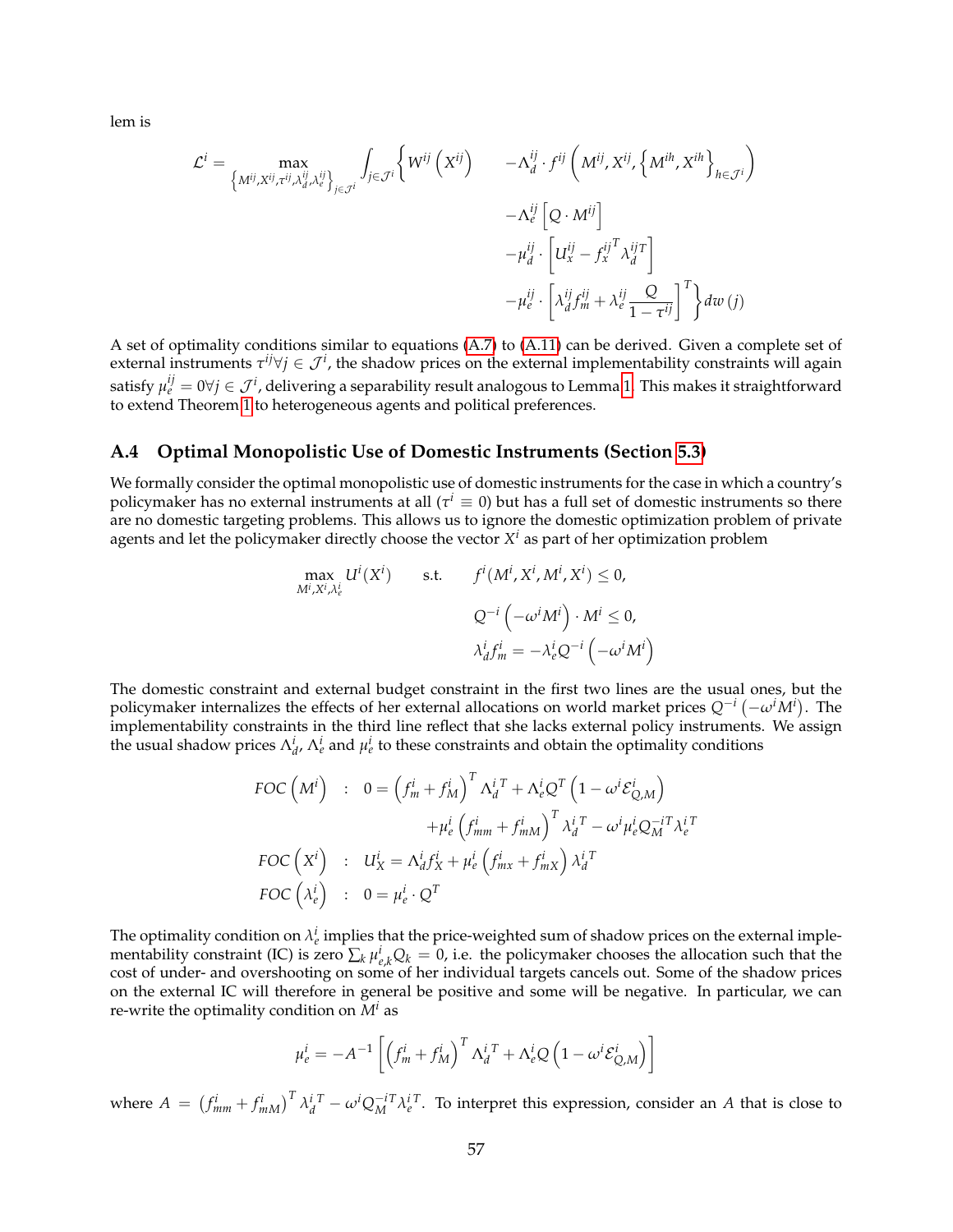lem is

$$\mathcal{L}^i = \max_{\left\{M^{ij}, X^{ij}, \tau^{ij}, \lambda_d^{ij}, \lambda_e^{ij}\right\}_{j \in \mathcal{J}^i}} \int_{j \in \mathcal{J}^i} \Bigg\{ W^{ij}\left(X^{ij}\right) \quad - \Lambda_d^{ij} \cdot f^{ij}\left(M^{ij}, X^{ij}, \left\{M^{ih}, X^{ih}\right\}_{h \in \mathcal{J}^i}\right)$$
$$- \Lambda_e^{ij}\left[Q \cdot M^{ij}\right]$$
$$- \mu_d^{ij} \cdot \left[U_x^{ij} - f_x^{ij\,T} \lambda_d^{ij\,T}\right]$$
$$- \mu_e^{ij} \cdot \left[\lambda_d^{ij} f_m^{ij} + \lambda_e^{ij} \frac{Q}{1 - \tau^{ij}}\right]^T \Bigg\} dw(j)$$

A set of optimality conditions similar to equations (A.7) to (A.11) can be derived. Given a complete set of external instruments $\tau^{ij} \forall j \in \mathcal{J}^i$, the shadow prices on the external implementability constraints will again satisfy $\mu_e^{ij} = 0 \forall j \in \mathcal{J}^i$, delivering a separability result analogous to Lemma 1. This makes it straightforward to extend Theorem 1 to heterogeneous agents and political preferences.

## A.4 Optimal Monopolistic Use of Domestic Instruments (Section 5.3)

We formally consider the optimal monopolistic use of domestic instruments for the case in which a country's policymaker has no external instruments at all ($\tau^i \equiv 0$) but has a full set of domestic instruments so there are no domestic targeting problems. This allows us to ignore the domestic optimization problem of private agents and let the policymaker directly choose the vector $X^i$ as part of her optimization problem

$$\max_{M^i, X^i, \lambda_e^i} U^i(X^i) \qquad \text{s.t.} \qquad f^i(M^i, X^i, M^i, X^i) \leq 0,$$
$$Q^{-i}\left(-\omega^i M^i\right) \cdot M^i \leq 0,$$
$$\lambda_d^i f_m^i = -\lambda_e^i Q^{-i}\left(-\omega^i M^i\right)$$

The domestic constraint and external budget constraint in the first two lines are the usual ones, but the policymaker internalizes the effects of her external allocations on world market prices $Q^{-i}\left(-\omega^i M^i\right)$. The implementability constraints in the third line reflect that she lacks external policy instruments. We assign the usual shadow prices $\Lambda_d^i$, $\Lambda_e^i$ and $\mu_e^i$ to these constraints and obtain the optimality conditions

$$FOC\left(M^i\right) \quad : \quad 0 = \left(f_m^i + f_M^i\right)^T \Lambda_d^{i\,T} + \Lambda_e^i Q^T \left(1 - \omega^i \mathcal{E}_{Q,M}^i\right)$$
$$+ \mu_e^i \left(f_{mm}^i + f_{mM}^i\right)^T \lambda_d^{i\,T} - \omega^i \mu_e^i Q_M^{-i\,T} \lambda_e^{i\,T}$$
$$FOC\left(X^i\right) \quad : \quad U_X^i = \Lambda_d^i f_X^i + \mu_e^i \left(f_{mx}^i + f_{mX}^i\right) \lambda_d^{i\,T}$$
$$FOC\left(\lambda_e^i\right) \quad : \quad 0 = \mu_e^i \cdot Q^T$$

The optimality condition on $\lambda_e^i$ implies that the price-weighted sum of shadow prices on the external implementability constraint (IC) is zero $\sum_k \mu_{e,k}^i Q_k = 0$, i.e. the policymaker chooses the allocation such that the cost of under- and overshooting on some of her individual targets cancels out. Some of the shadow prices on the external IC will therefore in general be positive and some will be negative. In particular, we can re-write the optimality condition on $M^i$ as

$$\mu_e^i = -A^{-1}\left[\left(f_m^i + f_M^i\right)^T \Lambda_d^{i\,T} + \Lambda_e^i Q \left(1 - \omega^i \mathcal{E}_{Q,M}^i\right)\right]$$

where $A = \left(f_{mm}^i + f_{mM}^i\right)^T \lambda_d^{i\,T} - \omega^i Q_M^{-i\,T} \lambda_e^{i\,T}$. To interpret this expression, consider an $A$ that is close to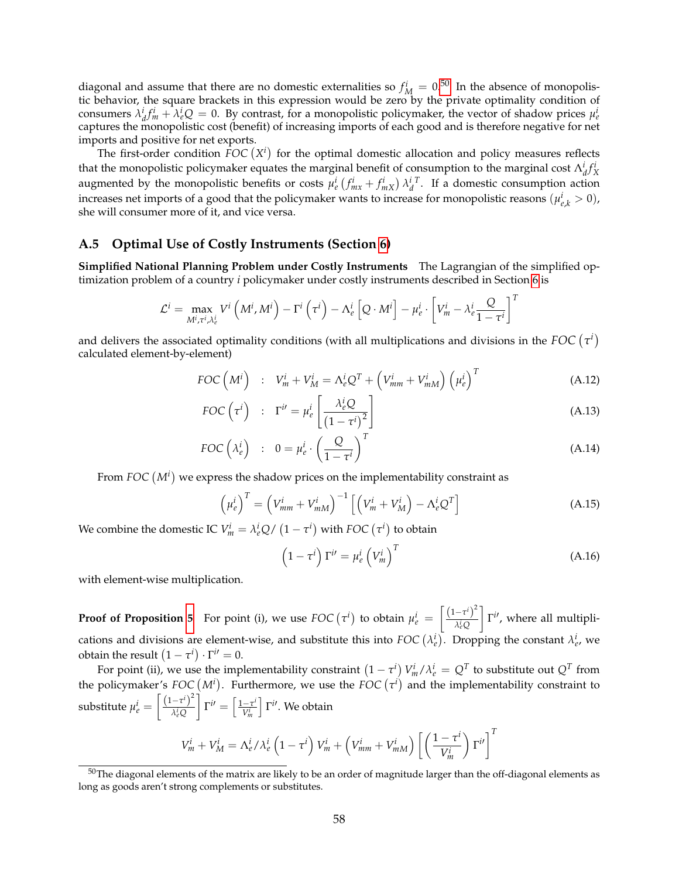diagonal and assume that there are no domestic externalities so $f_M^i = 0$.[50] In the absence of monopolistic behavior, the square brackets in this expression would be zero by the private optimality condition of consumers $\lambda_d^i f_m^i + \lambda_e^i Q = 0$. By contrast, for a monopolistic policymaker, the vector of shadow prices $\mu_e^i$ captures the monopolistic cost (benefit) of increasing imports of each good and is therefore negative for net imports and positive for net exports.

The first-order condition $FOC\left(X^i\right)$ for the optimal domestic allocation and policy measures reflects that the monopolistic policymaker equates the marginal benefit of consumption to the marginal cost $\Lambda_d^i f_X^i$ augmented by the monopolistic benefits or costs $\mu_e^i \left(f_{mx}^i + f_{mX}^i\right) \lambda_d^{i\,T}$. If a domestic consumption action increases net imports of a good that the policymaker wants to increase for monopolistic reasons ($\mu_{e,k}^i > 0$), she will consumer more of it, and vice versa.

### A.5 Optimal Use of Costly Instruments (Section 6)

**Simplified National Planning Problem under Costly Instruments** The Lagrangian of the simplified optimization problem of a country $i$ policymaker under costly instruments described in Section 6 is

$$\mathcal{L}^i = \max_{M^i, \tau^i, \lambda_e^i} V^i\left(M^i, M^i\right) - \Gamma^i\left(\tau^i\right) - \Lambda_e^i\left[Q \cdot M^i\right] - \mu_e^i \cdot \left[V_m^i - \lambda_e^i \frac{Q}{1-\tau^i}\right]^T$$

and delivers the associated optimality conditions (with all multiplications and divisions in the $FOC\left(\tau^i\right)$ calculated element-by-element)

$$FOC\left(M^i\right) \quad : \quad V_m^i + V_M^i = \Lambda_e^i Q^T + \left(V_{mm}^i + V_{mM}^i\right)\left(\mu_e^i\right)^T \tag{A.12}$$

$$FOC\left(\tau^i\right) \quad : \quad \Gamma^{i\prime} = \mu_e^i \left[\frac{\lambda_e^i Q}{\left(1-\tau^i\right)^2}\right] \tag{A.13}$$

$$FOC\left(\lambda_e^i\right) \quad : \quad 0 = \mu_e^i \cdot \left(\frac{Q}{1-\tau^i}\right)^T \tag{A.14}$$

From $FOC\left(M^i\right)$ we express the shadow prices on the implementability constraint as

$$\left(\mu_e^i\right)^T = \left(V_{mm}^i + V_{mM}^i\right)^{-1}\left[\left(V_m^i + V_M^i\right) - \Lambda_e^i Q^T\right] \tag{A.15}$$

We combine the domestic IC $V_m^i = \lambda_e^i Q / \left(1-\tau^i\right)$ with $FOC\left(\tau^i\right)$ to obtain

$$\left(1-\tau^i\right)\Gamma^{i\prime} = \mu_e^i \left(V_m^i\right)^T \tag{A.16}$$

with element-wise multiplication.

**Proof of Proposition 5** For point (i), we use $FOC\left(\tau^i\right)$ to obtain $\mu_e^i = \left[\frac{\left(1-\tau^i\right)^2}{\lambda_e^i Q}\right]\Gamma^{i\prime}$, where all multiplications and divisions are element-wise, and substitute this into $FOC\left(\lambda_e^i\right)$. Dropping the constant $\lambda_e^i$, we obtain the result $\left(1-\tau^i\right)\cdot\Gamma^{i\prime} = 0$.

For point (ii), we use the implementability constraint $\left(1-\tau^i\right)V_m^i / \lambda_e^i = Q^T$ to substitute out $Q^T$ from the policymaker's $FOC\left(M^i\right)$. Furthermore, we use the $FOC\left(\tau^i\right)$ and the implementability constraint to substitute $\mu_e^i = \left[\frac{\left(1-\tau^i\right)^2}{\lambda_e^i Q}\right]\Gamma^{i\prime} = \left[\frac{1-\tau^i}{V_m^i}\right]\Gamma^{i\prime}$. We obtain

$$V_m^i + V_M^i = \Lambda_e^i / \lambda_e^i \left(1-\tau^i\right)V_m^i + \left(V_{mm}^i + V_{mM}^i\right)\left[\left(\frac{1-\tau^i}{V_m^i}\right)\Gamma^{i\prime}\right]^T$$

[50] The diagonal elements of the matrix are likely to be an order of magnitude larger than the off-diagonal elements as long as goods aren't strong complements or substitutes.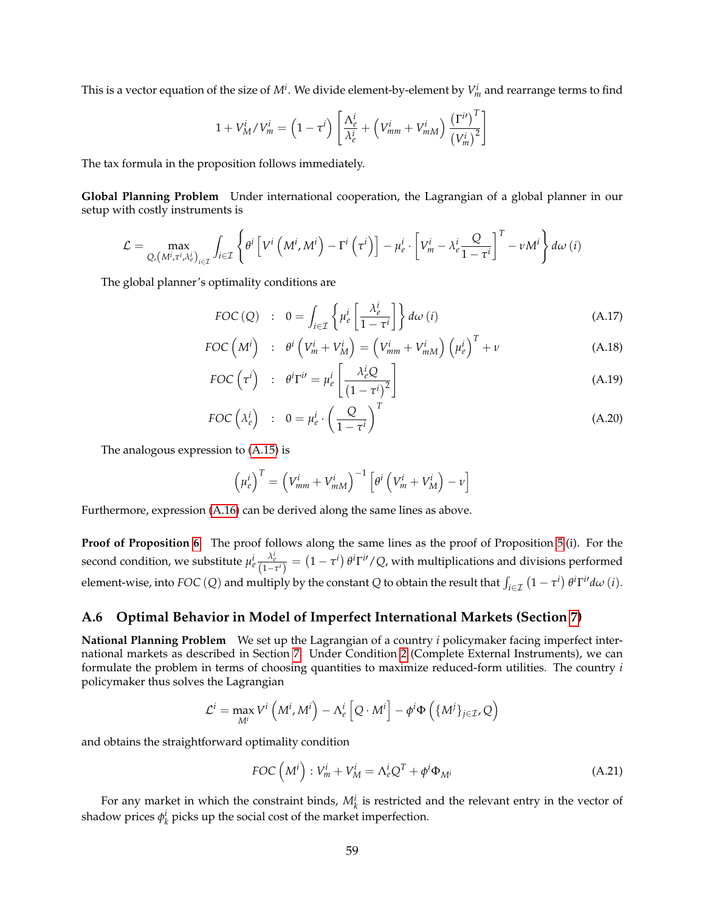This is a vector equation of the size of $M^i$. We divide element-by-element by $V^i_m$ and rearrange terms to find

$$1 + V^i_M / V^i_m = \left(1 - \tau^i\right) \left[ \frac{\Lambda^i_e}{\lambda^i_e} + \left(V^i_{mm} + V^i_{mM}\right) \frac{\left(\Gamma^{i\prime}\right)^T}{\left(V^i_m\right)^2} \right]$$

The tax formula in the proposition follows immediately.

**Global Planning Problem** Under international cooperation, the Lagrangian of a global planner in our setup with costly instruments is

$$\mathcal{L} = \max_{Q, \left(M^i, \tau^i, \lambda^i_e\right)_{i \in \mathcal{I}}} \int_{i \in \mathcal{I}} \left\{ \theta^i \left[ V^i \left(M^i, M^i\right) - \Gamma^i \left(\tau^i\right) \right] - \mu^i_e \cdot \left[ V^i_m - \lambda^i_e \frac{Q}{1 - \tau^i} \right]^T - \nu M^i \right\} d\omega\left(i\right)$$

The global planner's optimality conditions are

$$FOC\left(Q\right) \quad : \quad 0 = \int_{i \in \mathcal{I}} \left\{ \mu^i_e \left[ \frac{\lambda^i_e}{1 - \tau^i} \right] \right\} d\omega\left(i\right) \tag{A.17}$$

$$FOC\left(M^i\right) \quad : \quad \theta^i \left(V^i_m + V^i_M\right) = \left(V^i_{mm} + V^i_{mM}\right) \left(\mu^i_e\right)^T + \nu \tag{A.18}$$

$$FOC\left(\tau^i\right) \quad : \quad \theta^i \Gamma^{i\prime} = \mu^i_e \left[ \frac{\lambda^i_e Q}{\left(1 - \tau^i\right)^2} \right] \tag{A.19}$$

$$FOC\left(\lambda^i_e\right) \quad : \quad 0 = \mu^i_e \cdot \left( \frac{Q}{1 - \tau^i} \right)^T \tag{A.20}$$

The analogous expression to (A.15) is

$$\left(\mu^i_e\right)^T = \left(V^i_{mm} + V^i_{mM}\right)^{-1} \left[ \theta^i \left(V^i_m + V^i_M\right) - \nu \right]$$

Furthermore, expression (A.16) can be derived along the same lines as above.

**Proof of Proposition 6** The proof follows along the same lines as the proof of Proposition 5(i). For the second condition, we substitute $\mu^i_e \frac{\lambda^i_e}{\left(1 - \tau^i\right)} = \left(1 - \tau^i\right) \theta^i \Gamma^{i\prime} / Q$, with multiplications and divisions performed element-wise, into $FOC\left(Q\right)$ and multiply by the constant $Q$ to obtain the result that $\int_{i \in \mathcal{I}} \left(1 - \tau^i\right) \theta^i \Gamma^{i\prime} d\omega\left(i\right)$.

## A.6 Optimal Behavior in Model of Imperfect International Markets (Section 7)

**National Planning Problem** We set up the Lagrangian of a country $i$ policymaker facing imperfect international markets as described in Section 7. Under Condition 2 (Complete External Instruments), we can formulate the problem in terms of choosing quantities to maximize reduced-form utilities. The country $i$ policymaker thus solves the Lagrangian

$$\mathcal{L}^i = \max_{M^i} V^i \left(M^i, M^i\right) - \Lambda^i_e \left[ Q \cdot M^i \right] - \phi^i \Phi \left( \{M^j\}_{j \in \mathcal{I}}, Q \right)$$

and obtains the straightforward optimality condition

$$FOC\left(M^i\right) : V^i_m + V^i_M = \Lambda^i_e Q^T + \phi^i \Phi_{M^i} \tag{A.21}$$

For any market in which the constraint binds, $M^i_k$ is restricted and the relevant entry in the vector of shadow prices $\phi^i_k$ picks up the social cost of the market imperfection.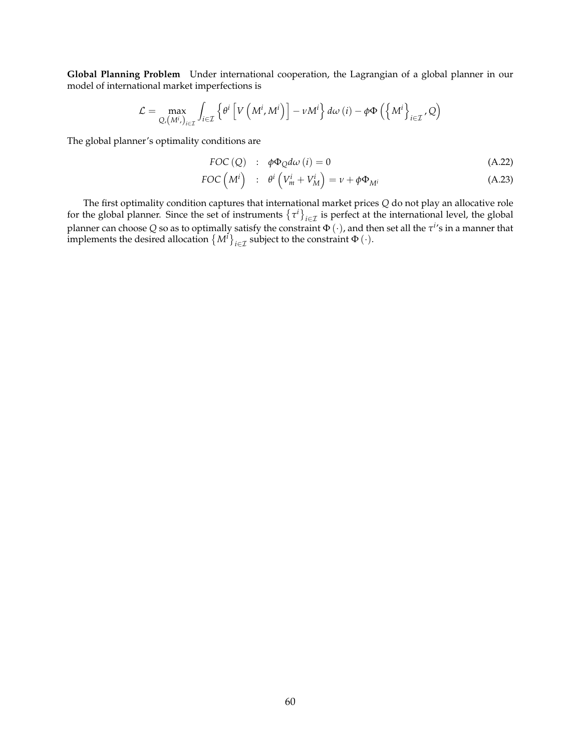**Global Planning Problem** Under international cooperation, the Lagrangian of a global planner in our model of international market imperfections is

$$\mathcal{L} = \max_{Q, \left(M^i,\right)_{i \in \mathcal{I}}} \int_{i \in \mathcal{I}} \left\{ \theta^i \left[ V\left(M^i, M^i\right) \right] - \nu M^i \right\} d\omega\left(i\right) - \phi \Phi\left( \left\{ M^i \right\}_{i \in \mathcal{I}}, Q \right)$$

The global planner's optimality conditions are

$$FOC\left(Q\right) \quad : \quad \phi \Phi_Q d\omega\left(i\right) = 0 \tag{A.22}$$

$$FOC\left(M^i\right) \quad : \quad \theta^i \left(V^i_m + V^i_M\right) = \nu + \phi \Phi_{M^i} \tag{A.23}$$

The first optimality condition captures that international market prices $Q$ do not play an allocative role for the global planner. Since the set of instruments $\left\{\tau^i\right\}_{i \in \mathcal{I}}$ is perfect at the international level, the global planner can choose $Q$ so as to optimally satisfy the constraint $\Phi\left(\cdot\right)$, and then set all the $\tau^i$'s in a manner that implements the desired allocation $\left\{M^i\right\}_{i \in \mathcal{I}}$ subject to the constraint $\Phi\left(\cdot\right)$.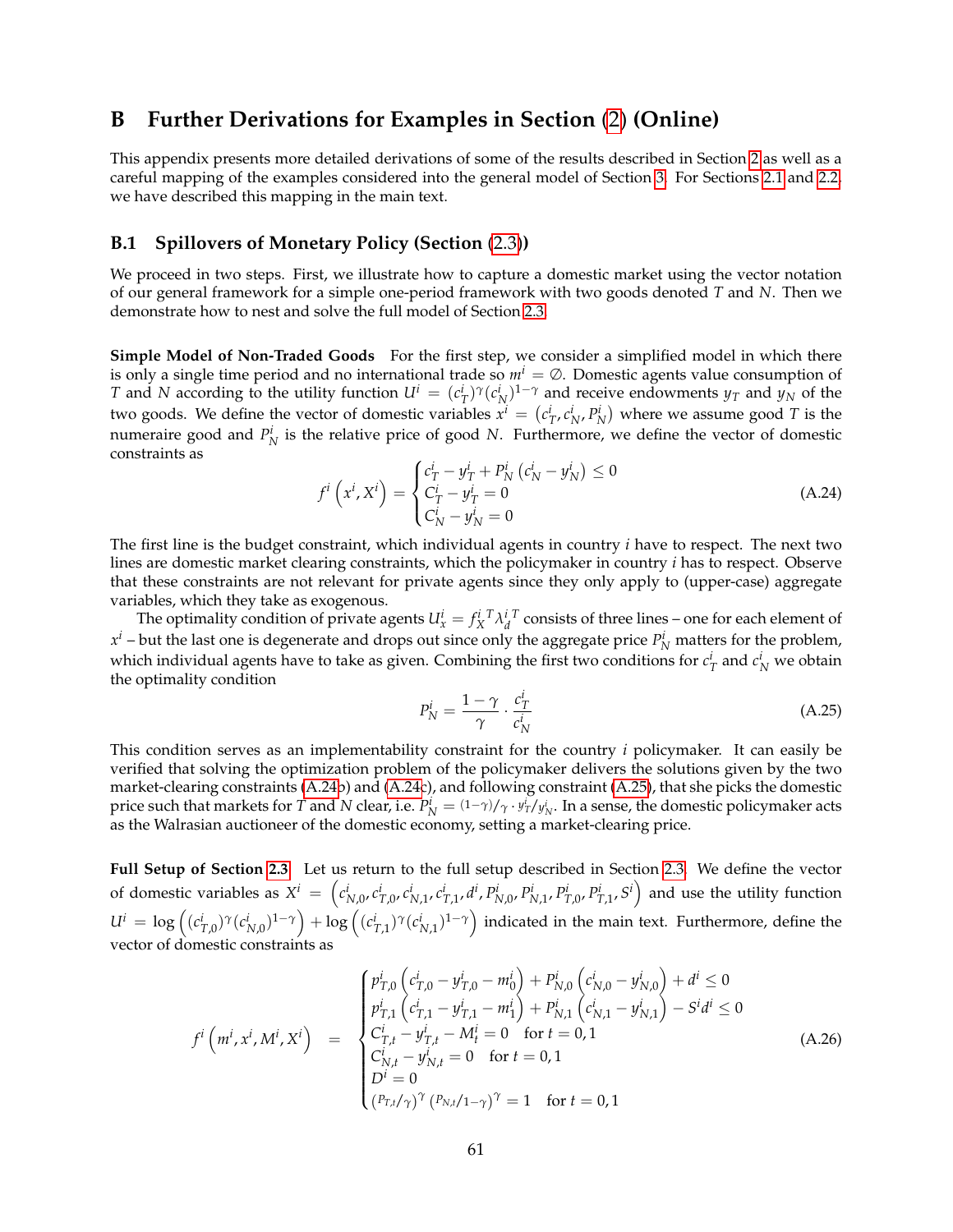# B Further Derivations for Examples in Section (2) (Online)

This appendix presents more detailed derivations of some of the results described in Section 2 as well as a careful mapping of the examples considered into the general model of Section 3. For Sections 2.1 and 2.2, we have described this mapping in the main text.

## B.1 Spillovers of Monetary Policy (Section (2.3))

We proceed in two steps. First, we illustrate how to capture a domestic market using the vector notation of our general framework for a simple one-period framework with two goods denoted $T$ and $N$. Then we demonstrate how to nest and solve the full model of Section 2.3.

**Simple Model of Non-Traded Goods** For the first step, we consider a simplified model in which there is only a single time period and no international trade so $m^i = \emptyset$. Domestic agents value consumption of $T$ and $N$ according to the utility function $U^i = (c^i_T)^\gamma (c^i_N)^{1-\gamma}$ and receive endowments $y_T$ and $y_N$ of the two goods. We define the vector of domestic variables $x^i = \left(c^i_T, c^i_N, P^i_N\right)$ where we assume good $T$ is the numeraire good and $P^i_N$ is the relative price of good $N$. Furthermore, we define the vector of domestic constraints as

$$
f^i\left(x^i, X^i\right) = \begin{cases} c^i_T - y^i_T + P^i_N\left(c^i_N - y^i_N\right) \le 0 \\ C^i_T - y^i_T = 0 \\ C^i_N - y^i_N = 0 \end{cases} \tag{A.24}
$$

The first line is the budget constraint, which individual agents in country $i$ have to respect. The next two lines are domestic market clearing constraints, which the policymaker in country $i$ has to respect. Observe that these constraints are not relevant for private agents since they only apply to (upper-case) aggregate variables, which they take as exogenous.

The optimality condition of private agents $U^i_x = {f^i_X}^T {\lambda^i_d}^T$ consists of three lines – one for each element of $x^i$ – but the last one is degenerate and drops out since only the aggregate price $P^i_N$ matters for the problem, which individual agents have to take as given. Combining the first two conditions for $c^i_T$ and $c^i_N$ we obtain the optimality condition

$$
P^i_N = \frac{1-\gamma}{\gamma} \cdot \frac{c^i_T}{c^i_N} \tag{A.25}
$$

This condition serves as an implementability constraint for the country $i$ policymaker. It can easily be verified that solving the optimization problem of the policymaker delivers the solutions given by the two market-clearing constraints (A.24b) and (A.24c), and following constraint (A.25), that she picks the domestic price such that markets for $T$ and $N$ clear, i.e. $P^i_N = {}^{(1-\gamma)}/_{\gamma} \cdot {}^{y^i_T}/_{y^i_N}$. In a sense, the domestic policymaker acts as the Walrasian auctioneer of the domestic economy, setting a market-clearing price.

**Full Setup of Section 2.3** Let us return to the full setup described in Section 2.3. We define the vector of domestic variables as $X^i = \left(c^i_{N,0}, c^i_{T,0}, c^i_{N,1}, c^i_{T,1}, d^i, P^i_{N,0}, P^i_{N,1}, P^i_{T,0}, P^i_{T,1}, S^i\right)$ and use the utility function $U^i = \log\left((c^i_{T,0})^\gamma (c^i_{N,0})^{1-\gamma}\right) + \log\left((c^i_{T,1})^\gamma (c^i_{N,1})^{1-\gamma}\right)$ indicated in the main text. Furthermore, define the vector of domestic constraints as

$$
f^i\left(m^i, x^i, M^i, X^i\right) = \begin{cases} p^i_{T,0}\left(c^i_{T,0} - y^i_{T,0} - m^i_0\right) + P^i_{N,0}\left(c^i_{N,0} - y^i_{N,0}\right) + d^i \le 0 \\ p^i_{T,1}\left(c^i_{T,1} - y^i_{T,1} - m^i_1\right) + P^i_{N,1}\left(c^i_{N,1} - y^i_{N,1}\right) - S^i d^i \le 0 \\ C^i_{T,t} - y^i_{T,t} - M^i_t = 0 \quad \text{for } t = 0,1 \\ C^i_{N,t} - y^i_{N,t} = 0 \quad \text{for } t = 0,1 \\ D^i = 0 \\ \left({}^{p_{T,t}}/_{\gamma}\right)^\gamma \left({}^{p_{N,t}}/_{1-\gamma}\right)^\gamma = 1 \quad \text{for } t = 0,1 \end{cases} \tag{A.26}
$$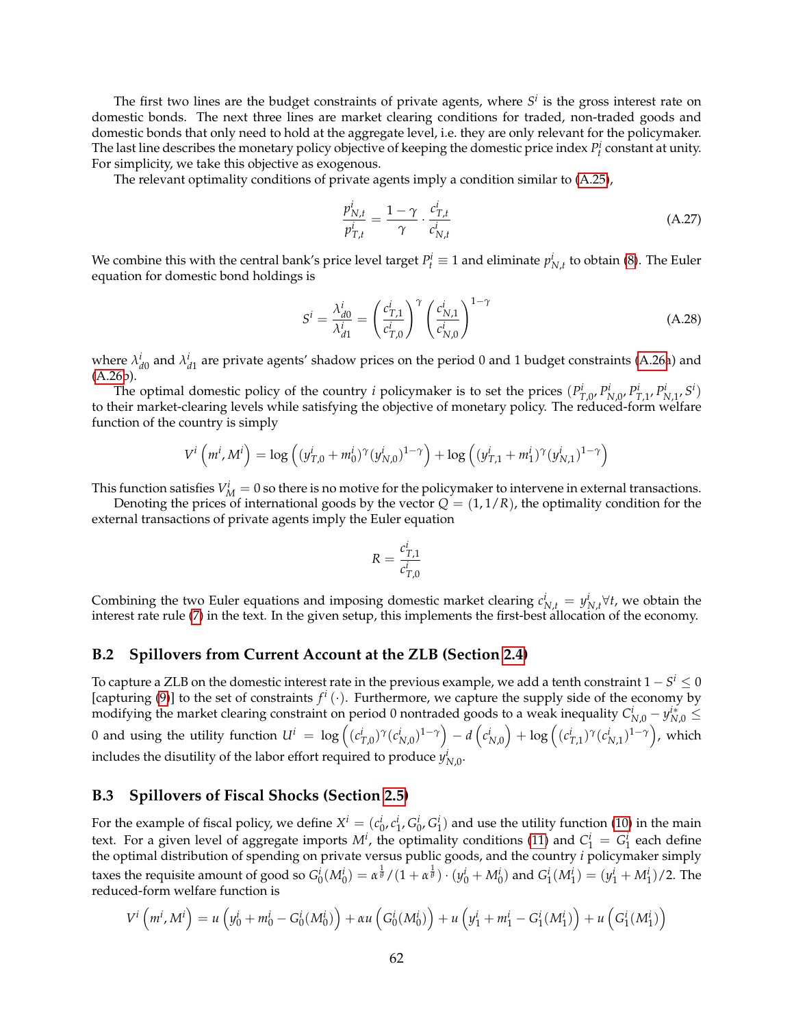The first two lines are the budget constraints of private agents, where $S^i$ is the gross interest rate on domestic bonds. The next three lines are market clearing conditions for traded, non-traded goods and domestic bonds that only need to hold at the aggregate level, i.e. they are only relevant for the policymaker. The last line describes the monetary policy objective of keeping the domestic price index $P_t^i$ constant at unity. For simplicity, we take this objective as exogenous.

The relevant optimality conditions of private agents imply a condition similar to (A.25),

$$\frac{p_{N,t}^i}{p_{T,t}^i} = \frac{1-\gamma}{\gamma} \cdot \frac{c_{T,t}^i}{c_{N,t}^i} \tag{A.27}$$

We combine this with the central bank's price level target $P_t^i \equiv 1$ and eliminate $p_{N,t}^i$ to obtain (8). The Euler equation for domestic bond holdings is

$$S^i = \frac{\lambda_{d0}^i}{\lambda_{d1}^i} = \left(\frac{c_{T,1}^i}{c_{T,0}^i}\right)^{\gamma} \left(\frac{c_{N,1}^i}{c_{N,0}^i}\right)^{1-\gamma} \tag{A.28}$$

where $\lambda_{d0}^i$ and $\lambda_{d1}^i$ are private agents' shadow prices on the period 0 and 1 budget constraints (A.26a) and (A.26b).

The optimal domestic policy of the country $i$ policymaker is to set the prices $(P_{T,0}^i, P_{N,0}^i, P_{T,1}^i, P_{N,1}^i, S^i)$ to their market-clearing levels while satisfying the objective of monetary policy. The reduced-form welfare function of the country is simply

$$V^i\left(m^i, M^i\right) = \log\left((y_{T,0}^i + m_0^i)^{\gamma}(y_{N,0}^i)^{1-\gamma}\right) + \log\left((y_{T,1}^i + m_1^i)^{\gamma}(y_{N,1}^i)^{1-\gamma}\right)$$

This function satisfies $V_M^i = 0$ so there is no motive for the policymaker to intervene in external transactions.

Denoting the prices of international goods by the vector $Q = (1, 1/R)$, the optimality condition for the external transactions of private agents imply the Euler equation

$$R = \frac{c_{T,1}^i}{c_{T,0}^i}$$

Combining the two Euler equations and imposing domestic market clearing $c_{N,t}^i = y_{N,t}^i \forall t$, we obtain the interest rate rule (7) in the text. In the given setup, this implements the first-best allocation of the economy.

## B.2 Spillovers from Current Account at the ZLB (Section 2.4)

To capture a ZLB on the domestic interest rate in the previous example, we add a tenth constraint $1 - S^i \leq 0$ [capturing (9)] to the set of constraints $f^i(\cdot)$. Furthermore, we capture the supply side of the economy by modifying the market clearing constraint on period 0 nontraded goods to a weak inequality $C_{N,0}^i - y_{N,0}^{i*} \leq 0$ and using the utility function $U^i = \log\left((c_{T,0}^i)^{\gamma}(c_{N,0}^i)^{1-\gamma}\right) - d\left(c_{N,0}^i\right) + \log\left((c_{T,1}^i)^{\gamma}(c_{N,1}^i)^{1-\gamma}\right)$, which includes the disutility of the labor effort required to produce $y_{N,0}^i$.

## B.3 Spillovers of Fiscal Shocks (Section 2.5)

For the example of fiscal policy, we define $X^i = (c_0^i, c_1^i, G_0^i, G_1^i)$ and use the utility function (10) in the main text. For a given level of aggregate imports $M^i$, the optimality conditions (11) and $C_1^i = G_1^i$ each define the optimal distribution of spending on private versus public goods, and the country $i$ policymaker simply taxes the requisite amount of good so $G_0^i(M_0^i) = \alpha^{\frac{1}{\theta}}/(1+\alpha^{\frac{1}{\theta}}) \cdot (y_0^i + M_0^i)$ and $G_1^i(M_1^i) = (y_1^i + M_1^i)/2$. The reduced-form welfare function is

$$V^i\left(m^i, M^i\right) = u\left(y_0^i + m_0^i - G_0^i(M_0^i)\right) + \alpha u\left(G_0^i(M_0^i)\right) + u\left(y_1^i + m_1^i - G_1^i(M_1^i)\right) + u\left(G_1^i(M_1^i)\right)$$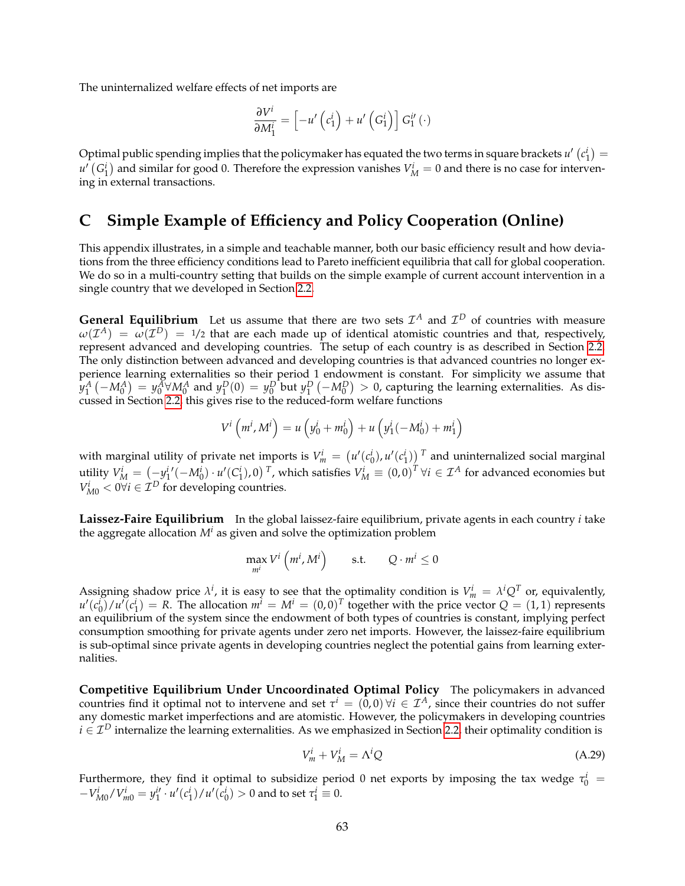The uninternalized welfare effects of net imports are

$$\frac{\partial V^i}{\partial M_1^i} = \left[-u'\left(c_1^i\right) + u'\left(G_1^i\right)\right] G_1^{i\prime}\left(\cdot\right)$$

Optimal public spending implies that the policymaker has equated the two terms in square brackets $u'\left(c_1^i\right) = u'\left(G_1^i\right)$ and similar for good 0. Therefore the expression vanishes $V_M^i = 0$ and there is no case for intervening in external transactions.

# C Simple Example of Efficiency and Policy Cooperation (Online)

This appendix illustrates, in a simple and teachable manner, both our basic efficiency result and how deviations from the three efficiency conditions lead to Pareto inefficient equilibria that call for global cooperation. We do so in a multi-country setting that builds on the simple example of current account intervention in a single country that we developed in Section 2.2.

**General Equilibrium** Let us assume that there are two sets $\mathcal{I}^A$ and $\mathcal{I}^D$ of countries with measure $\omega(\mathcal{I}^A) = \omega(\mathcal{I}^D) = 1/2$ that are each made up of identical atomistic countries and that, respectively, represent advanced and developing countries. The setup of each country is as described in Section 2.2. The only distinction between advanced and developing countries is that advanced countries no longer experience learning externalities so their period 1 endowment is constant. For simplicity we assume that $y_1^A\left(-M_0^A\right) = y_0^A \forall M_0^A$ and $y_1^D(0) = y_0^D$ but $y_1^D\left(-M_0^D\right) > 0$, capturing the learning externalities. As discussed in Section 2.2, this gives rise to the reduced-form welfare functions

$$V^i\left(m^i, M^i\right) = u\left(y_0^i + m_0^i\right) + u\left(y_1^i(-M_0^i) + m_1^i\right)$$

with marginal utility of private net imports is $V_m^i = \left(u'(c_0^i), u'(c_1^i)\right)^T$ and uninternalized social marginal utility $V_M^i = \left(-y_1^{i\prime}(-M_0^i) \cdot u'(C_1^i), 0\right)^T$, which satisfies $V_M^i \equiv (0,0)^T \, \forall i \in \mathcal{I}^A$ for advanced economies but $V_{M0}^i < 0 \forall i \in \mathcal{I}^D$ for developing countries.

**Laissez-Faire Equilibrium** In the global laissez-faire equilibrium, private agents in each country $i$ take the aggregate allocation $M^i$ as given and solve the optimization problem

$$\max_{m^i} V^i\left(m^i, M^i\right) \qquad \text{s.t.} \qquad Q \cdot m^i \leq 0$$

Assigning shadow price $\lambda^i$, it is easy to see that the optimality condition is $V_m^i = \lambda^i Q^T$ or, equivalently, $u'(c_0^i)/u'(c_1^i) = R$. The allocation $m^i = M^i = (0,0)^T$ together with the price vector $Q = (1,1)$ represents an equilibrium of the system since the endowment of both types of countries is constant, implying perfect consumption smoothing for private agents under zero net imports. However, the laissez-faire equilibrium is sub-optimal since private agents in developing countries neglect the potential gains from learning externalities.

**Competitive Equilibrium Under Uncoordinated Optimal Policy** The policymakers in advanced countries find it optimal not to intervene and set $\tau^i = (0,0) \, \forall i \in \mathcal{I}^A$, since their countries do not suffer any domestic market imperfections and are atomistic. However, the policymakers in developing countries $i \in \mathcal{I}^D$ internalize the learning externalities. As we emphasized in Section 2.2, their optimality condition is

$$V_m^i + V_M^i = \Lambda^i Q \tag{A.29}$$

Furthermore, they find it optimal to subsidize period 0 net exports by imposing the tax wedge $\tau_0^i = -V_{M0}^i / V_{m0}^i = y_1^{i\prime} \cdot u'(c_1^i)/u'(c_0^i) > 0$ and to set $\tau_1^i \equiv 0$.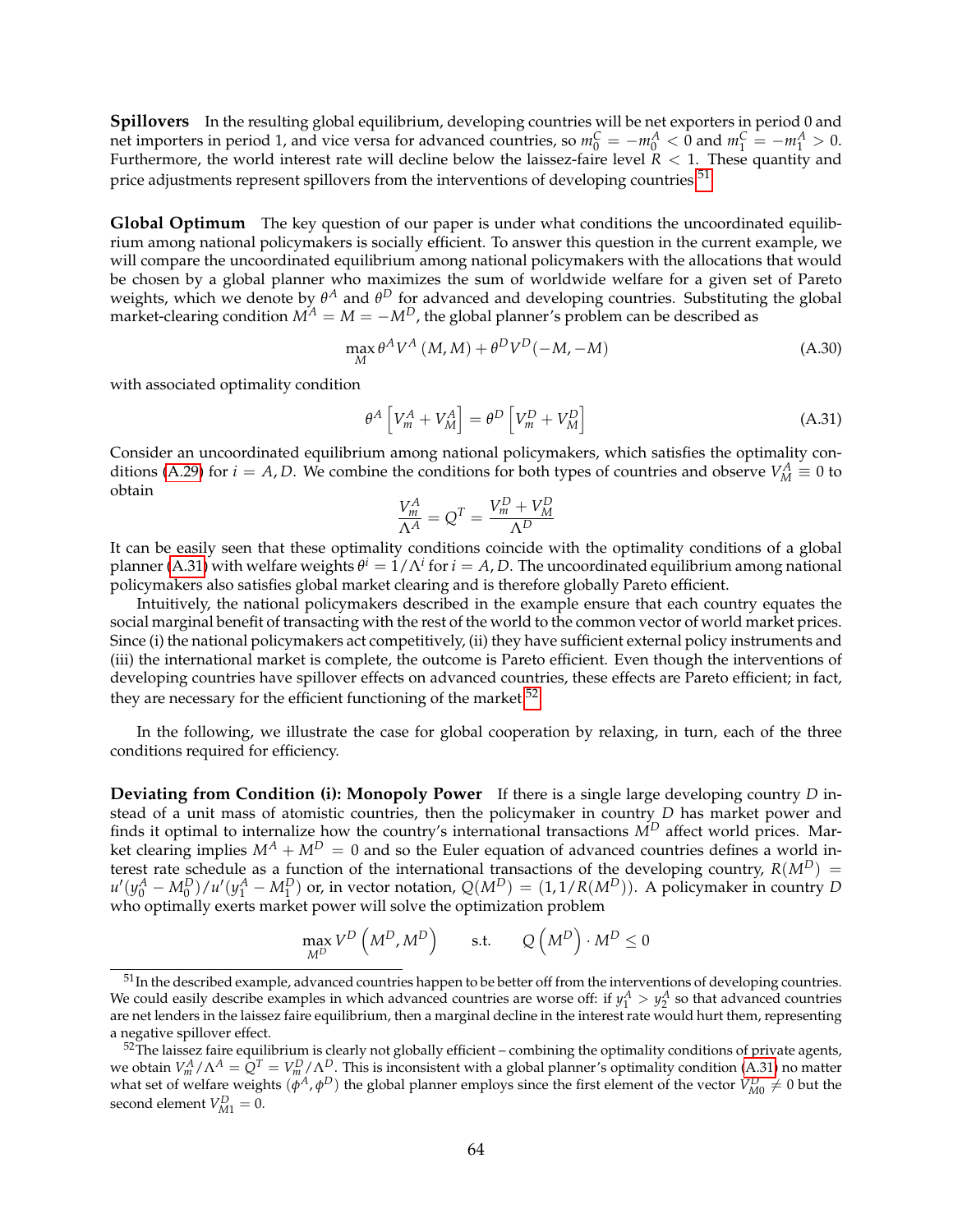**Spillovers** In the resulting global equilibrium, developing countries will be net exporters in period 0 and net importers in period 1, and vice versa for advanced countries, so $m_0^C = -m_0^A < 0$ and $m_1^C = -m_1^A > 0$. Furthermore, the world interest rate will decline below the laissez-faire level $R < 1$. These quantity and price adjustments represent spillovers from the interventions of developing countries.[51]

**Global Optimum** The key question of our paper is under what conditions the uncoordinated equilibrium among national policymakers is socially efficient. To answer this question in the current example, we will compare the uncoordinated equilibrium among national policymakers with the allocations that would be chosen by a global planner who maximizes the sum of worldwide welfare for a given set of Pareto weights, which we denote by $\theta^A$ and $\theta^D$ for advanced and developing countries. Substituting the global market-clearing condition $M^A = M = -M^D$, the global planner's problem can be described as

$$\max_{M} \theta^A V^A (M, M) + \theta^D V^D(-M, -M) \tag{A.30}$$

with associated optimality condition

$$\theta^A \left[ V_m^A + V_M^A \right] = \theta^D \left[ V_m^D + V_M^D \right] \tag{A.31}$$

Consider an uncoordinated equilibrium among national policymakers, which satisfies the optimality conditions (A.29) for $i = A, D$. We combine the conditions for both types of countries and observe $V_M^A \equiv 0$ to obtain

$$\frac{V_m^A}{\Lambda^A} = Q^T = \frac{V_m^D + V_M^D}{\Lambda^D}$$

It can be easily seen that these optimality conditions coincide with the optimality conditions of a global planner (A.31) with welfare weights $\theta^i = 1/\Lambda^i$ for $i = A, D$. The uncoordinated equilibrium among national policymakers also satisfies global market clearing and is therefore globally Pareto efficient.

Intuitively, the national policymakers described in the example ensure that each country equates the social marginal benefit of transacting with the rest of the world to the common vector of world market prices. Since (i) the national policymakers act competitively, (ii) they have sufficient external policy instruments and (iii) the international market is complete, the outcome is Pareto efficient. Even though the interventions of developing countries have spillover effects on advanced countries, these effects are Pareto efficient; in fact, they are necessary for the efficient functioning of the market.[52]

In the following, we illustrate the case for global cooperation by relaxing, in turn, each of the three conditions required for efficiency.

**Deviating from Condition (i): Monopoly Power** If there is a single large developing country $D$ instead of a unit mass of atomistic countries, then the policymaker in country $D$ has market power and finds it optimal to internalize how the country's international transactions $M^D$ affect world prices. Market clearing implies $M^A + M^D = 0$ and so the Euler equation of advanced countries defines a world interest rate schedule as a function of the international transactions of the developing country, $R(M^D) = u'(y_0^A - M_0^D)/u'(y_1^A - M_1^D)$ or, in vector notation, $Q(M^D) = (1, 1/R(M^D))$. A policymaker in country $D$ who optimally exerts market power will solve the optimization problem

$$\max_{M^D} V^D \left( M^D, M^D \right) \qquad \text{s.t.} \qquad Q\left( M^D \right) \cdot M^D \leq 0$$

---

[51] In the described example, advanced countries happen to be better off from the interventions of developing countries. We could easily describe examples in which advanced countries are worse off: if $y_1^A > y_2^A$ so that advanced countries are net lenders in the laissez faire equilibrium, then a marginal decline in the interest rate would hurt them, representing a negative spillover effect.

[52] The laissez faire equilibrium is clearly not globally efficient – combining the optimality conditions of private agents, we obtain $V_m^A/\Lambda^A = Q^T = V_m^D/\Lambda^D$. This is inconsistent with a global planner's optimality condition (A.31) no matter what set of welfare weights $(\phi^A, \phi^D)$ the global planner employs since the first element of the vector $V_{M0}^D \neq 0$ but the second element $V_{M1}^D = 0$.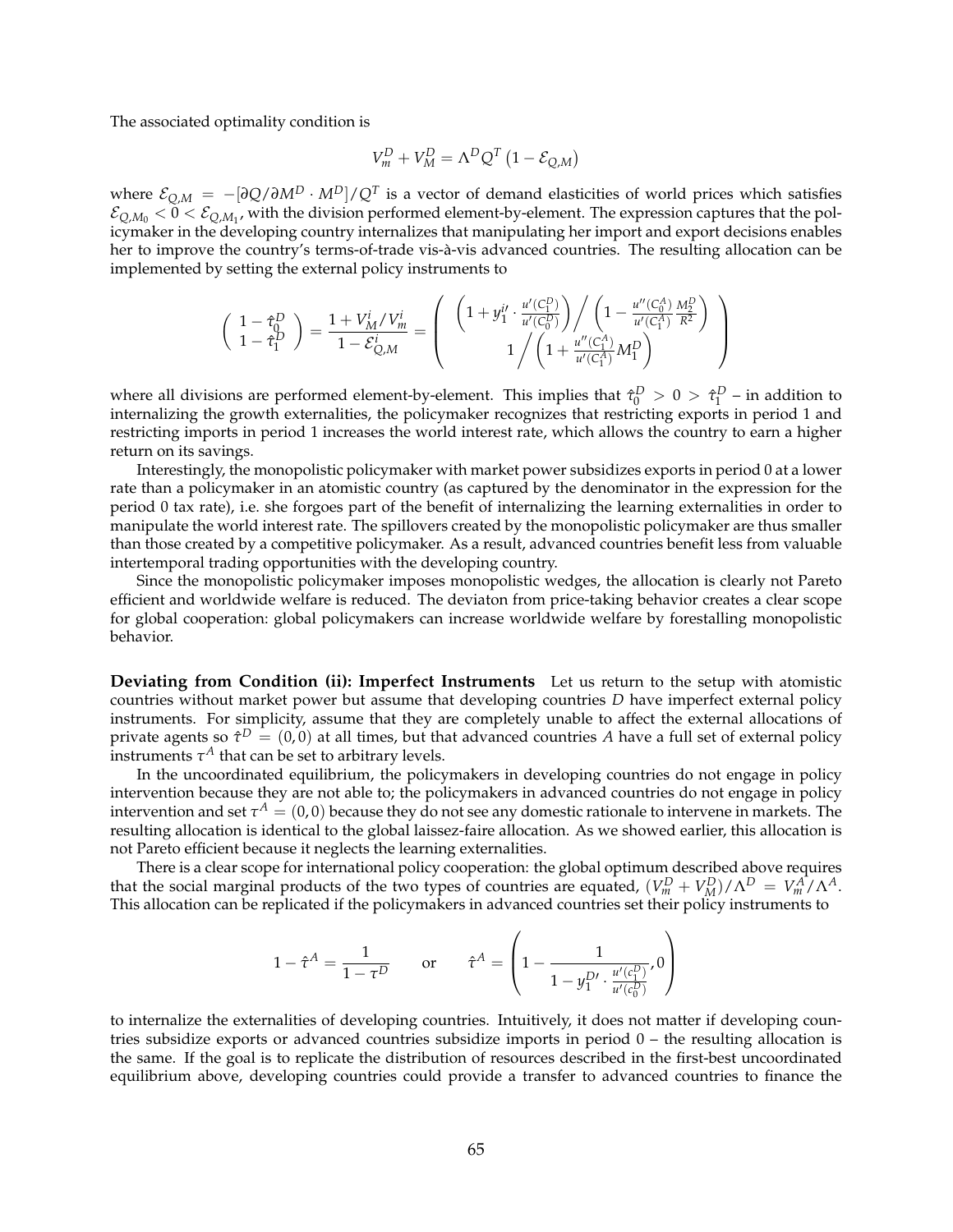The associated optimality condition is

$$V_m^D + V_M^D = \Lambda^D Q^T \left(1 - \mathcal{E}_{Q,M}\right)$$

where $\mathcal{E}_{Q,M} = -[\partial Q/\partial M^D \cdot M^D]/Q^T$ is a vector of demand elasticities of world prices which satisfies $\mathcal{E}_{Q,M_0} < 0 < \mathcal{E}_{Q,M_1}$, with the division performed element-by-element. The expression captures that the policymaker in the developing country internalizes that manipulating her import and export decisions enables her to improve the country's terms-of-trade vis-à-vis advanced countries. The resulting allocation can be implemented by setting the external policy instruments to

$$\begin{pmatrix} 1 - \hat{\tau}_0^D \\ 1 - \hat{\tau}_1^D \end{pmatrix} = \frac{1 + V_M^i / V_m^i}{1 - \mathcal{E}_{Q,M}^i} = \begin{pmatrix} \left(1 + y_1^{i\prime} \cdot \frac{u'(C_1^D)}{u'(C_0^D)}\right) \Big/ \left(1 - \frac{u''(C_0^A)}{u'(C_1^A)} \frac{M_2^D}{R^2}\right) \\ 1 \Big/ \left(1 + \frac{u''(C_1^A)}{u'(C_1^A)} M_1^D\right) \end{pmatrix}$$

where all divisions are performed element-by-element. This implies that $\hat{\tau}_0^D > 0 > \hat{\tau}_1^D$ – in addition to internalizing the growth externalities, the policymaker recognizes that restricting exports in period 1 and restricting imports in period 1 increases the world interest rate, which allows the country to earn a higher return on its savings.

Interestingly, the monopolistic policymaker with market power subsidizes exports in period 0 at a lower rate than a policymaker in an atomistic country (as captured by the denominator in the expression for the period 0 tax rate), i.e. she forgoes part of the benefit of internalizing the learning externalities in order to manipulate the world interest rate. The spillovers created by the monopolistic policymaker are thus smaller than those created by a competitive policymaker. As a result, advanced countries benefit less from valuable intertemporal trading opportunities with the developing country.

Since the monopolistic policymaker imposes monopolistic wedges, the allocation is clearly not Pareto efficient and worldwide welfare is reduced. The deviaton from price-taking behavior creates a clear scope for global cooperation: global policymakers can increase worldwide welfare by forestalling monopolistic behavior.

**Deviating from Condition (ii): Imperfect Instruments** Let us return to the setup with atomistic countries without market power but assume that developing countries $D$ have imperfect external policy instruments. For simplicity, assume that they are completely unable to affect the external allocations of private agents so $\hat{\tau}^D = (0, 0)$ at all times, but that advanced countries $A$ have a full set of external policy instruments $\tau^A$ that can be set to arbitrary levels.

In the uncoordinated equilibrium, the policymakers in developing countries do not engage in policy intervention because they are not able to; the policymakers in advanced countries do not engage in policy intervention and set $\tau^A = (0, 0)$ because they do not see any domestic rationale to intervene in markets. The resulting allocation is identical to the global laissez-faire allocation. As we showed earlier, this allocation is not Pareto efficient because it neglects the learning externalities.

There is a clear scope for international policy cooperation: the global optimum described above requires that the social marginal products of the two types of countries are equated, $(V_m^D + V_M^D)/\Lambda^D = V_m^A/\Lambda^A$. This allocation can be replicated if the policymakers in advanced countries set their policy instruments to

$$1 - \hat{\tau}^A = \frac{1}{1 - \tau^D} \qquad \text{or} \qquad \hat{\tau}^A = \left(1 - \frac{1}{1 - y_1^{D\prime} \cdot \frac{u'(c_1^D)}{u'(c_0^D)}}, 0\right)$$

to internalize the externalities of developing countries. Intuitively, it does not matter if developing countries subsidize exports or advanced countries subsidize imports in period 0 – the resulting allocation is the same. If the goal is to replicate the distribution of resources described in the first-best uncoordinated equilibrium above, developing countries could provide a transfer to advanced countries to finance the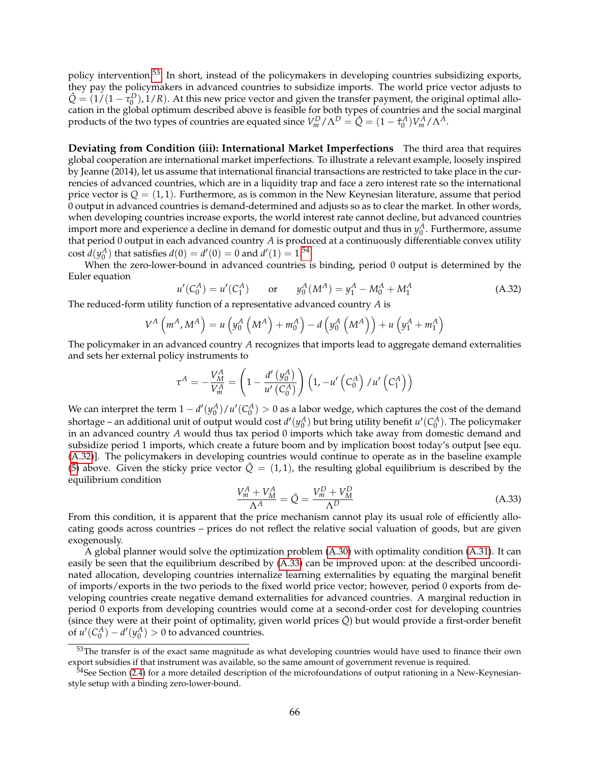policy intervention.[53] In short, instead of the policymakers in developing countries subsidizing exports, they pay the policymakers in advanced countries to subsidize imports. The world price vector adjusts to $\hat{Q} = (1/(1-\tau_0^D), 1/R)$. At this new price vector and given the transfer payment, the original optimal allocation in the global optimum described above is feasible for both types of countries and the social marginal products of the two types of countries are equated since $V_m^D/\Lambda^D = \hat{Q} = (1-\hat{\tau}_0^A)V_m^A/\Lambda^A$.

**Deviating from Condition (iii): International Market Imperfections** The third area that requires global cooperation are international market imperfections. To illustrate a relevant example, loosely inspired by Jeanne (2014), let us assume that international financial transactions are restricted to take place in the currencies of advanced countries, which are in a liquidity trap and face a zero interest rate so the international price vector is $Q = (1,1)$. Furthermore, as is common in the New Keynesian literature, assume that period 0 output in advanced countries is demand-determined and adjusts so as to clear the market. In other words, when developing countries increase exports, the world interest rate cannot decline, but advanced countries import more and experience a decline in demand for domestic output and thus in $y_0^A$. Furthermore, assume that period 0 output in each advanced country $A$ is produced at a continuously differentiable convex utility cost $d(y_0^A)$ that satisfies $d(0) = d'(0) = 0$ and $d'(1) = 1$.[54]

When the zero-lower-bound in advanced countries is binding, period 0 output is determined by the Euler equation

$$u'(C_0^A) = u'(C_1^A) \qquad \text{or} \qquad y_0^A(M^A) = y_1^A - M_0^A + M_1^A \tag{A.32}$$

The reduced-form utility function of a representative advanced country $A$ is

$$V^A\left(m^A, M^A\right) = u\left(y_0^A\left(M^A\right) + m_0^A\right) - d\left(y_0^A\left(M^A\right)\right) + u\left(y_1^A + m_1^A\right)$$

The policymaker in an advanced country $A$ recognizes that imports lead to aggregate demand externalities and sets her external policy instruments to

$$\tau^A = -\frac{V_M^A}{V_m^A} = \left(1 - \frac{d'\left(y_0^A\right)}{u'\left(C_0^A\right)}\right)\left(1, -u'\left(C_0^A\right)/u'\left(C_1^A\right)\right)$$

We can interpret the term $1 - d'(y_0^A)/u'(C_0^A) > 0$ as a labor wedge, which captures the cost of the demand shortage – an additional unit of output would cost $d'(y_0^A)$ but bring utility benefit $u'(C_0^A)$. The policymaker in an advanced country $A$ would thus tax period 0 imports which take away from domestic demand and subsidize period 1 imports, which create a future boom and by implication boost today's output [see equ. (A.32)]. The policymakers in developing countries would continue to operate as in the baseline example (5) above. Given the sticky price vector $\bar{Q} = (1,1)$, the resulting global equilibrium is described by the equilibrium condition

$$\frac{V_m^A + V_M^A}{\Lambda^A} = \bar{Q} = \frac{V_m^D + V_M^D}{\Lambda^D} \tag{A.33}$$

From this condition, it is apparent that the price mechanism cannot play its usual role of efficiently allocating goods across countries – prices do not reflect the relative social valuation of goods, but are given exogenously.

A global planner would solve the optimization problem (A.30) with optimality condition (A.31). It can easily be seen that the equilibrium described by (A.33) can be improved upon: at the described uncoordinated allocation, developing countries internalize learning externalities by equating the marginal benefit of imports/exports in the two periods to the fixed world price vector; however, period 0 exports from developing countries create negative demand externalities for advanced countries. A marginal reduction in period 0 exports from developing countries would come at a second-order cost for developing countries (since they were at their point of optimality, given world prices $\bar{Q}$) but would provide a first-order benefit of $u'(C_0^A) - d'(y_0^A) > 0$ to advanced countries.

[53] The transfer is of the exact same magnitude as what developing countries would have used to finance their own export subsidies if that instrument was available, so the same amount of government revenue is required.

[54] See Section (2.4) for a more detailed description of the microfoundations of output rationing in a New-Keynesian-style setup with a binding zero-lower-bound.